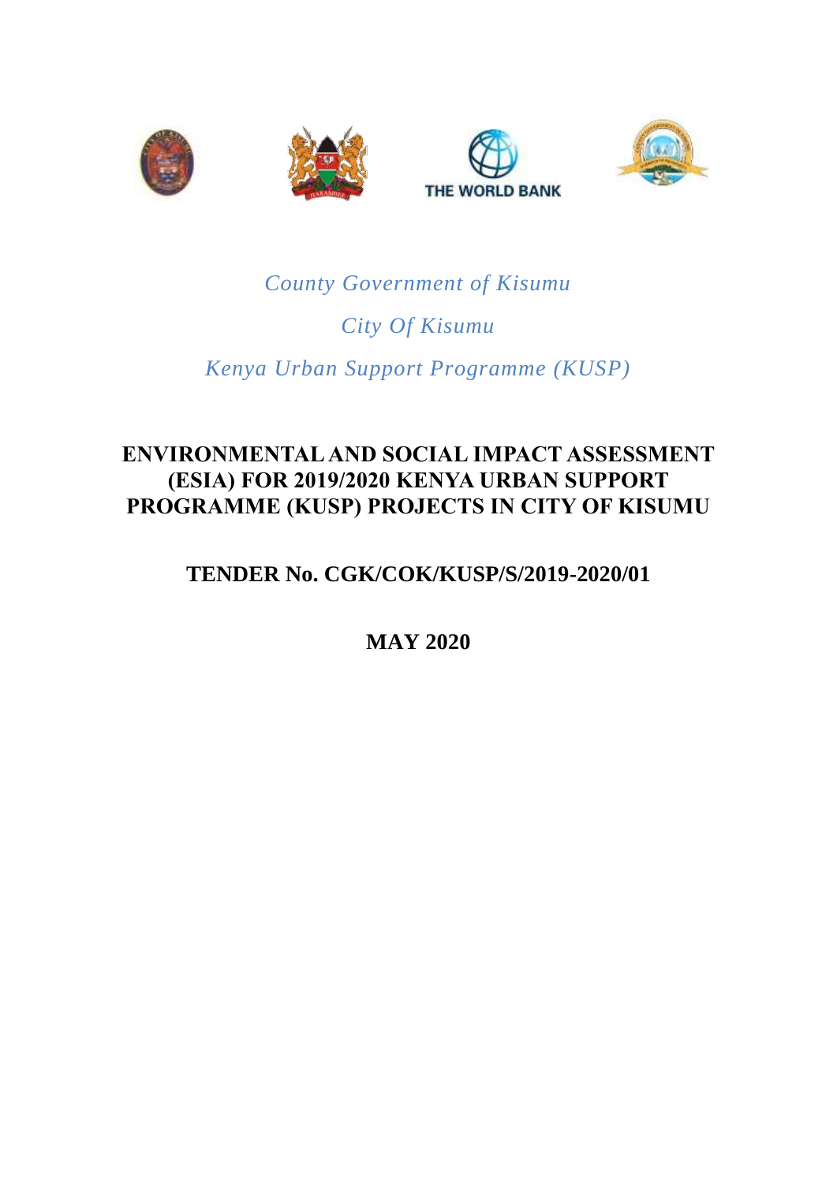THE WORLD BANK

*County Government of Kisumu*

*City Of Kisumu*

*Kenya Urban Support Programme (KUSP)*

# ENVIRONMENTAL AND SOCIAL IMPACT ASSESSMENT (ESIA) FOR 2019/2020 KENYA URBAN SUPPORT PROGRAMME (KUSP) PROJECTS IN CITY OF KISUMU

## TENDER No. CGK/COK/KUSP/S/2019-2020/01

## MAY 2020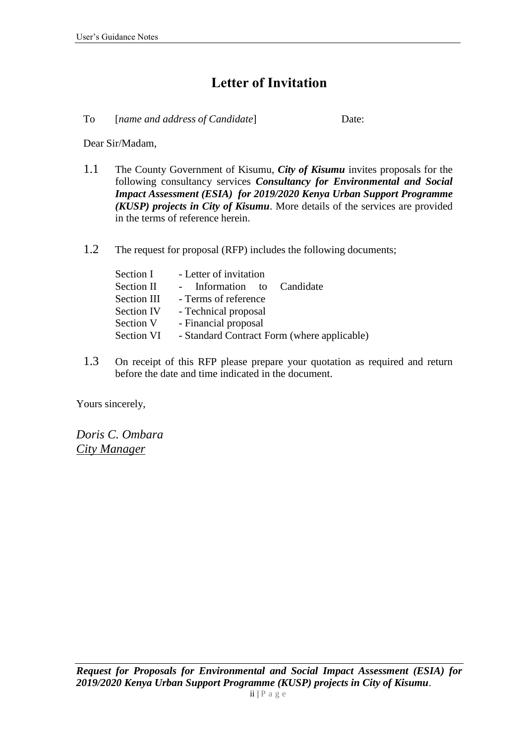# Letter of Invitation

To [*name and address of Candidate*] Date:

Dear Sir/Madam,

1.1 The County Government of Kisumu, ***City of Kisumu*** invites proposals for the following consultancy services ***Consultancy for Environmental and Social Impact Assessment (ESIA) for 2019/2020 Kenya Urban Support Programme (KUSP) projects in City of Kisumu***. More details of the services are provided in the terms of reference herein.

1.2 The request for proposal (RFP) includes the following documents;

Section I - Letter of invitation
Section II - Information to Candidate
Section III - Terms of reference
Section IV - Technical proposal
Section V - Financial proposal
Section VI - Standard Contract Form (where applicable)

1.3 On receipt of this RFP please prepare your quotation as required and return before the date and time indicated in the document.

Yours sincerely,

*Doris C. Ombara*
*City Manager*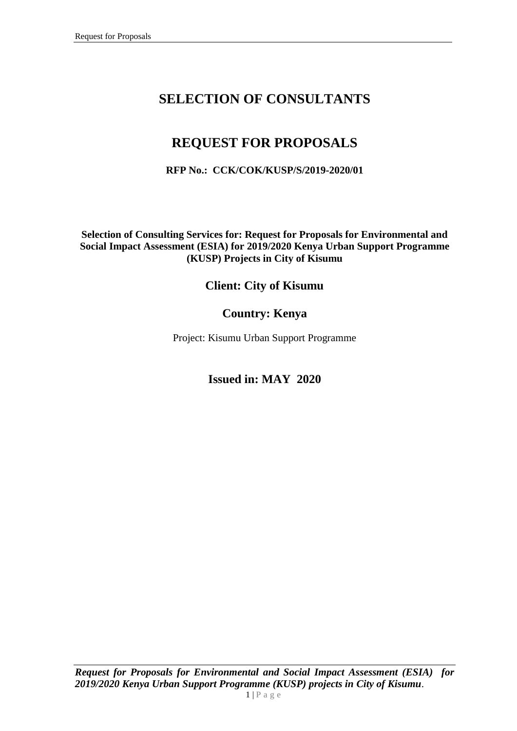# SELECTION OF CONSULTANTS

# REQUEST FOR PROPOSALS

**RFP No.: CCK/COK/KUSP/S/2019-2020/01**

**Selection of Consulting Services for: Request for Proposals for Environmental and Social Impact Assessment (ESIA) for 2019/2020 Kenya Urban Support Programme (KUSP) Projects in City of Kisumu**

## Client: City of Kisumu

## Country: Kenya

Project: Kisumu Urban Support Programme

## Issued in: MAY 2020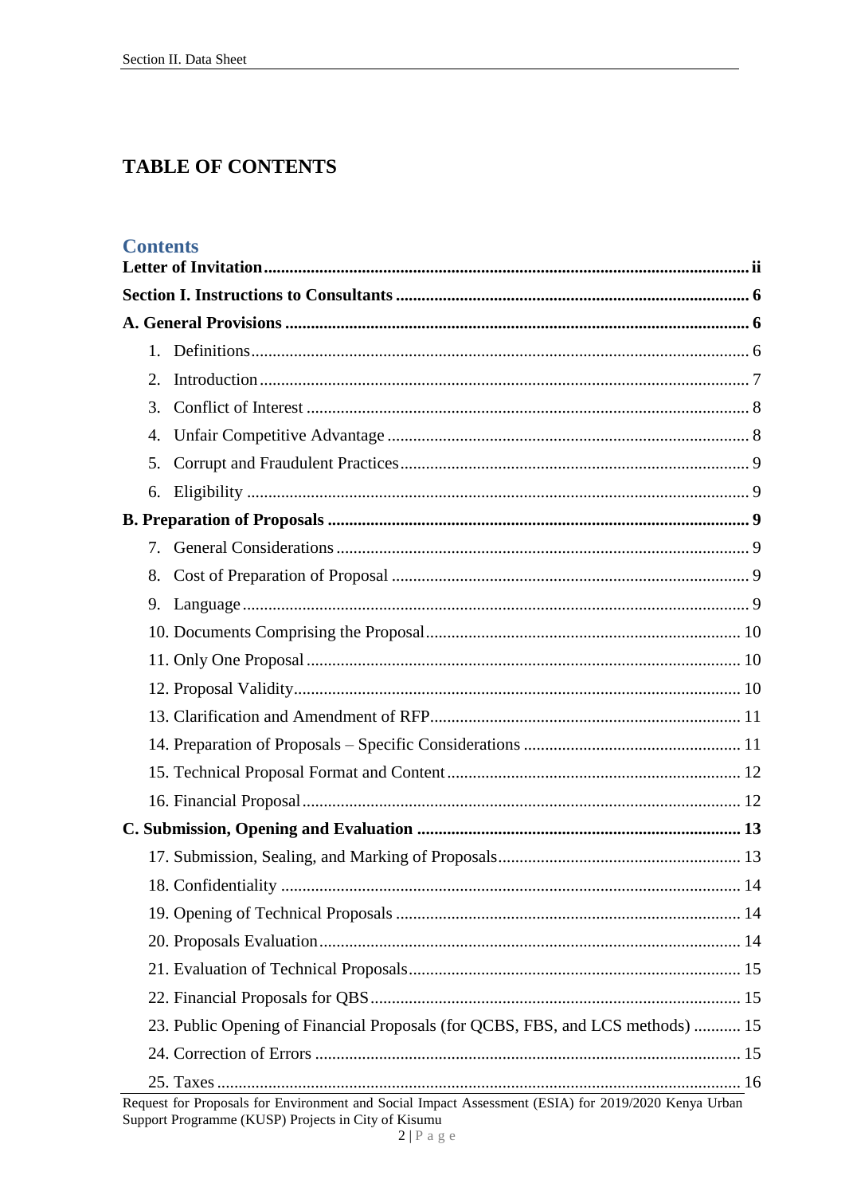# TABLE OF CONTENTS

## Contents

**Letter of Invitation** ........ **ii**

**Section I. Instructions to Consultants** ........ **6**

**A. General Provisions** ........ **6**

1. Definitions ........ 6
2. Introduction ........ 7
3. Conflict of Interest ........ 8
4. Unfair Competitive Advantage ........ 8
5. Corrupt and Fraudulent Practices ........ 9
6. Eligibility ........ 9

**B. Preparation of Proposals** ........ **9**

7. General Considerations ........ 9
8. Cost of Preparation of Proposal ........ 9
9. Language ........ 9
10. Documents Comprising the Proposal ........ 10
11. Only One Proposal ........ 10
12. Proposal Validity ........ 10
13. Clarification and Amendment of RFP ........ 11
14. Preparation of Proposals – Specific Considerations ........ 11
15. Technical Proposal Format and Content ........ 12
16. Financial Proposal ........ 12

**C. Submission, Opening and Evaluation** ........ **13**

17. Submission, Sealing, and Marking of Proposals ........ 13
18. Confidentiality ........ 14
19. Opening of Technical Proposals ........ 14
20. Proposals Evaluation ........ 14
21. Evaluation of Technical Proposals ........ 15
22. Financial Proposals for QBS ........ 15
23. Public Opening of Financial Proposals (for QCBS, FBS, and LCS methods) ........ 15
24. Correction of Errors ........ 15
25. Taxes ........ 16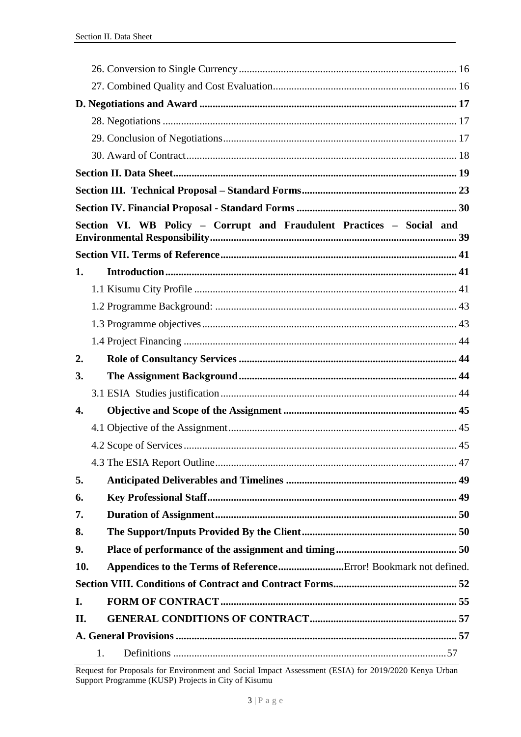26. Conversion to Single Currency .................................................................................. 16

27. Combined Quality and Cost Evaluation.................................................................... 16

**D. Negotiations and Award ................................................................................................ 17**

28. Negotiations ............................................................................................................... 17

29. Conclusion of Negotiations........................................................................................ 17

30. Award of Contract...................................................................................................... 18

**Section II. Data Sheet........................................................................................................... 19**

**Section III. Technical Proposal – Standard Forms........................................................... 23**

**Section IV. Financial Proposal - Standard Forms ............................................................ 30**

**Section VI. WB Policy – Corrupt and Fraudulent Practices – Social and Environmental Responsibility............................................................................................. 39**

**Section VII. Terms of Reference......................................................................................... 41**

**1. Introduction.............................................................................................................. 41**

1.1 Kisumu City Profile .................................................................................................... 41

1.2 Programme Background: ........................................................................................... 43

1.3 Programme objectives................................................................................................. 43

1.4 Project Financing ....................................................................................................... 44

**2. Role of Consultancy Services .................................................................................. 44**

**3. The Assignment Background................................................................................... 44**

3.1 ESIA Studies justification........................................................................................... 44

**4. Objective and Scope of the Assignment ................................................................. 45**

4.1 Objective of the Assignment....................................................................................... 45

4.2 Scope of Services ........................................................................................................ 45

4.3 The ESIA Report Outline............................................................................................ 47

**5. Anticipated Deliverables and Timelines ................................................................. 49**

**6. Key Professional Staff.............................................................................................. 49**

**7. Duration of Assignment........................................................................................... 50**

**8. The Support/Inputs Provided By the Client........................................................... 50**

**9. Place of performance of the assignment and timing.............................................. 50**

**10. Appendices to the Terms of Reference.........................**Error! Bookmark not defined.

**Section VIII. Conditions of Contract and Contract Forms.............................................. 52**

**I. FORM OF CONTRACT.......................................................................................... 55**

**II. GENERAL CONDITIONS OF CONTRACT........................................................ 57**

**A. General Provisions .......................................................................................................... 57**

1. Definitions ........................................................................................................57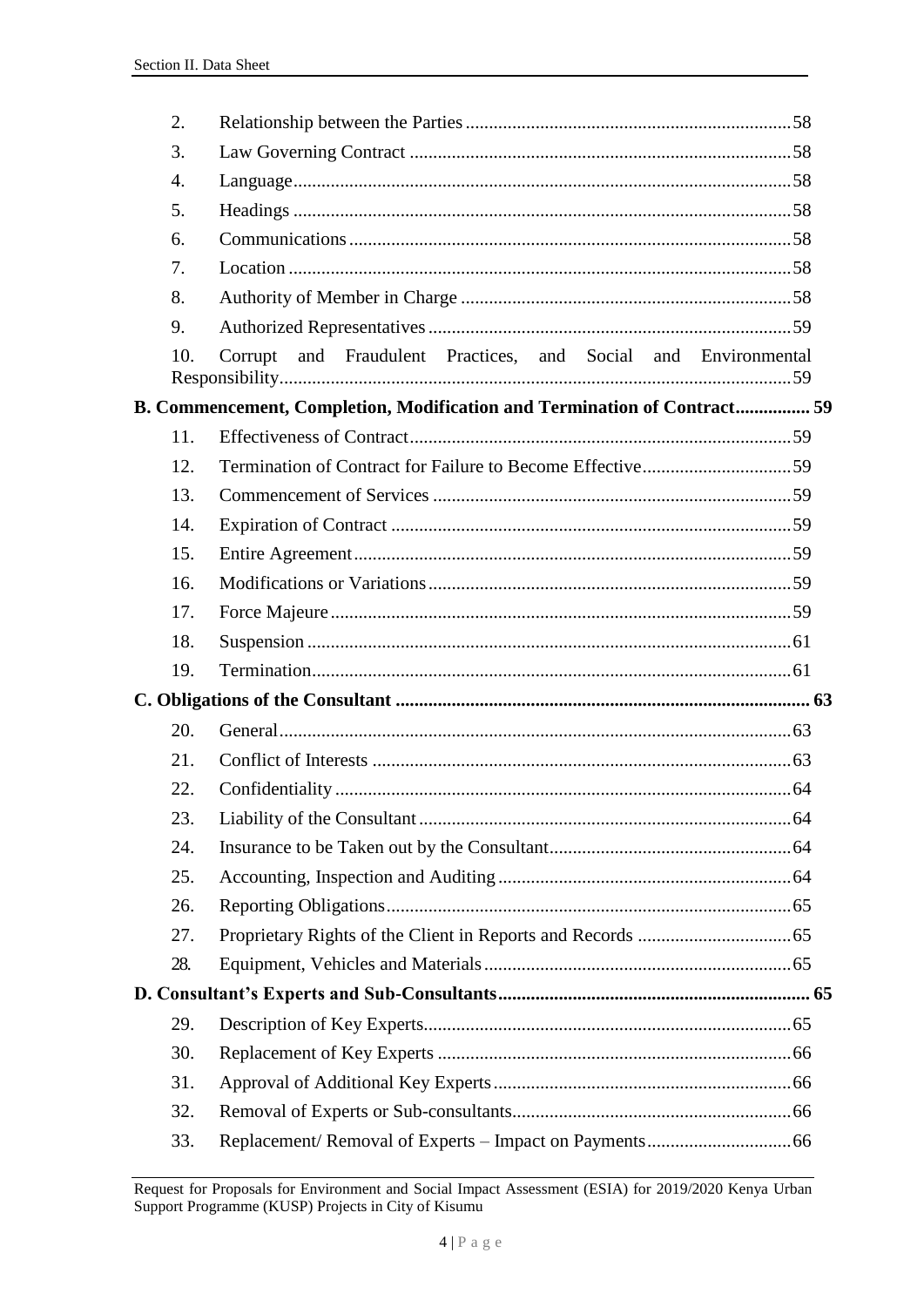| | | |
|---|---|---|
| 2. | Relationship between the Parties | 58 |
| 3. | Law Governing Contract | 58 |
| 4. | Language | 58 |
| 5. | Headings | 58 |
| 6. | Communications | 58 |
| 7. | Location | 58 |
| 8. | Authority of Member in Charge | 58 |
| 9. | Authorized Representatives | 59 |
| 10. | Corrupt and Fraudulent Practices, and Social and Environmental Responsibility | 59 |
| **B. Commencement, Completion, Modification and Termination of Contract** | | **59** |
| 11. | Effectiveness of Contract | 59 |
| 12. | Termination of Contract for Failure to Become Effective | 59 |
| 13. | Commencement of Services | 59 |
| 14. | Expiration of Contract | 59 |
| 15. | Entire Agreement | 59 |
| 16. | Modifications or Variations | 59 |
| 17. | Force Majeure | 59 |
| 18. | Suspension | 61 |
| 19. | Termination | 61 |
| **C. Obligations of the Consultant** | | **63** |
| 20. | General | 63 |
| 21. | Conflict of Interests | 63 |
| 22. | Confidentiality | 64 |
| 23. | Liability of the Consultant | 64 |
| 24. | Insurance to be Taken out by the Consultant | 64 |
| 25. | Accounting, Inspection and Auditing | 64 |
| 26. | Reporting Obligations | 65 |
| 27. | Proprietary Rights of the Client in Reports and Records | 65 |
| 28. | Equipment, Vehicles and Materials | 65 |
| **D. Consultant's Experts and Sub-Consultants** | | **65** |
| 29. | Description of Key Experts | 65 |
| 30. | Replacement of Key Experts | 66 |
| 31. | Approval of Additional Key Experts | 66 |
| 32. | Removal of Experts or Sub-consultants | 66 |
| 33. | Replacement/ Removal of Experts – Impact on Payments | 66 |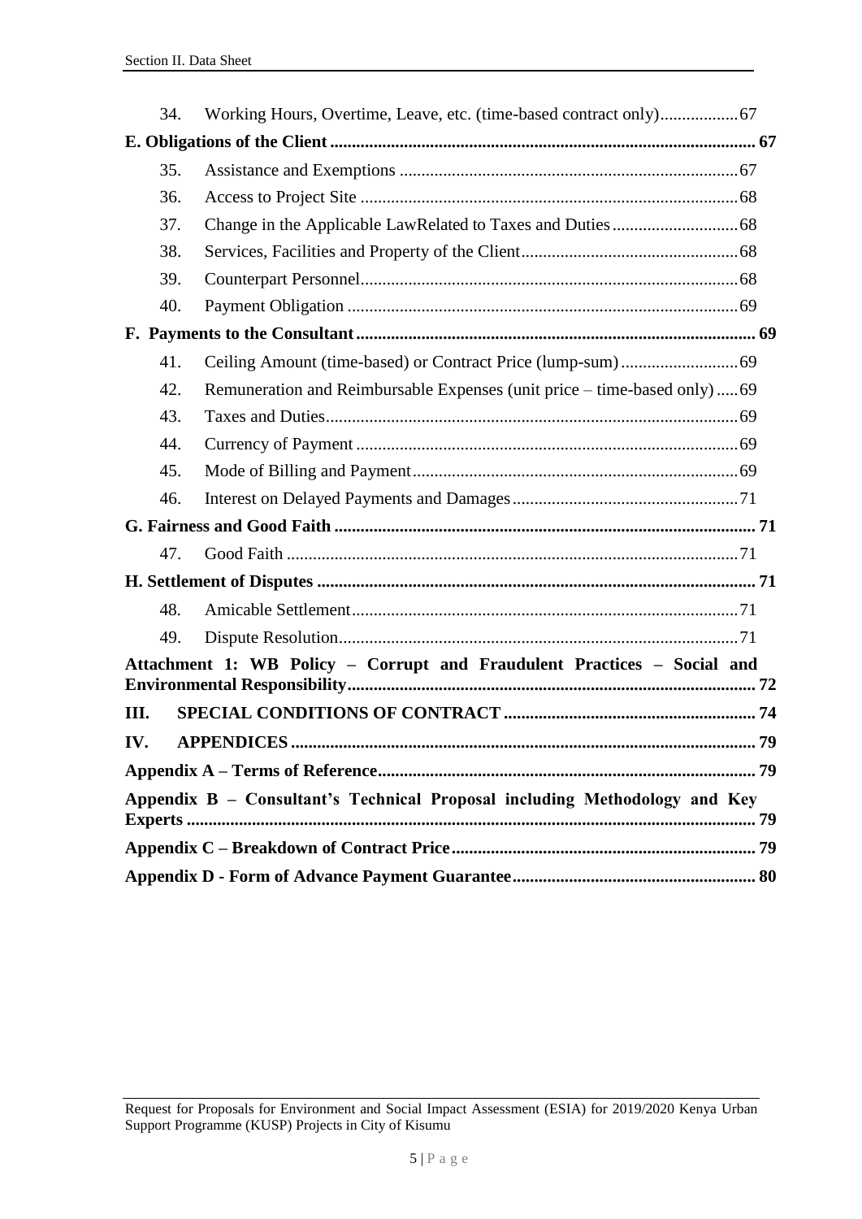| | | |
|---|---|---|
| 34. | Working Hours, Overtime, Leave, etc. (time-based contract only) | 67 |
| **E. Obligations of the Client** | | **67** |
| 35. | Assistance and Exemptions | 67 |
| 36. | Access to Project Site | 68 |
| 37. | Change in the Applicable LawRelated to Taxes and Duties | 68 |
| 38. | Services, Facilities and Property of the Client | 68 |
| 39. | Counterpart Personnel | 68 |
| 40. | Payment Obligation | 69 |
| **F. Payments to the Consultant** | | **69** |
| 41. | Ceiling Amount (time-based) or Contract Price (lump-sum) | 69 |
| 42. | Remuneration and Reimbursable Expenses (unit price – time-based only) | 69 |
| 43. | Taxes and Duties | 69 |
| 44. | Currency of Payment | 69 |
| 45. | Mode of Billing and Payment | 69 |
| 46. | Interest on Delayed Payments and Damages | 71 |
| **G. Fairness and Good Faith** | | **71** |
| 47. | Good Faith | 71 |
| **H. Settlement of Disputes** | | **71** |
| 48. | Amicable Settlement | 71 |
| 49. | Dispute Resolution | 71 |
| **Attachment 1: WB Policy – Corrupt and Fraudulent Practices – Social and Environmental Responsibility** | | **72** |
| **III.** | **SPECIAL CONDITIONS OF CONTRACT** | **74** |
| **IV.** | **APPENDICES** | **79** |
| **Appendix A – Terms of Reference** | | **79** |
| **Appendix B – Consultant's Technical Proposal including Methodology and Key Experts** | | **79** |
| **Appendix C – Breakdown of Contract Price** | | **79** |
| **Appendix D - Form of Advance Payment Guarantee** | | **80** |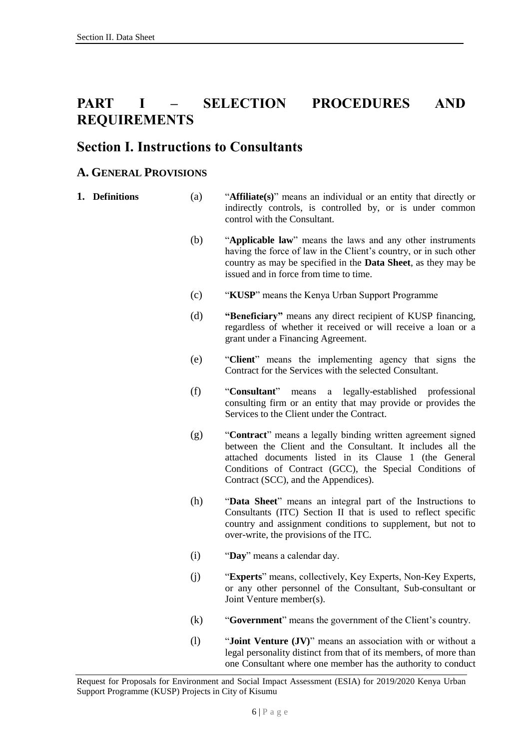# PART I – SELECTION PROCEDURES AND REQUIREMENTS

## Section I. Instructions to Consultants

### A. GENERAL PROVISIONS

**1. Definitions**

(a) "**Affiliate(s)**" means an individual or an entity that directly or indirectly controls, is controlled by, or is under common control with the Consultant.

(b) "**Applicable law**" means the laws and any other instruments having the force of law in the Client's country, or in such other country as may be specified in the **Data Sheet**, as they may be issued and in force from time to time.

(c) "**KUSP**" means the Kenya Urban Support Programme

(d) **"Beneficiary"** means any direct recipient of KUSP financing, regardless of whether it received or will receive a loan or a grant under a Financing Agreement.

(e) "**Client**" means the implementing agency that signs the Contract for the Services with the selected Consultant.

(f) "**Consultant**" means a legally-established professional consulting firm or an entity that may provide or provides the Services to the Client under the Contract.

(g) "**Contract**" means a legally binding written agreement signed between the Client and the Consultant. It includes all the attached documents listed in its Clause 1 (the General Conditions of Contract (GCC), the Special Conditions of Contract (SCC), and the Appendices).

(h) "**Data Sheet**" means an integral part of the Instructions to Consultants (ITC) Section II that is used to reflect specific country and assignment conditions to supplement, but not to over-write, the provisions of the ITC.

(i) "**Day**" means a calendar day.

(j) "**Experts**" means, collectively, Key Experts, Non-Key Experts, or any other personnel of the Consultant, Sub-consultant or Joint Venture member(s).

(k) "**Government**" means the government of the Client's country.

(l) "**Joint Venture (JV)**" means an association with or without a legal personality distinct from that of its members, of more than one Consultant where one member has the authority to conduct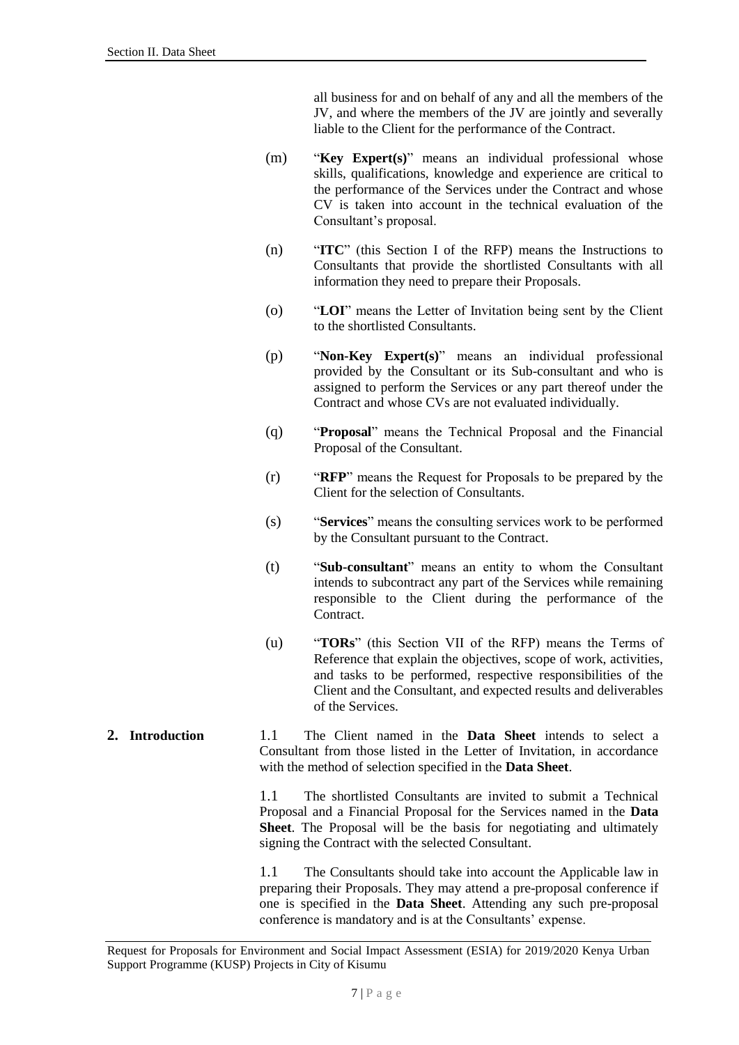all business for and on behalf of any and all the members of the JV, and where the members of the JV are jointly and severally liable to the Client for the performance of the Contract.

(m) "**Key Expert(s)**" means an individual professional whose skills, qualifications, knowledge and experience are critical to the performance of the Services under the Contract and whose CV is taken into account in the technical evaluation of the Consultant's proposal.

(n) "**ITC**" (this Section I of the RFP) means the Instructions to Consultants that provide the shortlisted Consultants with all information they need to prepare their Proposals.

(o) "**LOI**" means the Letter of Invitation being sent by the Client to the shortlisted Consultants.

(p) "**Non-Key Expert(s)**" means an individual professional provided by the Consultant or its Sub-consultant and who is assigned to perform the Services or any part thereof under the Contract and whose CVs are not evaluated individually.

(q) "**Proposal**" means the Technical Proposal and the Financial Proposal of the Consultant.

(r) "**RFP**" means the Request for Proposals to be prepared by the Client for the selection of Consultants.

(s) "**Services**" means the consulting services work to be performed by the Consultant pursuant to the Contract.

(t) "**Sub-consultant**" means an entity to whom the Consultant intends to subcontract any part of the Services while remaining responsible to the Client during the performance of the Contract.

(u) "**TORs**" (this Section VII of the RFP) means the Terms of Reference that explain the objectives, scope of work, activities, and tasks to be performed, respective responsibilities of the Client and the Consultant, and expected results and deliverables of the Services.

**2. Introduction**

1.1 The Client named in the **Data Sheet** intends to select a Consultant from those listed in the Letter of Invitation, in accordance with the method of selection specified in the **Data Sheet**.

1.1 The shortlisted Consultants are invited to submit a Technical Proposal and a Financial Proposal for the Services named in the **Data Sheet**. The Proposal will be the basis for negotiating and ultimately signing the Contract with the selected Consultant.

1.1 The Consultants should take into account the Applicable law in preparing their Proposals. They may attend a pre-proposal conference if one is specified in the **Data Sheet**. Attending any such pre-proposal conference is mandatory and is at the Consultants' expense.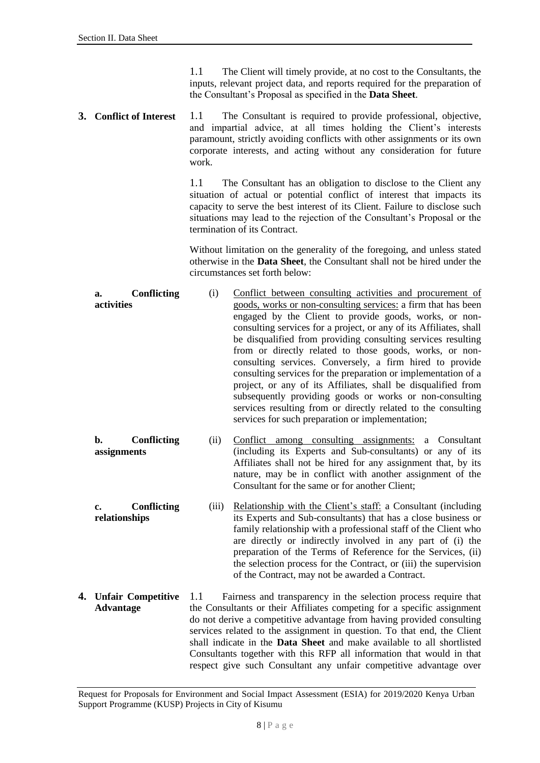1.1 The Client will timely provide, at no cost to the Consultants, the inputs, relevant project data, and reports required for the preparation of the Consultant's Proposal as specified in the **Data Sheet**.

**3. Conflict of Interest**

1.1 The Consultant is required to provide professional, objective, and impartial advice, at all times holding the Client's interests paramount, strictly avoiding conflicts with other assignments or its own corporate interests, and acting without any consideration for future work.

1.1 The Consultant has an obligation to disclose to the Client any situation of actual or potential conflict of interest that impacts its capacity to serve the best interest of its Client. Failure to disclose such situations may lead to the rejection of the Consultant's Proposal or the termination of its Contract.

Without limitation on the generality of the foregoing, and unless stated otherwise in the **Data Sheet**, the Consultant shall not be hired under the circumstances set forth below:

**a. Conflicting activities**

(i) Conflict between consulting activities and procurement of goods, works or non-consulting services: a firm that has been engaged by the Client to provide goods, works, or non-consulting services for a project, or any of its Affiliates, shall be disqualified from providing consulting services resulting from or directly related to those goods, works, or non-consulting services. Conversely, a firm hired to provide consulting services for the preparation or implementation of a project, or any of its Affiliates, shall be disqualified from subsequently providing goods or works or non-consulting services resulting from or directly related to the consulting services for such preparation or implementation;

**b. Conflicting assignments**

(ii) Conflict among consulting assignments: a Consultant (including its Experts and Sub-consultants) or any of its Affiliates shall not be hired for any assignment that, by its nature, may be in conflict with another assignment of the Consultant for the same or for another Client;

**c. Conflicting relationships**

(iii) Relationship with the Client's staff: a Consultant (including its Experts and Sub-consultants) that has a close business or family relationship with a professional staff of the Client who are directly or indirectly involved in any part of (i) the preparation of the Terms of Reference for the Services, (ii) the selection process for the Contract, or (iii) the supervision of the Contract, may not be awarded a Contract.

**4. Unfair Competitive Advantage**

1.1 Fairness and transparency in the selection process require that the Consultants or their Affiliates competing for a specific assignment do not derive a competitive advantage from having provided consulting services related to the assignment in question. To that end, the Client shall indicate in the **Data Sheet** and make available to all shortlisted Consultants together with this RFP all information that would in that respect give such Consultant any unfair competitive advantage over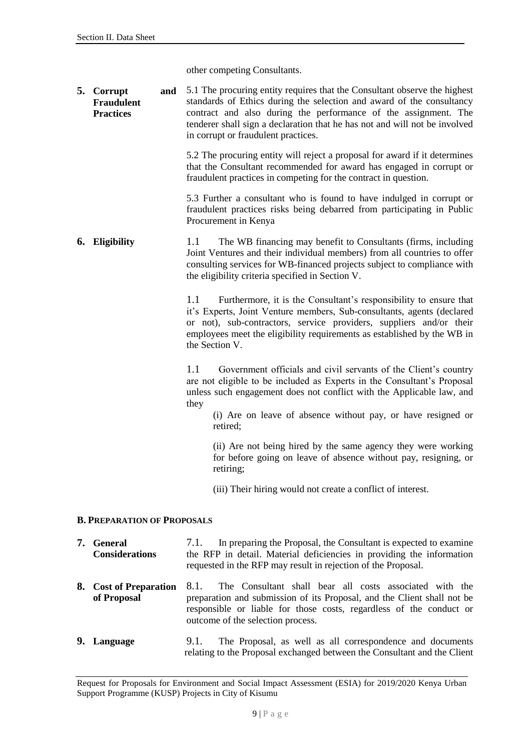other competing Consultants.

**5. Corrupt and Fraudulent Practices**

5.1 The procuring entity requires that the Consultant observe the highest standards of Ethics during the selection and award of the consultancy contract and also during the performance of the assignment. The tenderer shall sign a declaration that he has not and will not be involved in corrupt or fraudulent practices.

5.2 The procuring entity will reject a proposal for award if it determines that the Consultant recommended for award has engaged in corrupt or fraudulent practices in competing for the contract in question.

5.3 Further a consultant who is found to have indulged in corrupt or fraudulent practices risks being debarred from participating in Public Procurement in Kenya

**6. Eligibility**

1.1 The WB financing may benefit to Consultants (firms, including Joint Ventures and their individual members) from all countries to offer consulting services for WB-financed projects subject to compliance with the eligibility criteria specified in Section V.

1.1 Furthermore, it is the Consultant's responsibility to ensure that it's Experts, Joint Venture members, Sub-consultants, agents (declared or not), sub-contractors, service providers, suppliers and/or their employees meet the eligibility requirements as established by the WB in the Section V.

1.1 Government officials and civil servants of the Client's country are not eligible to be included as Experts in the Consultant's Proposal unless such engagement does not conflict with the Applicable law, and they

(i) Are on leave of absence without pay, or have resigned or retired;

(ii) Are not being hired by the same agency they were working for before going on leave of absence without pay, resigning, or retiring;

(iii) Their hiring would not create a conflict of interest.

## B. Preparation of Proposals

**7. General Considerations**

7.1. In preparing the Proposal, the Consultant is expected to examine the RFP in detail. Material deficiencies in providing the information requested in the RFP may result in rejection of the Proposal.

**8. Cost of Preparation of Proposal**

8.1. The Consultant shall bear all costs associated with the preparation and submission of its Proposal, and the Client shall not be responsible or liable for those costs, regardless of the conduct or outcome of the selection process.

**9. Language**

9.1. The Proposal, as well as all correspondence and documents relating to the Proposal exchanged between the Consultant and the Client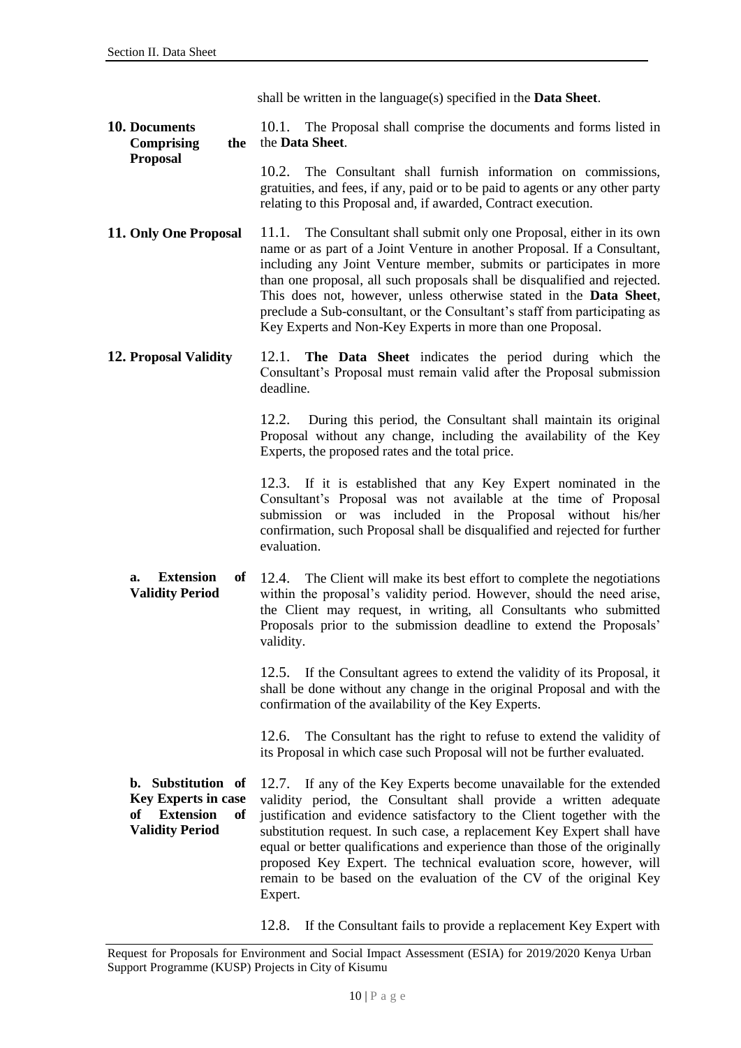shall be written in the language(s) specified in the **Data Sheet**.

**10. Documents Comprising the Proposal**

10.1. The Proposal shall comprise the documents and forms listed in the **Data Sheet**.

10.2. The Consultant shall furnish information on commissions, gratuities, and fees, if any, paid or to be paid to agents or any other party relating to this Proposal and, if awarded, Contract execution.

**11. Only One Proposal**

11.1. The Consultant shall submit only one Proposal, either in its own name or as part of a Joint Venture in another Proposal. If a Consultant, including any Joint Venture member, submits or participates in more than one proposal, all such proposals shall be disqualified and rejected. This does not, however, unless otherwise stated in the **Data Sheet**, preclude a Sub-consultant, or the Consultant's staff from participating as Key Experts and Non-Key Experts in more than one Proposal.

**12. Proposal Validity**

12.1. **The Data Sheet** indicates the period during which the Consultant's Proposal must remain valid after the Proposal submission deadline.

12.2. During this period, the Consultant shall maintain its original Proposal without any change, including the availability of the Key Experts, the proposed rates and the total price.

12.3. If it is established that any Key Expert nominated in the Consultant's Proposal was not available at the time of Proposal submission or was included in the Proposal without his/her confirmation, such Proposal shall be disqualified and rejected for further evaluation.

**a. Extension of Validity Period**

12.4. The Client will make its best effort to complete the negotiations within the proposal's validity period. However, should the need arise, the Client may request, in writing, all Consultants who submitted Proposals prior to the submission deadline to extend the Proposals' validity.

12.5. If the Consultant agrees to extend the validity of its Proposal, it shall be done without any change in the original Proposal and with the confirmation of the availability of the Key Experts.

12.6. The Consultant has the right to refuse to extend the validity of its Proposal in which case such Proposal will not be further evaluated.

**b. Substitution of Key Experts in case of Extension of Validity Period**

12.7. If any of the Key Experts become unavailable for the extended validity period, the Consultant shall provide a written adequate justification and evidence satisfactory to the Client together with the substitution request. In such case, a replacement Key Expert shall have equal or better qualifications and experience than those of the originally proposed Key Expert. The technical evaluation score, however, will remain to be based on the evaluation of the CV of the original Key Expert.

12.8. If the Consultant fails to provide a replacement Key Expert with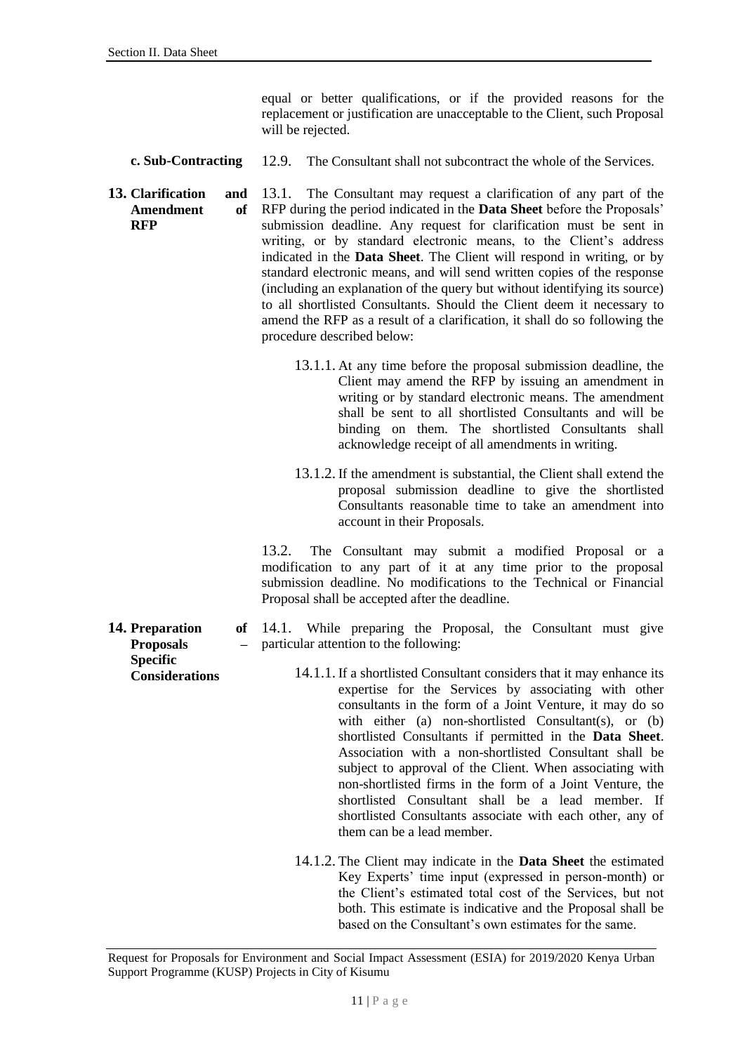equal or better qualifications, or if the provided reasons for the replacement or justification are unacceptable to the Client, such Proposal will be rejected.

**c. Sub-Contracting**

12.9. The Consultant shall not subcontract the whole of the Services.

**13. Clarification and Amendment of RFP**

13.1. The Consultant may request a clarification of any part of the RFP during the period indicated in the **Data Sheet** before the Proposals' submission deadline. Any request for clarification must be sent in writing, or by standard electronic means, to the Client's address indicated in the **Data Sheet**. The Client will respond in writing, or by standard electronic means, and will send written copies of the response (including an explanation of the query but without identifying its source) to all shortlisted Consultants. Should the Client deem it necessary to amend the RFP as a result of a clarification, it shall do so following the procedure described below:

13.1.1. At any time before the proposal submission deadline, the Client may amend the RFP by issuing an amendment in writing or by standard electronic means. The amendment shall be sent to all shortlisted Consultants and will be binding on them. The shortlisted Consultants shall acknowledge receipt of all amendments in writing.

13.1.2. If the amendment is substantial, the Client shall extend the proposal submission deadline to give the shortlisted Consultants reasonable time to take an amendment into account in their Proposals.

13.2. The Consultant may submit a modified Proposal or a modification to any part of it at any time prior to the proposal submission deadline. No modifications to the Technical or Financial Proposal shall be accepted after the deadline.

**14. Preparation of Proposals – Specific Considerations**

14.1. While preparing the Proposal, the Consultant must give particular attention to the following:

14.1.1. If a shortlisted Consultant considers that it may enhance its expertise for the Services by associating with other consultants in the form of a Joint Venture, it may do so with either (a) non-shortlisted Consultant(s), or (b) shortlisted Consultants if permitted in the **Data Sheet**. Association with a non-shortlisted Consultant shall be subject to approval of the Client. When associating with non-shortlisted firms in the form of a Joint Venture, the shortlisted Consultant shall be a lead member. If shortlisted Consultants associate with each other, any of them can be a lead member.

14.1.2. The Client may indicate in the **Data Sheet** the estimated Key Experts' time input (expressed in person-month) or the Client's estimated total cost of the Services, but not both. This estimate is indicative and the Proposal shall be based on the Consultant's own estimates for the same.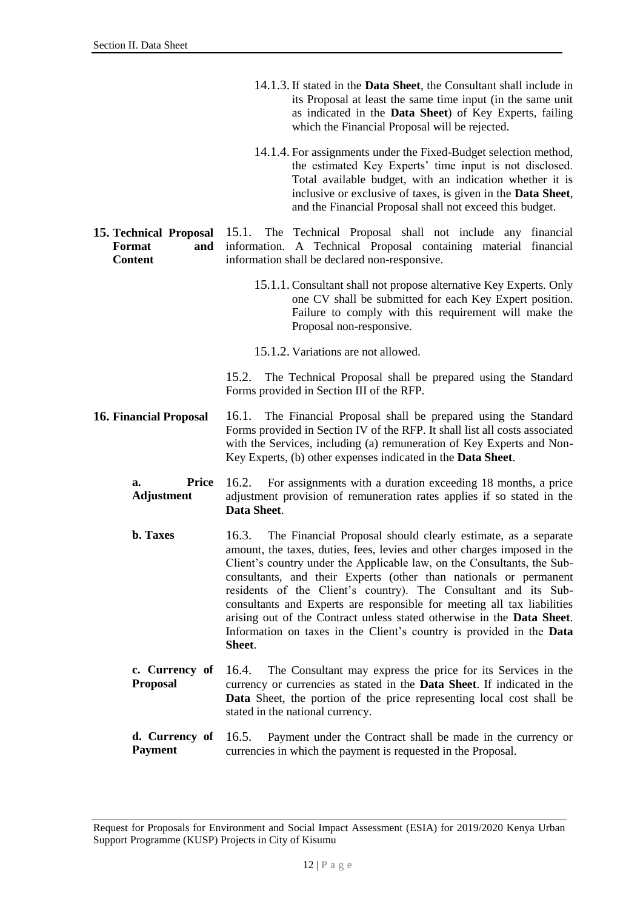14.1.3. If stated in the **Data Sheet**, the Consultant shall include in its Proposal at least the same time input (in the same unit as indicated in the **Data Sheet**) of Key Experts, failing which the Financial Proposal will be rejected.

14.1.4. For assignments under the Fixed-Budget selection method, the estimated Key Experts' time input is not disclosed. Total available budget, with an indication whether it is inclusive or exclusive of taxes, is given in the **Data Sheet**, and the Financial Proposal shall not exceed this budget.

**15. Technical Proposal Format and Content**

15.1. The Technical Proposal shall not include any financial information. A Technical Proposal containing material financial information shall be declared non-responsive.

15.1.1. Consultant shall not propose alternative Key Experts. Only one CV shall be submitted for each Key Expert position. Failure to comply with this requirement will make the Proposal non-responsive.

15.1.2. Variations are not allowed.

15.2. The Technical Proposal shall be prepared using the Standard Forms provided in Section III of the RFP.

**16. Financial Proposal**

16.1. The Financial Proposal shall be prepared using the Standard Forms provided in Section IV of the RFP. It shall list all costs associated with the Services, including (a) remuneration of Key Experts and Non-Key Experts, (b) other expenses indicated in the **Data Sheet**.

**a. Price Adjustment**

16.2. For assignments with a duration exceeding 18 months, a price adjustment provision of remuneration rates applies if so stated in the **Data Sheet**.

**b. Taxes**

16.3. The Financial Proposal should clearly estimate, as a separate amount, the taxes, duties, fees, levies and other charges imposed in the Client's country under the Applicable law, on the Consultants, the Sub-consultants, and their Experts (other than nationals or permanent residents of the Client's country). The Consultant and its Sub-consultants and Experts are responsible for meeting all tax liabilities arising out of the Contract unless stated otherwise in the **Data Sheet**. Information on taxes in the Client's country is provided in the **Data Sheet**.

**c. Currency of Proposal**

16.4. The Consultant may express the price for its Services in the currency or currencies as stated in the **Data Sheet**. If indicated in the **Data** Sheet, the portion of the price representing local cost shall be stated in the national currency.

**d. Currency of Payment**

16.5. Payment under the Contract shall be made in the currency or currencies in which the payment is requested in the Proposal.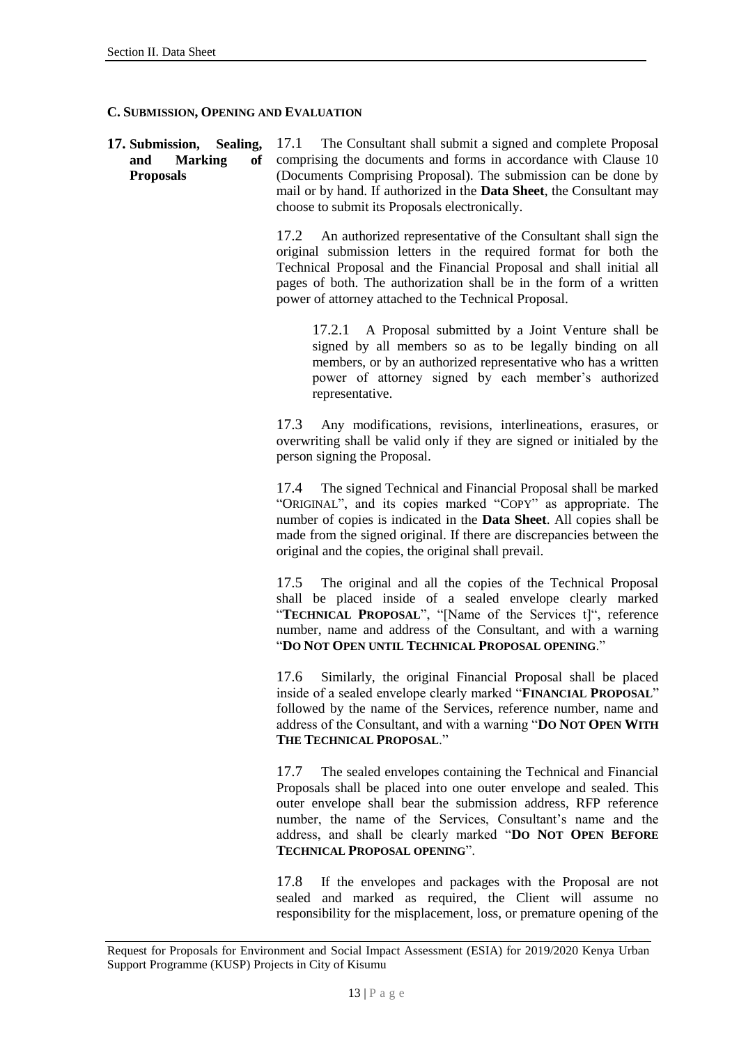## C. SUBMISSION, OPENING AND EVALUATION

**17. Submission, Sealing, and Marking of Proposals**

17.1 The Consultant shall submit a signed and complete Proposal comprising the documents and forms in accordance with Clause 10 (Documents Comprising Proposal). The submission can be done by mail or by hand. If authorized in the **Data Sheet**, the Consultant may choose to submit its Proposals electronically.

17.2 An authorized representative of the Consultant shall sign the original submission letters in the required format for both the Technical Proposal and the Financial Proposal and shall initial all pages of both. The authorization shall be in the form of a written power of attorney attached to the Technical Proposal.

> 17.2.1 A Proposal submitted by a Joint Venture shall be signed by all members so as to be legally binding on all members, or by an authorized representative who has a written power of attorney signed by each member's authorized representative.

17.3 Any modifications, revisions, interlineations, erasures, or overwriting shall be valid only if they are signed or initialed by the person signing the Proposal.

17.4 The signed Technical and Financial Proposal shall be marked "ORIGINAL", and its copies marked "COPY" as appropriate. The number of copies is indicated in the **Data Sheet**. All copies shall be made from the signed original. If there are discrepancies between the original and the copies, the original shall prevail.

17.5 The original and all the copies of the Technical Proposal shall be placed inside of a sealed envelope clearly marked "**TECHNICAL PROPOSAL**", "[Name of the Services t]", reference number, name and address of the Consultant, and with a warning "**DO NOT OPEN UNTIL TECHNICAL PROPOSAL OPENING**."

17.6 Similarly, the original Financial Proposal shall be placed inside of a sealed envelope clearly marked "**FINANCIAL PROPOSAL**" followed by the name of the Services, reference number, name and address of the Consultant, and with a warning "**DO NOT OPEN WITH THE TECHNICAL PROPOSAL**."

17.7 The sealed envelopes containing the Technical and Financial Proposals shall be placed into one outer envelope and sealed. This outer envelope shall bear the submission address, RFP reference number, the name of the Services, Consultant's name and the address, and shall be clearly marked "**DO NOT OPEN BEFORE TECHNICAL PROPOSAL OPENING**".

17.8 If the envelopes and packages with the Proposal are not sealed and marked as required, the Client will assume no responsibility for the misplacement, loss, or premature opening of the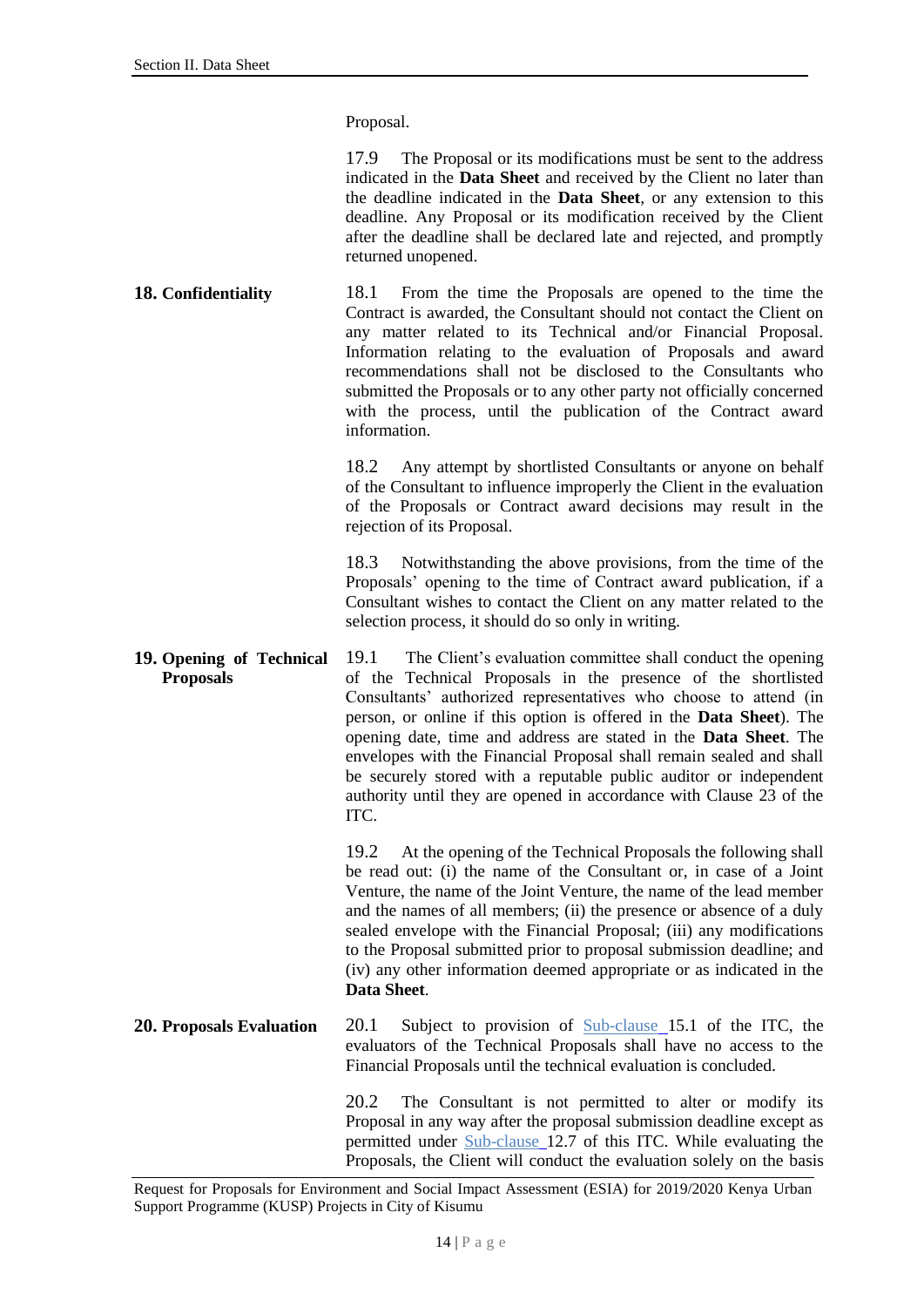Proposal.

17.9 The Proposal or its modifications must be sent to the address indicated in the **Data Sheet** and received by the Client no later than the deadline indicated in the **Data Sheet**, or any extension to this deadline. Any Proposal or its modification received by the Client after the deadline shall be declared late and rejected, and promptly returned unopened.

**18. Confidentiality**

18.1 From the time the Proposals are opened to the time the Contract is awarded, the Consultant should not contact the Client on any matter related to its Technical and/or Financial Proposal. Information relating to the evaluation of Proposals and award recommendations shall not be disclosed to the Consultants who submitted the Proposals or to any other party not officially concerned with the process, until the publication of the Contract award information.

18.2 Any attempt by shortlisted Consultants or anyone on behalf of the Consultant to influence improperly the Client in the evaluation of the Proposals or Contract award decisions may result in the rejection of its Proposal.

18.3 Notwithstanding the above provisions, from the time of the Proposals' opening to the time of Contract award publication, if a Consultant wishes to contact the Client on any matter related to the selection process, it should do so only in writing.

**19. Opening of Technical Proposals**

19.1 The Client's evaluation committee shall conduct the opening of the Technical Proposals in the presence of the shortlisted Consultants' authorized representatives who choose to attend (in person, or online if this option is offered in the **Data Sheet**). The opening date, time and address are stated in the **Data Sheet**. The envelopes with the Financial Proposal shall remain sealed and shall be securely stored with a reputable public auditor or independent authority until they are opened in accordance with Clause 23 of the ITC.

19.2 At the opening of the Technical Proposals the following shall be read out: (i) the name of the Consultant or, in case of a Joint Venture, the name of the Joint Venture, the name of the lead member and the names of all members; (ii) the presence or absence of a duly sealed envelope with the Financial Proposal; (iii) any modifications to the Proposal submitted prior to proposal submission deadline; and (iv) any other information deemed appropriate or as indicated in the **Data Sheet**.

**20. Proposals Evaluation**

20.1 Subject to provision of Sub-clause 15.1 of the ITC, the evaluators of the Technical Proposals shall have no access to the Financial Proposals until the technical evaluation is concluded.

20.2 The Consultant is not permitted to alter or modify its Proposal in any way after the proposal submission deadline except as permitted under Sub-clause 12.7 of this ITC. While evaluating the Proposals, the Client will conduct the evaluation solely on the basis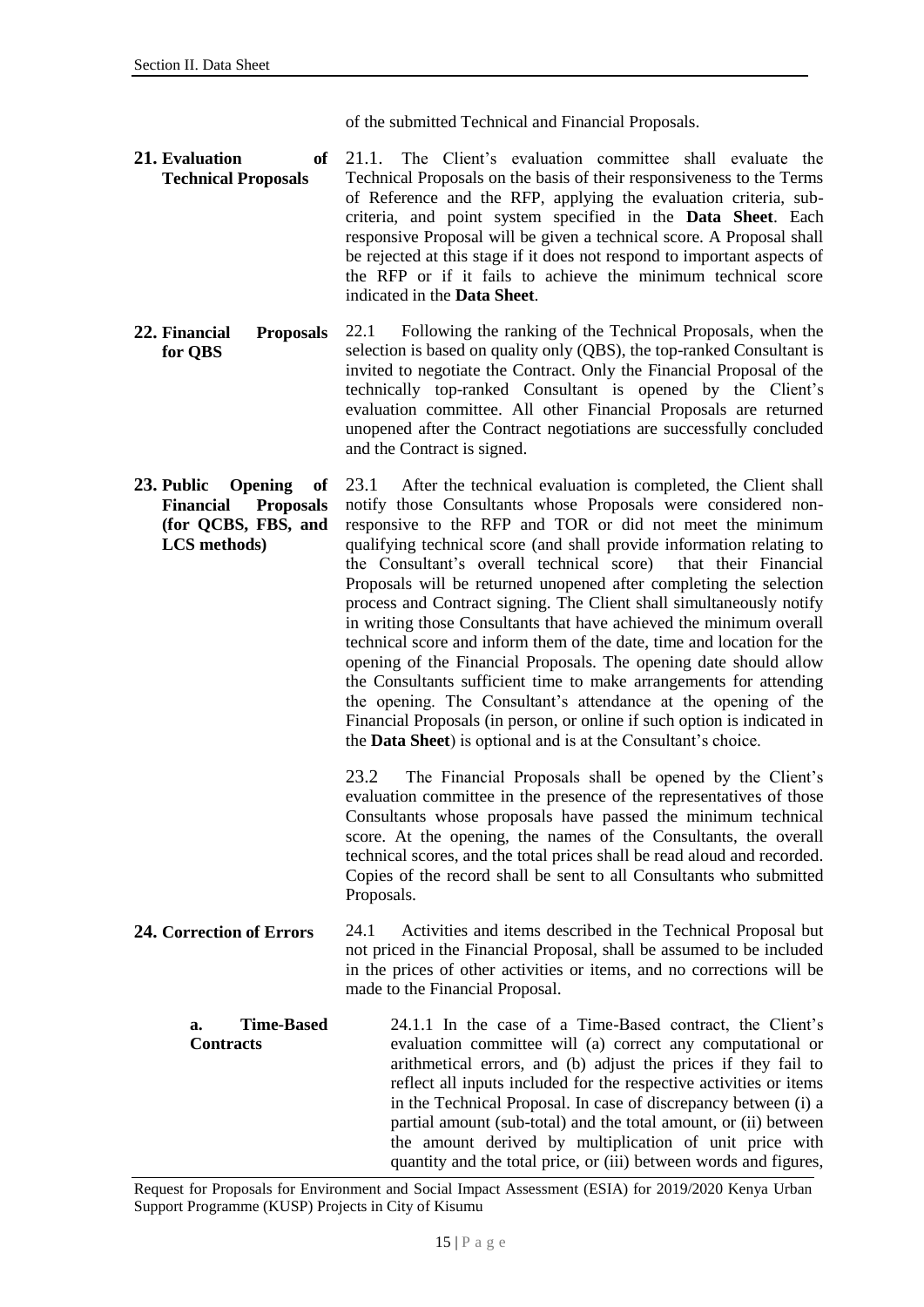of the submitted Technical and Financial Proposals.

**21. Evaluation of Technical Proposals**

21.1. The Client's evaluation committee shall evaluate the Technical Proposals on the basis of their responsiveness to the Terms of Reference and the RFP, applying the evaluation criteria, sub-criteria, and point system specified in the **Data Sheet**. Each responsive Proposal will be given a technical score. A Proposal shall be rejected at this stage if it does not respond to important aspects of the RFP or if it fails to achieve the minimum technical score indicated in the **Data Sheet**.

**22. Financial Proposals for QBS**

22.1 Following the ranking of the Technical Proposals, when the selection is based on quality only (QBS), the top-ranked Consultant is invited to negotiate the Contract. Only the Financial Proposal of the technically top-ranked Consultant is opened by the Client's evaluation committee. All other Financial Proposals are returned unopened after the Contract negotiations are successfully concluded and the Contract is signed.

**23. Public Opening of Financial Proposals (for QCBS, FBS, and LCS methods)**

23.1 After the technical evaluation is completed, the Client shall notify those Consultants whose Proposals were considered non-responsive to the RFP and TOR or did not meet the minimum qualifying technical score (and shall provide information relating to the Consultant's overall technical score) that their Financial Proposals will be returned unopened after completing the selection process and Contract signing. The Client shall simultaneously notify in writing those Consultants that have achieved the minimum overall technical score and inform them of the date, time and location for the opening of the Financial Proposals. The opening date should allow the Consultants sufficient time to make arrangements for attending the opening. The Consultant's attendance at the opening of the Financial Proposals (in person, or online if such option is indicated in the **Data Sheet**) is optional and is at the Consultant's choice.

23.2 The Financial Proposals shall be opened by the Client's evaluation committee in the presence of the representatives of those Consultants whose proposals have passed the minimum technical score. At the opening, the names of the Consultants, the overall technical scores, and the total prices shall be read aloud and recorded. Copies of the record shall be sent to all Consultants who submitted Proposals.

**24. Correction of Errors**

24.1 Activities and items described in the Technical Proposal but not priced in the Financial Proposal, shall be assumed to be included in the prices of other activities or items, and no corrections will be made to the Financial Proposal.

**a. Time-Based Contracts**

24.1.1 In the case of a Time-Based contract, the Client's evaluation committee will (a) correct any computational or arithmetical errors, and (b) adjust the prices if they fail to reflect all inputs included for the respective activities or items in the Technical Proposal. In case of discrepancy between (i) a partial amount (sub-total) and the total amount, or (ii) between the amount derived by multiplication of unit price with quantity and the total price, or (iii) between words and figures,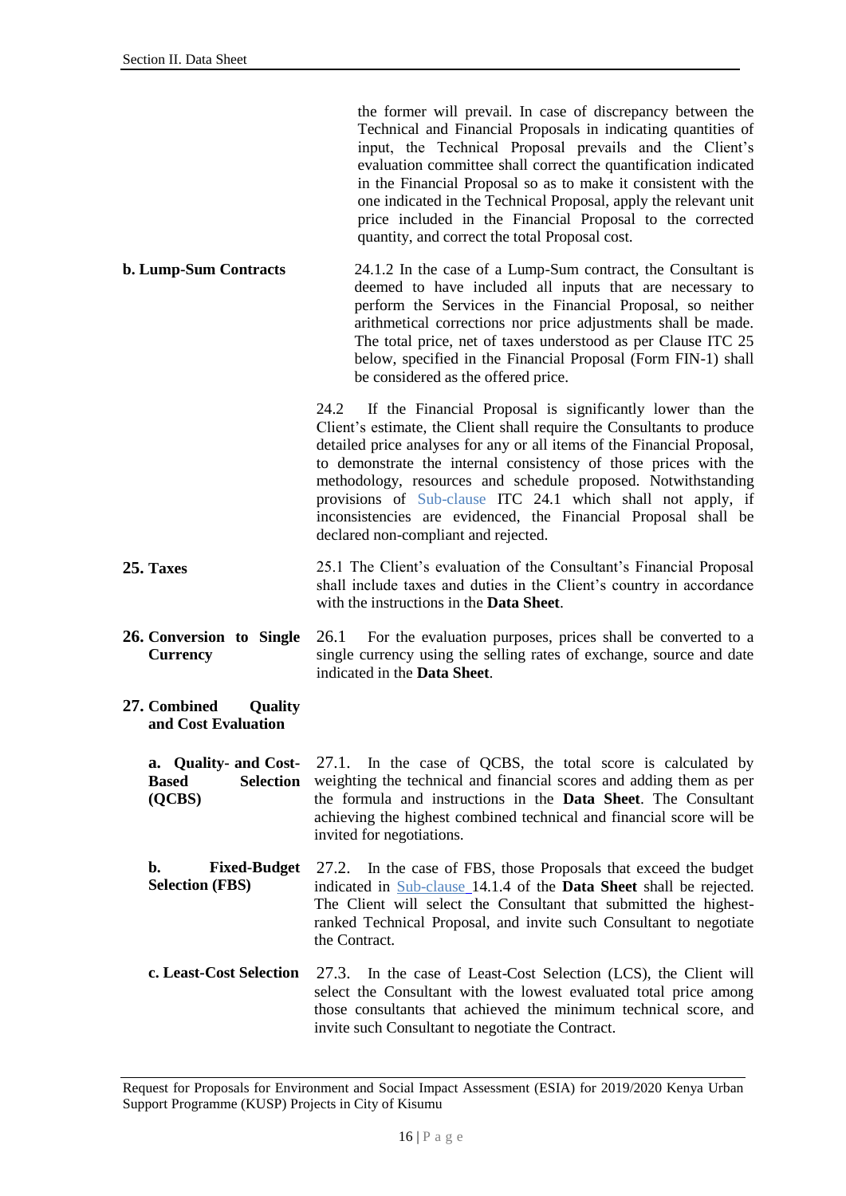the former will prevail. In case of discrepancy between the Technical and Financial Proposals in indicating quantities of input, the Technical Proposal prevails and the Client's evaluation committee shall correct the quantification indicated in the Financial Proposal so as to make it consistent with the one indicated in the Technical Proposal, apply the relevant unit price included in the Financial Proposal to the corrected quantity, and correct the total Proposal cost.

**b. Lump-Sum Contracts**

24.1.2 In the case of a Lump-Sum contract, the Consultant is deemed to have included all inputs that are necessary to perform the Services in the Financial Proposal, so neither arithmetical corrections nor price adjustments shall be made. The total price, net of taxes understood as per Clause ITC 25 below, specified in the Financial Proposal (Form FIN-1) shall be considered as the offered price.

24.2 If the Financial Proposal is significantly lower than the Client's estimate, the Client shall require the Consultants to produce detailed price analyses for any or all items of the Financial Proposal, to demonstrate the internal consistency of those prices with the methodology, resources and schedule proposed. Notwithstanding provisions of Sub-clause ITC 24.1 which shall not apply, if inconsistencies are evidenced, the Financial Proposal shall be declared non-compliant and rejected.

**25. Taxes**

25.1 The Client's evaluation of the Consultant's Financial Proposal shall include taxes and duties in the Client's country in accordance with the instructions in the **Data Sheet**.

**26. Conversion to Single Currency**

26.1 For the evaluation purposes, prices shall be converted to a single currency using the selling rates of exchange, source and date indicated in the **Data Sheet**.

**27. Combined Quality and Cost Evaluation**

**a. Quality- and Cost-Based Selection (QCBS)**

27.1. In the case of QCBS, the total score is calculated by weighting the technical and financial scores and adding them as per the formula and instructions in the **Data Sheet**. The Consultant achieving the highest combined technical and financial score will be invited for negotiations.

**b. Fixed-Budget Selection (FBS)**

27.2. In the case of FBS, those Proposals that exceed the budget indicated in Sub-clause 14.1.4 of the **Data Sheet** shall be rejected. The Client will select the Consultant that submitted the highest-ranked Technical Proposal, and invite such Consultant to negotiate the Contract.

**c. Least-Cost Selection**

27.3. In the case of Least-Cost Selection (LCS), the Client will select the Consultant with the lowest evaluated total price among those consultants that achieved the minimum technical score, and invite such Consultant to negotiate the Contract.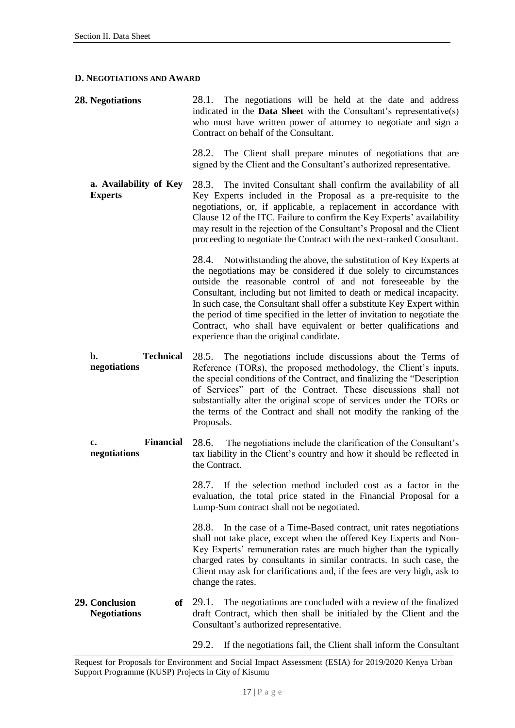**D. NEGOTIATIONS AND AWARD**

**28. Negotiations**

28.1. The negotiations will be held at the date and address indicated in the **Data Sheet** with the Consultant's representative(s) who must have written power of attorney to negotiate and sign a Contract on behalf of the Consultant.

28.2. The Client shall prepare minutes of negotiations that are signed by the Client and the Consultant's authorized representative.

**a. Availability of Key Experts**

28.3. The invited Consultant shall confirm the availability of all Key Experts included in the Proposal as a pre-requisite to the negotiations, or, if applicable, a replacement in accordance with Clause 12 of the ITC. Failure to confirm the Key Experts' availability may result in the rejection of the Consultant's Proposal and the Client proceeding to negotiate the Contract with the next-ranked Consultant.

28.4. Notwithstanding the above, the substitution of Key Experts at the negotiations may be considered if due solely to circumstances outside the reasonable control of and not foreseeable by the Consultant, including but not limited to death or medical incapacity. In such case, the Consultant shall offer a substitute Key Expert within the period of time specified in the letter of invitation to negotiate the Contract, who shall have equivalent or better qualifications and experience than the original candidate.

**b. Technical negotiations**

28.5. The negotiations include discussions about the Terms of Reference (TORs), the proposed methodology, the Client's inputs, the special conditions of the Contract, and finalizing the "Description of Services" part of the Contract. These discussions shall not substantially alter the original scope of services under the TORs or the terms of the Contract and shall not modify the ranking of the Proposals.

**c. Financial negotiations**

28.6. The negotiations include the clarification of the Consultant's tax liability in the Client's country and how it should be reflected in the Contract.

28.7. If the selection method included cost as a factor in the evaluation, the total price stated in the Financial Proposal for a Lump-Sum contract shall not be negotiated.

28.8. In the case of a Time-Based contract, unit rates negotiations shall not take place, except when the offered Key Experts and Non-Key Experts' remuneration rates are much higher than the typically charged rates by consultants in similar contracts. In such case, the Client may ask for clarifications and, if the fees are very high, ask to change the rates.

**29. Conclusion of Negotiations**

29.1. The negotiations are concluded with a review of the finalized draft Contract, which then shall be initialed by the Client and the Consultant's authorized representative.

29.2. If the negotiations fail, the Client shall inform the Consultant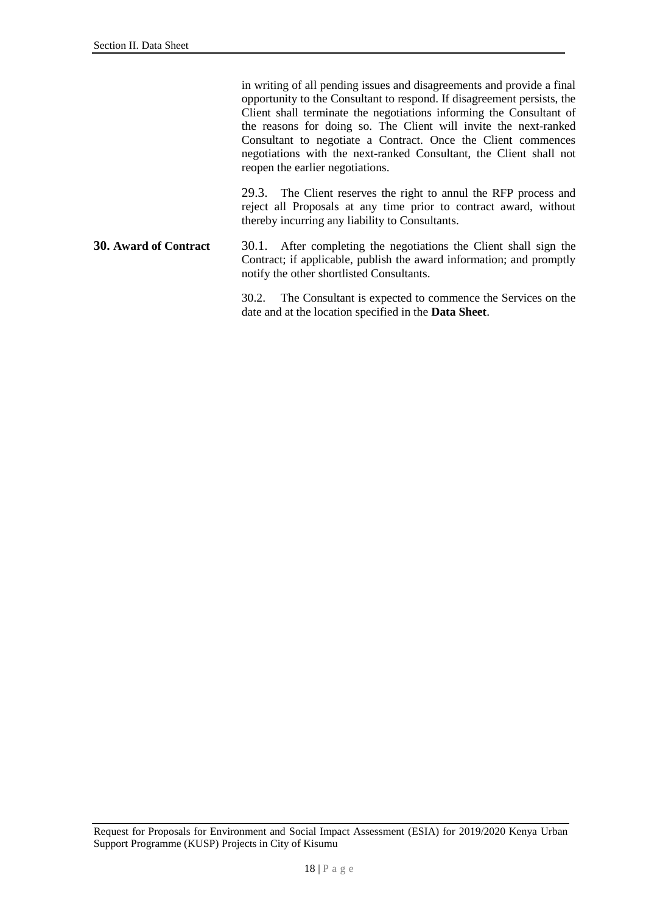in writing of all pending issues and disagreements and provide a final opportunity to the Consultant to respond. If disagreement persists, the Client shall terminate the negotiations informing the Consultant of the reasons for doing so. The Client will invite the next-ranked Consultant to negotiate a Contract. Once the Client commences negotiations with the next-ranked Consultant, the Client shall not reopen the earlier negotiations.

29.3. The Client reserves the right to annul the RFP process and reject all Proposals at any time prior to contract award, without thereby incurring any liability to Consultants.

**30. Award of Contract**

30.1. After completing the negotiations the Client shall sign the Contract; if applicable, publish the award information; and promptly notify the other shortlisted Consultants.

30.2. The Consultant is expected to commence the Services on the date and at the location specified in the **Data Sheet**.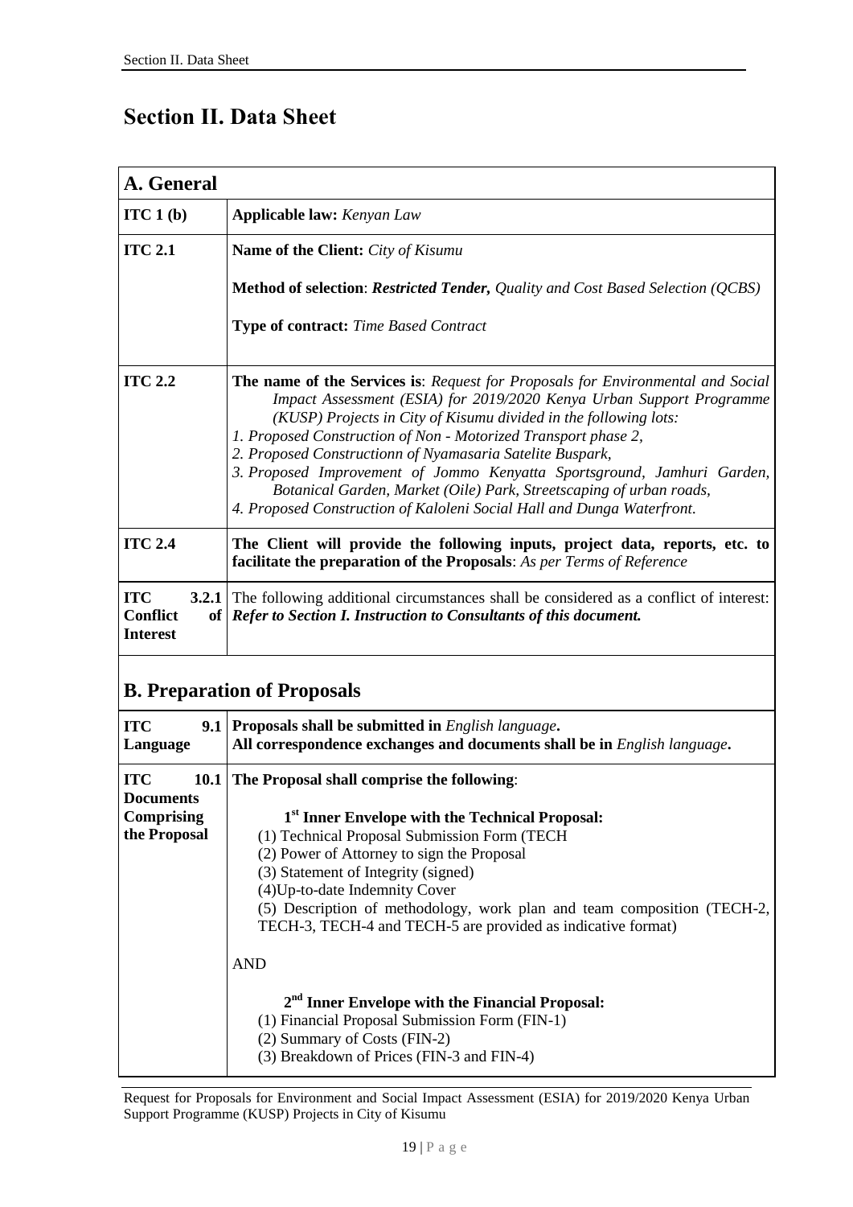# Section II. Data Sheet

| A. General | |
|---|---|
| **ITC 1 (b)** | **Applicable law:** *Kenyan Law* |
| **ITC 2.1** | **Name of the Client:** *City of Kisumu*<br><br>**Method of selection**: ***Restricted Tender,*** *Quality and Cost Based Selection (QCBS)*<br><br>**Type of contract:** *Time Based Contract* |
| **ITC 2.2** | **The name of the Services is**: *Request for Proposals for Environmental and Social Impact Assessment (ESIA) for 2019/2020 Kenya Urban Support Programme (KUSP) Projects in City of Kisumu divided in the following lots:*<br>*1. Proposed Construction of Non - Motorized Transport phase 2,*<br>*2. Proposed Constructionn of Nyamasaria Satelite Buspark,*<br>*3. Proposed Improvement of Jommo Kenyatta Sportsground, Jamhuri Garden, Botanical Garden, Market (Oile) Park, Streetscaping of urban roads,*<br>*4. Proposed Construction of Kaloleni Social Hall and Dunga Waterfront.* |
| **ITC 2.4** | **The Client will provide the following inputs, project data, reports, etc. to facilitate the preparation of the Proposals**: *As per Terms of Reference* |
| **ITC 3.2.1 Conflict of Interest** | The following additional circumstances shall be considered as a conflict of interest: ***Refer to Section I. Instruction to Consultants of this document.*** |

## B. Preparation of Proposals

| | |
|---|---|
| **ITC 9.1 Language** | **Proposals shall be submitted in** *English language***.**<br>**All correspondence exchanges and documents shall be in** *English language***.** |
| **ITC 10.1 Documents Comprising the Proposal** | **The Proposal shall comprise the following**:<br><br>**1st Inner Envelope with the Technical Proposal:**<br>(1) Technical Proposal Submission Form (TECH<br>(2) Power of Attorney to sign the Proposal<br>(3) Statement of Integrity (signed)<br>(4)Up-to-date Indemnity Cover<br>(5) Description of methodology, work plan and team composition (TECH-2, TECH-3, TECH-4 and TECH-5 are provided as indicative format)<br><br>AND<br><br>**2nd Inner Envelope with the Financial Proposal:**<br>(1) Financial Proposal Submission Form (FIN-1)<br>(2) Summary of Costs (FIN-2)<br>(3) Breakdown of Prices (FIN-3 and FIN-4) |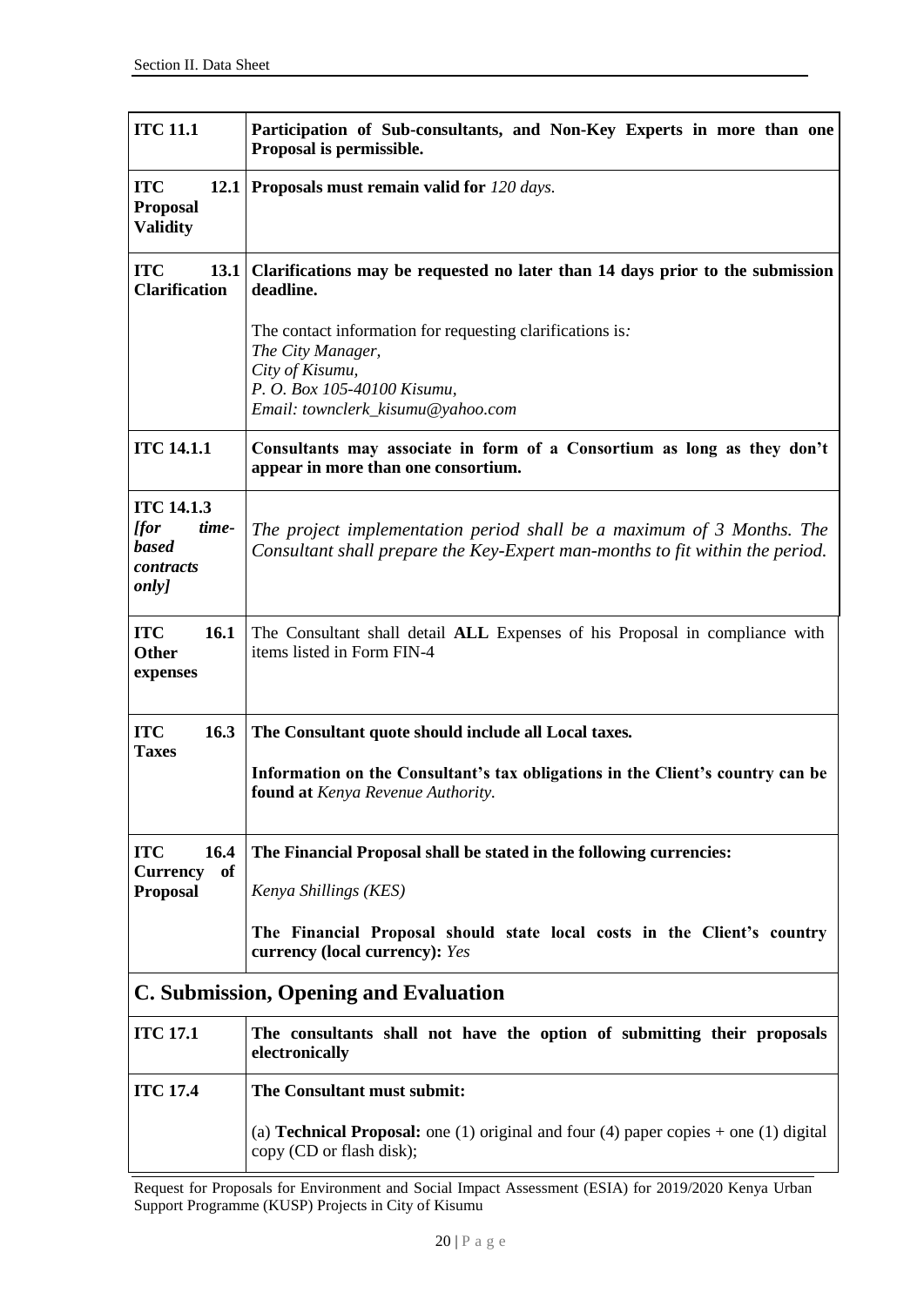| | |
|---|---|
| **ITC 11.1** | **Participation of Sub-consultants, and Non-Key Experts in more than one Proposal is permissible.** |
| **ITC 12.1 Proposal Validity** | **Proposals must remain valid for** *120 days.* |
| **ITC 13.1 Clarification** | **Clarifications may be requested no later than 14 days prior to the submission deadline.**<br><br>The contact information for requesting clarifications is*:*<br>*The City Manager,*<br>*City of Kisumu,*<br>*P. O. Box 105-40100 Kisumu,*<br>*Email: townclerk_kisumu@yahoo.com* |
| **ITC 14.1.1** | **Consultants may associate in form of a Consortium as long as they don't appear in more than one consortium.** |
| **ITC 14.1.3** ***[for time-based contracts only]*** | *The project implementation period shall be a maximum of 3 Months. The Consultant shall prepare the Key-Expert man-months to fit within the period.* |
| **ITC 16.1 Other expenses** | The Consultant shall detail **ALL** Expenses of his Proposal in compliance with items listed in Form FIN-4 |
| **ITC 16.3 Taxes** | **The Consultant quote should include all Local taxes.**<br><br>**Information on the Consultant's tax obligations in the Client's country can be found at** *Kenya Revenue Authority.* |
| **ITC 16.4 Currency of Proposal** | **The Financial Proposal shall be stated in the following currencies:**<br><br>*Kenya Shillings (KES)*<br><br>**The Financial Proposal should state local costs in the Client's country currency (local currency):** *Yes* |
| **C. Submission, Opening and Evaluation** | |
| **ITC 17.1** | **The consultants shall not have the option of submitting their proposals electronically** |
| **ITC 17.4** | **The Consultant must submit:**<br><br>(a) **Technical Proposal:** one (1) original and four (4) paper copies + one (1) digital copy (CD or flash disk); |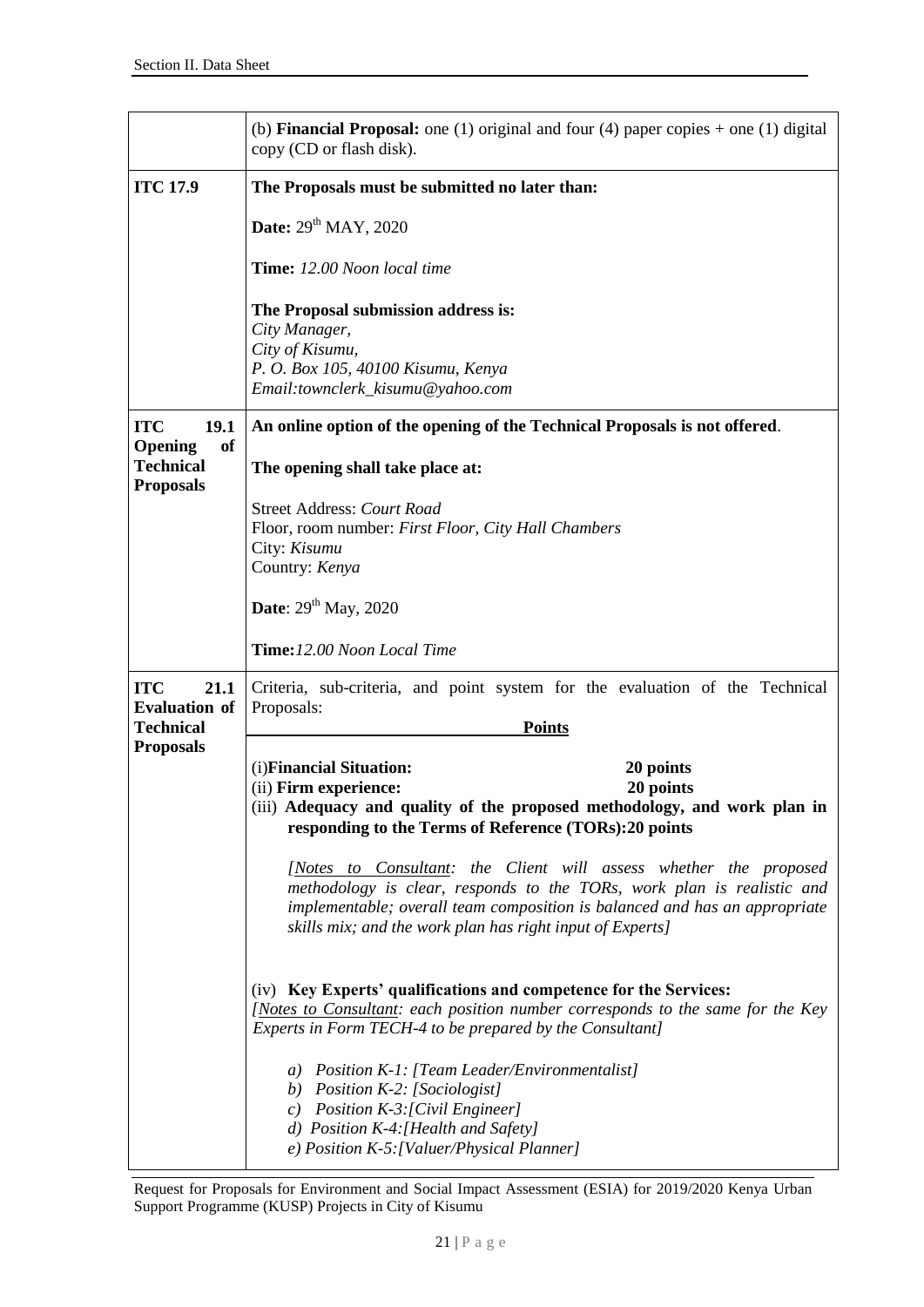| | |
|---|---|
| | (b) **Financial Proposal:** one (1) original and four (4) paper copies + one (1) digital copy (CD or flash disk). |
| **ITC 17.9** | **The Proposals must be submitted no later than:**<br><br>**Date:** 29th MAY, 2020<br><br>**Time:** *12.00 Noon local time*<br><br>**The Proposal submission address is:**<br>*City Manager,*<br>*City of Kisumu,*<br>*P. O. Box 105, 40100 Kisumu, Kenya*<br>*Email:townclerk_kisumu@yahoo.com* |
| **ITC 19.1 Opening of Technical Proposals** | **An online option of the opening of the Technical Proposals is not offered**.<br><br>**The opening shall take place at:**<br><br>Street Address: *Court Road*<br>Floor, room number: *First Floor, City Hall Chambers*<br>City: *Kisumu*<br>Country: *Kenya*<br><br>**Date**: 29th May, 2020<br><br>**Time:** *12.00 Noon Local Time* |
| **ITC 21.1 Evaluation of Technical Proposals** | Criteria, sub-criteria, and point system for the evaluation of the Technical Proposals:<br><br>**Points**<br><br>(i) **Financial Situation:** **20 points**<br>(ii) **Firm experience:** **20 points**<br>(iii) **Adequacy and quality of the proposed methodology, and work plan in responding to the Terms of Reference (TORs):20 points**<br><br>*[Notes to Consultant: the Client will assess whether the proposed methodology is clear, responds to the TORs, work plan is realistic and implementable; overall team composition is balanced and has an appropriate skills mix; and the work plan has right input of Experts]*<br><br>(iv) **Key Experts' qualifications and competence for the Services:**<br>*[Notes to Consultant: each position number corresponds to the same for the Key Experts in Form TECH-4 to be prepared by the Consultant]*<br><br>*a) Position K-1: [Team Leader/Environmentalist]*<br>*b) Position K-2: [Sociologist]*<br>*c) Position K-3:[Civil Engineer]*<br>*d) Position K-4:[Health and Safety]*<br>*e) Position K-5:[Valuer/Physical Planner]* |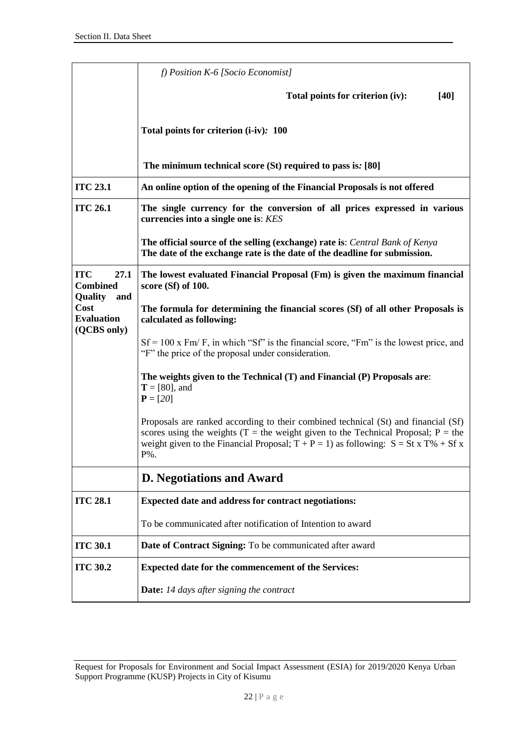| | |
|---|---|
| | *f) Position K-6 [Socio Economist]*<br><br>**Total points for criterion (iv): [40]**<br><br>**Total points for criterion (i-iv)*:* 100**<br><br>**The minimum technical score (St) required to pass is*:* [80]** |
| **ITC 23.1** | **An online option of the opening of the Financial Proposals is not offered** |
| **ITC 26.1** | **The single currency for the conversion of all prices expressed in various currencies into a single one is**: *KES*<br><br>**The official source of the selling (exchange) rate is**: *Central Bank of Kenya*<br>**The date of the exchange rate is the date of the deadline for submission.** |
| **ITC 27.1 Combined Quality and Cost Evaluation (QCBS only)** | **The lowest evaluated Financial Proposal (Fm) is given the maximum financial score (Sf) of 100.**<br><br>**The formula for determining the financial scores (Sf) of all other Proposals is calculated as following:**<br><br>Sf = 100 x Fm/ F, in which "Sf" is the financial score, "Fm" is the lowest price, and "F" the price of the proposal under consideration.<br><br>**The weights given to the Technical (T) and Financial (P) Proposals are**:<br>**T** = [80], and<br>**P** = [*20*]<br><br>Proposals are ranked according to their combined technical (St) and financial (Sf) scores using the weights (T = the weight given to the Technical Proposal; P = the weight given to the Financial Proposal; T + P = 1) as following: S = St x T% + Sf x P%. |
| | **D. Negotiations and Award** |
| **ITC 28.1** | **Expected date and address for contract negotiations:**<br><br>To be communicated after notification of Intention to award |
| **ITC 30.1** | **Date of Contract Signing:** To be communicated after award |
| **ITC 30.2** | **Expected date for the commencement of the Services:**<br><br>**Date:** *14 days after signing the contract* |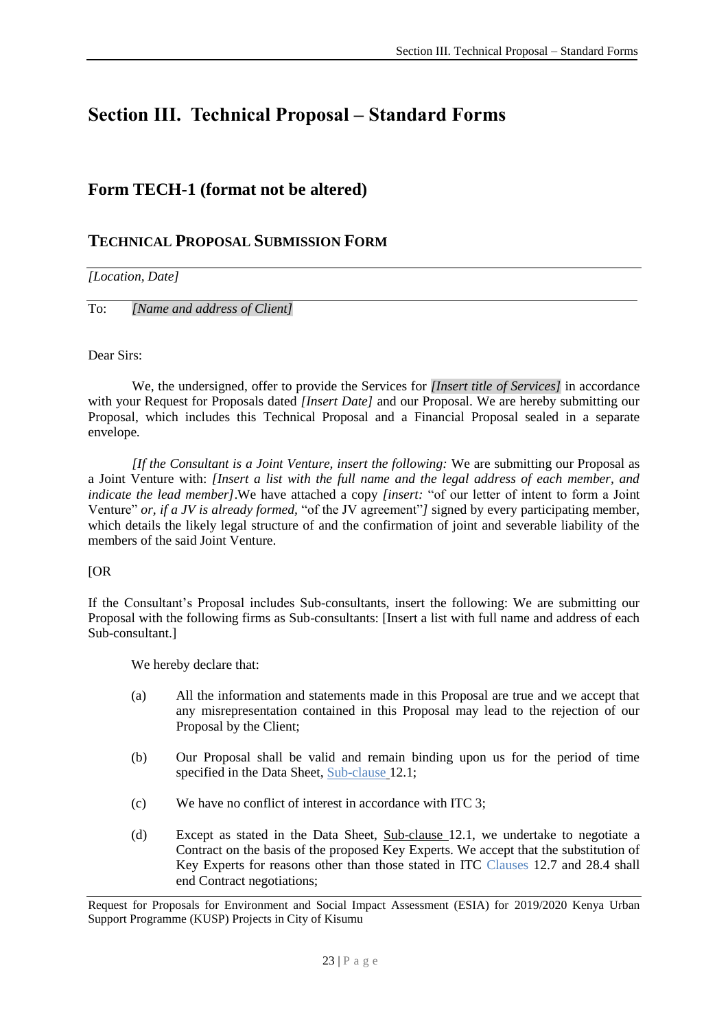# Section III. Technical Proposal – Standard Forms

## Form TECH-1 (format not be altered)

## TECHNICAL PROPOSAL SUBMISSION FORM

*[Location, Date]*

To: *[Name and address of Client]*

Dear Sirs:

We, the undersigned, offer to provide the Services for *[Insert title of Services]* in accordance with your Request for Proposals dated *[Insert Date]* and our Proposal. We are hereby submitting our Proposal, which includes this Technical Proposal and a Financial Proposal sealed in a separate envelope.

*[If the Consultant is a Joint Venture, insert the following:* We are submitting our Proposal as a Joint Venture with: *[Insert a list with the full name and the legal address of each member, and indicate the lead member]*.We have attached a copy *[insert:* "of our letter of intent to form a Joint Venture" *or, if a JV is already formed,* "of the JV agreement"*]* signed by every participating member, which details the likely legal structure of and the confirmation of joint and severable liability of the members of the said Joint Venture.

[OR

If the Consultant's Proposal includes Sub-consultants, insert the following: We are submitting our Proposal with the following firms as Sub-consultants: [Insert a list with full name and address of each Sub-consultant.]

We hereby declare that:

(a) All the information and statements made in this Proposal are true and we accept that any misrepresentation contained in this Proposal may lead to the rejection of our Proposal by the Client;

(b) Our Proposal shall be valid and remain binding upon us for the period of time specified in the Data Sheet, Sub-clause 12.1;

(c) We have no conflict of interest in accordance with ITC 3;

(d) Except as stated in the Data Sheet, Sub-clause 12.1, we undertake to negotiate a Contract on the basis of the proposed Key Experts. We accept that the substitution of Key Experts for reasons other than those stated in ITC Clauses 12.7 and 28.4 shall end Contract negotiations;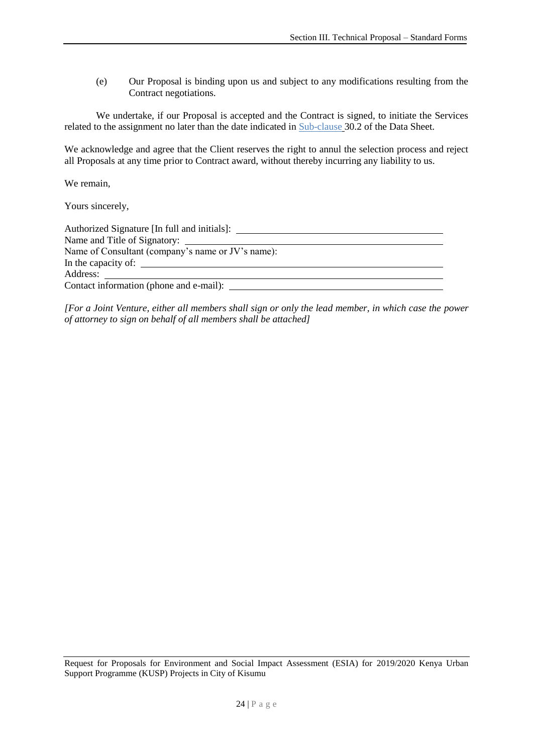(e) Our Proposal is binding upon us and subject to any modifications resulting from the Contract negotiations.

We undertake, if our Proposal is accepted and the Contract is signed, to initiate the Services related to the assignment no later than the date indicated in Sub-clause 30.2 of the Data Sheet.

We acknowledge and agree that the Client reserves the right to annul the selection process and reject all Proposals at any time prior to Contract award, without thereby incurring any liability to us.

We remain,

Yours sincerely,

Authorized Signature [In full and initials]: ______________________________
Name and Title of Signatory: ______________________________
Name of Consultant (company's name or JV's name):
In the capacity of: ______________________________
Address: ______________________________
Contact information (phone and e-mail): ______________________________

*[For a Joint Venture, either all members shall sign or only the lead member, in which case the power of attorney to sign on behalf of all members shall be attached]*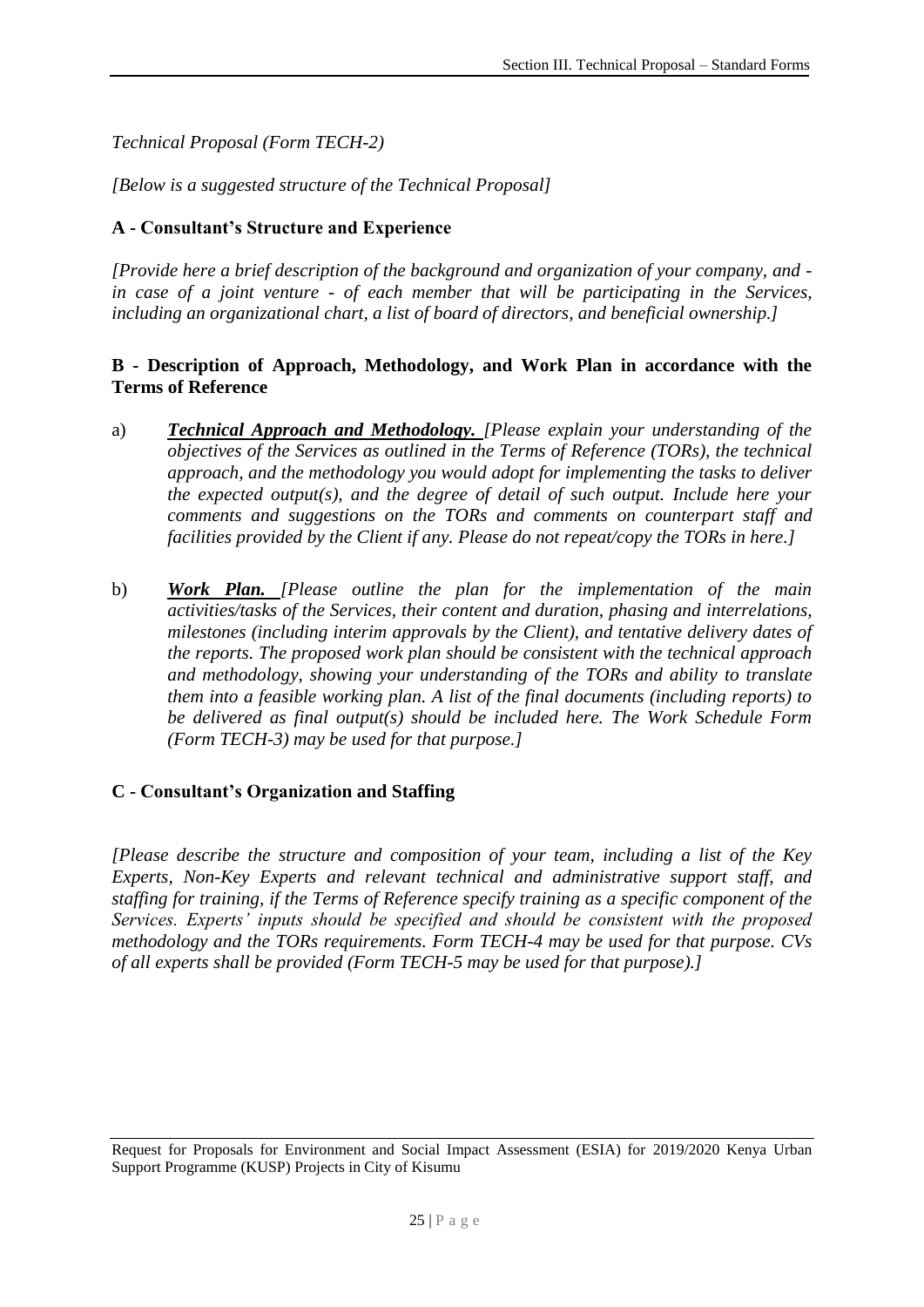*Technical Proposal (Form TECH-2)*

*[Below is a suggested structure of the Technical Proposal]*

## A - Consultant's Structure and Experience

*[Provide here a brief description of the background and organization of your company, and - in case of a joint venture - of each member that will be participating in the Services, including an organizational chart, a list of board of directors, and beneficial ownership.]*

## B - Description of Approach, Methodology, and Work Plan in accordance with the Terms of Reference

a) ***Technical Approach and Methodology.*** *[Please explain your understanding of the objectives of the Services as outlined in the Terms of Reference (TORs), the technical approach, and the methodology you would adopt for implementing the tasks to deliver the expected output(s), and the degree of detail of such output. Include here your comments and suggestions on the TORs and comments on counterpart staff and facilities provided by the Client if any. Please do not repeat/copy the TORs in here.]*

b) ***Work Plan.*** *[Please outline the plan for the implementation of the main activities/tasks of the Services, their content and duration, phasing and interrelations, milestones (including interim approvals by the Client), and tentative delivery dates of the reports. The proposed work plan should be consistent with the technical approach and methodology, showing your understanding of the TORs and ability to translate them into a feasible working plan. A list of the final documents (including reports) to be delivered as final output(s) should be included here. The Work Schedule Form (Form TECH-3) may be used for that purpose.]*

## C - Consultant's Organization and Staffing

*[Please describe the structure and composition of your team, including a list of the Key Experts, Non-Key Experts and relevant technical and administrative support staff, and staffing for training, if the Terms of Reference specify training as a specific component of the Services. Experts' inputs should be specified and should be consistent with the proposed methodology and the TORs requirements. Form TECH-4 may be used for that purpose. CVs of all experts shall be provided (Form TECH-5 may be used for that purpose).]*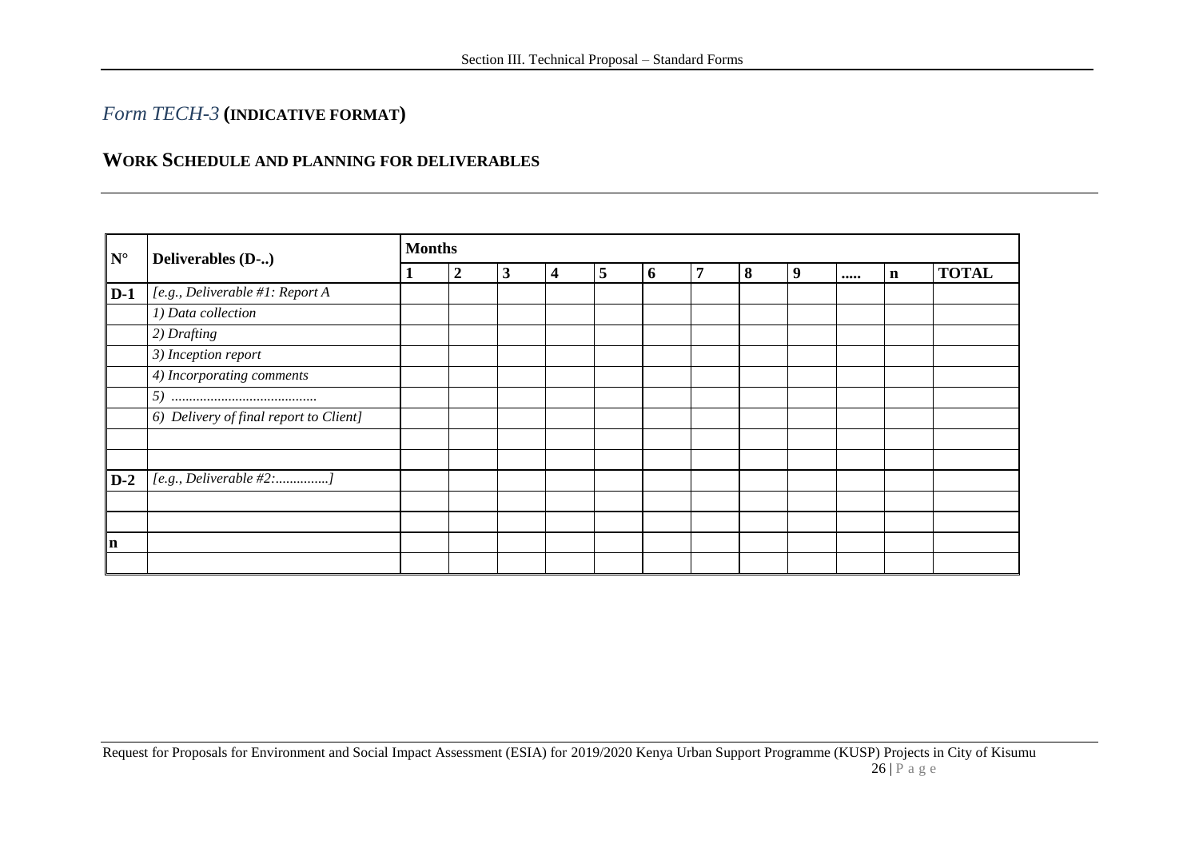## *Form TECH-3* (INDICATIVE FORMAT)

## WORK SCHEDULE AND PLANNING FOR DELIVERABLES

| N° | Deliverables (D-..) | Months | | | | | | | | | | | |
|---|---|---|---|---|---|---|---|---|---|---|---|---|---|
| | | 1 | 2 | 3 | 4 | 5 | 6 | 7 | 8 | 9 | ..... | n | TOTAL |
| D-1 | *[e.g., Deliverable #1: Report A* | | | | | | | | | | | | |
| | *1) Data collection* | | | | | | | | | | | | |
| | *2) Drafting* | | | | | | | | | | | | |
| | *3) Inception report* | | | | | | | | | | | | |
| | *4) Incorporating comments* | | | | | | | | | | | | |
| | *5) .........................................* | | | | | | | | | | | | |
| | *6) Delivery of final report to Client]* | | | | | | | | | | | | |
| | | | | | | | | | | | | | |
| | | | | | | | | | | | | | |
| D-2 | *[e.g., Deliverable #2:...............]* | | | | | | | | | | | | |
| | | | | | | | | | | | | | |
| | | | | | | | | | | | | | |
| n | | | | | | | | | | | | | |
| | | | | | | | | | | | | | |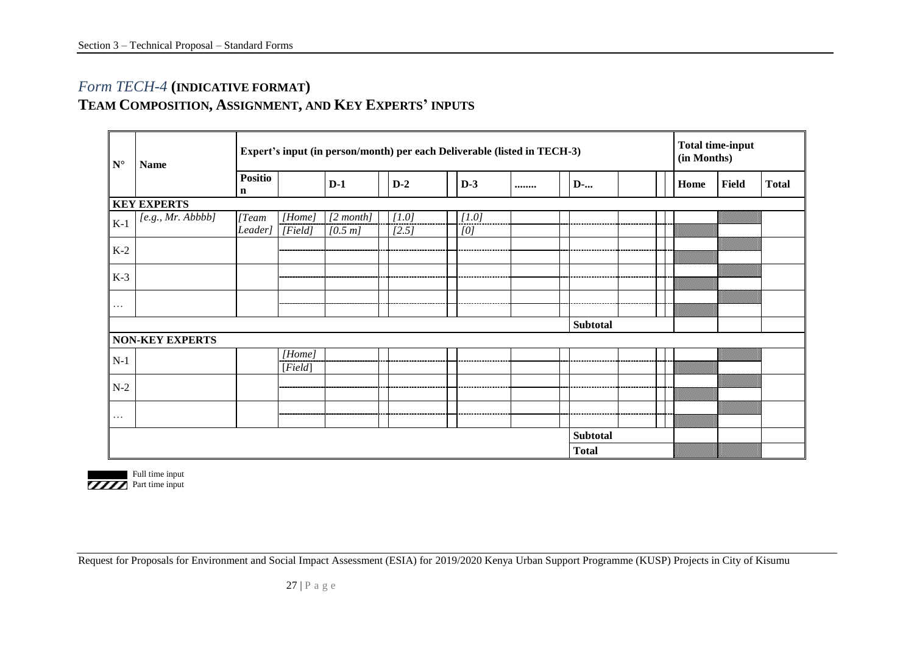## *Form TECH-4* (INDICATIVE FORMAT)

## TEAM COMPOSITION, ASSIGNMENT, AND KEY EXPERTS' INPUTS

| N° | Name | Expert's input (in person/month) per each Deliverable (listed in TECH-3) | | | | | | | Total time-input (in Months) | | |
|---|---|---|---|---|---|---|---|---|---|---|---|
| | | Position | | D-1 | D-2 | D-3 | ........ | D-... | Home | Field | Total |
| **KEY EXPERTS** | | | | | | | | | | | |
| K-1 | *[e.g., Mr. Abbbb]* | *[Team Leader]* | *[Home]* | *[2 month]* | *[1.0]* | *[1.0]* | | | | | |
| | | | *[Field]* | *[0.5 m]* | *[2.5]* | *[0]* | | | | | |
| K-2 | | | | | | | | | | | |
| | | | | | | | | | | | |
| K-3 | | | | | | | | | | | |
| | | | | | | | | | | | |
| … | | | | | | | | | | | |
| | | | | | | | | | | | |
| | | | | | | | | **Subtotal** | | | |
| **NON-KEY EXPERTS** | | | | | | | | | | | |
| N-1 | | | *[Home]* | | | | | | | | |
| | | | [*Field*] | | | | | | | | |
| N-2 | | | | | | | | | | | |
| | | | | | | | | | | | |
| … | | | | | | | | | | | |
| | | | | | | | | | | | |
| | | | | | | | | **Subtotal** | | | |
| | | | | | | | | **Total** | | | |

Full time input

Part time input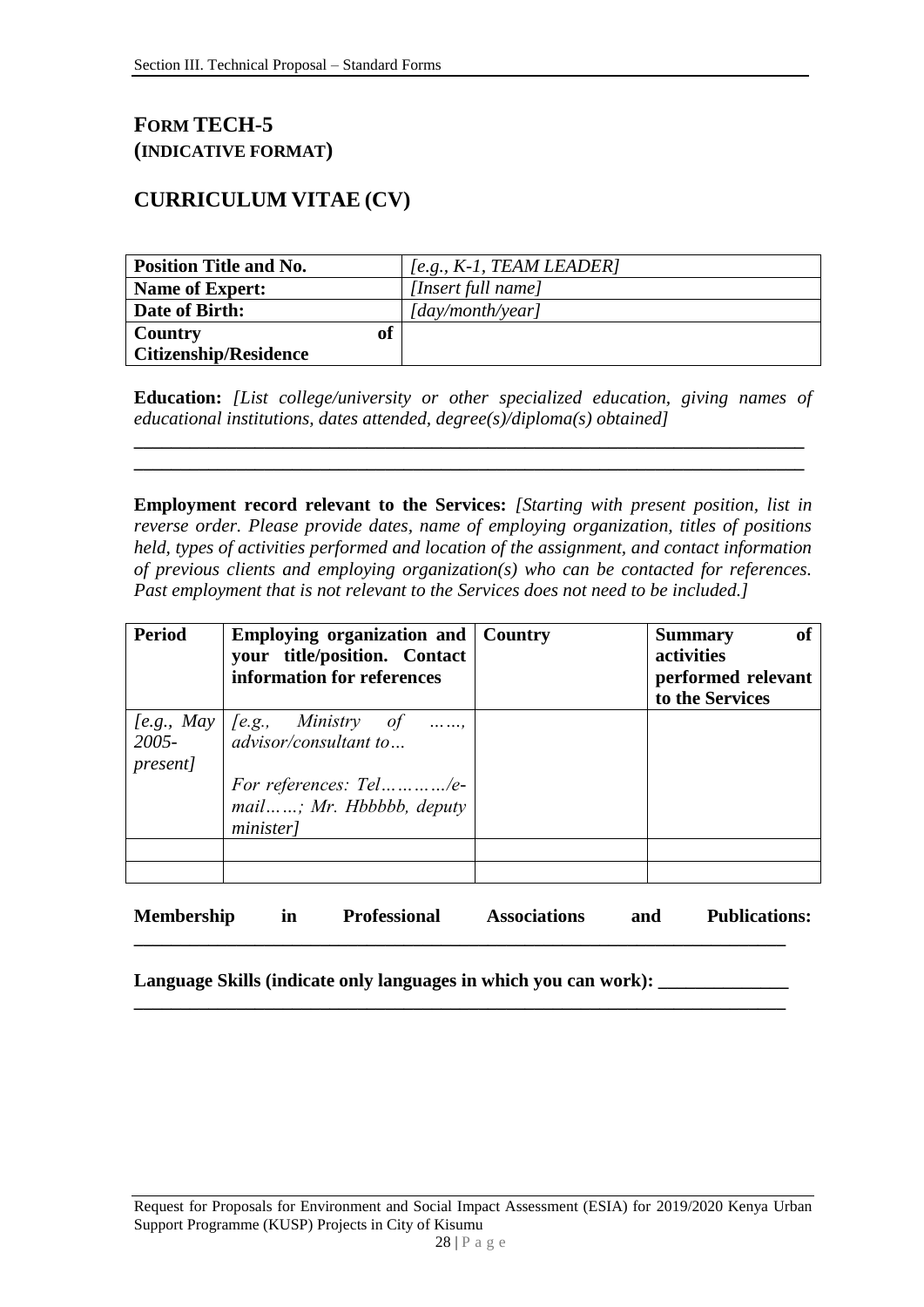## FORM TECH-5
## (INDICATIVE FORMAT)

## CURRICULUM VITAE (CV)

| **Position Title and No.** | *[e.g., K-1, TEAM LEADER]* |
|---|---|
| **Name of Expert:** | *[Insert full name]* |
| **Date of Birth:** | *[day/month/year]* |
| **Country of Citizenship/Residence** | |

**Education:** *[List college/university or other specialized education, giving names of educational institutions, dates attended, degree(s)/diploma(s) obtained]*

______________________________________________________________________
______________________________________________________________________

**Employment record relevant to the Services:** *[Starting with present position, list in reverse order. Please provide dates, name of employing organization, titles of positions held, types of activities performed and location of the assignment, and contact information of previous clients and employing organization(s) who can be contacted for references. Past employment that is not relevant to the Services does not need to be included.]*

| **Period** | **Employing organization and your title/position. Contact information for references** | **Country** | **Summary of activities performed relevant to the Services** |
|---|---|---|---|
| *[e.g., May 2005-present]* | *[e.g., Ministry of ……, advisor/consultant to…*<br><br>*For references: Tel…………/e-mail……; Mr. Hbbbbb, deputy minister]* | | |
| | | | |
| | | | |

**Membership in Professional Associations and Publications:**
______________________________________________________________________

**Language Skills (indicate only languages in which you can work):** ______________
______________________________________________________________________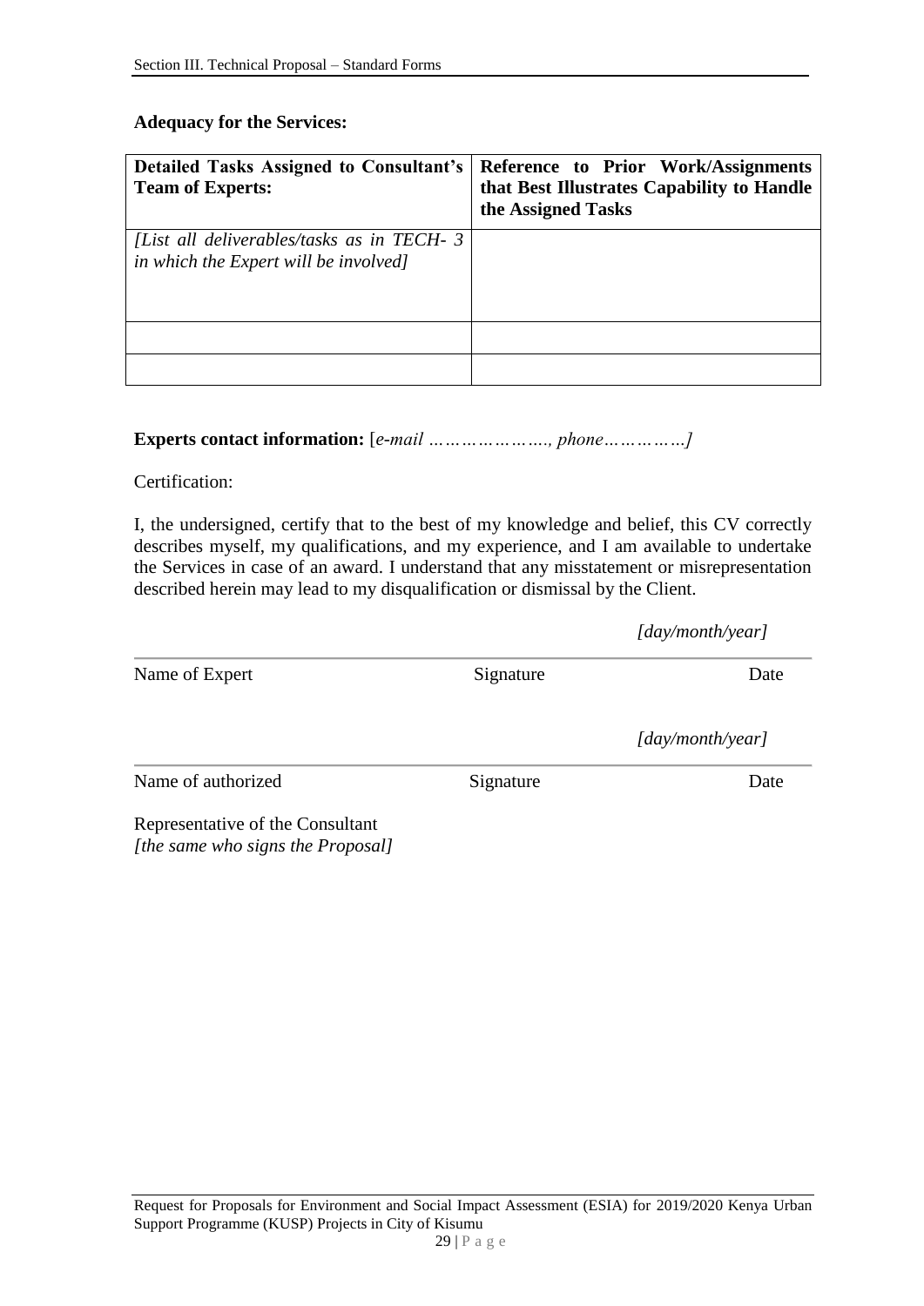**Adequacy for the Services:**

| **Detailed Tasks Assigned to Consultant's Team of Experts:** | **Reference to Prior Work/Assignments that Best Illustrates Capability to Handle the Assigned Tasks** |
|---|---|
| *[List all deliverables/tasks as in TECH- 3 in which the Expert will be involved]* | |
| | |
| | |

**Experts contact information:** [*e-mail …………………., phone……………]*

Certification:

I, the undersigned, certify that to the best of my knowledge and belief, this CV correctly describes myself, my qualifications, and my experience, and I am available to undertake the Services in case of an award. I understand that any misstatement or misrepresentation described herein may lead to my disqualification or dismissal by the Client.

*[day/month/year]*

| Name of Expert | Signature | Date |
|---|---|---|

*[day/month/year]*

| Name of authorized | Signature | Date |
|---|---|---|

Representative of the Consultant
*[the same who signs the Proposal]*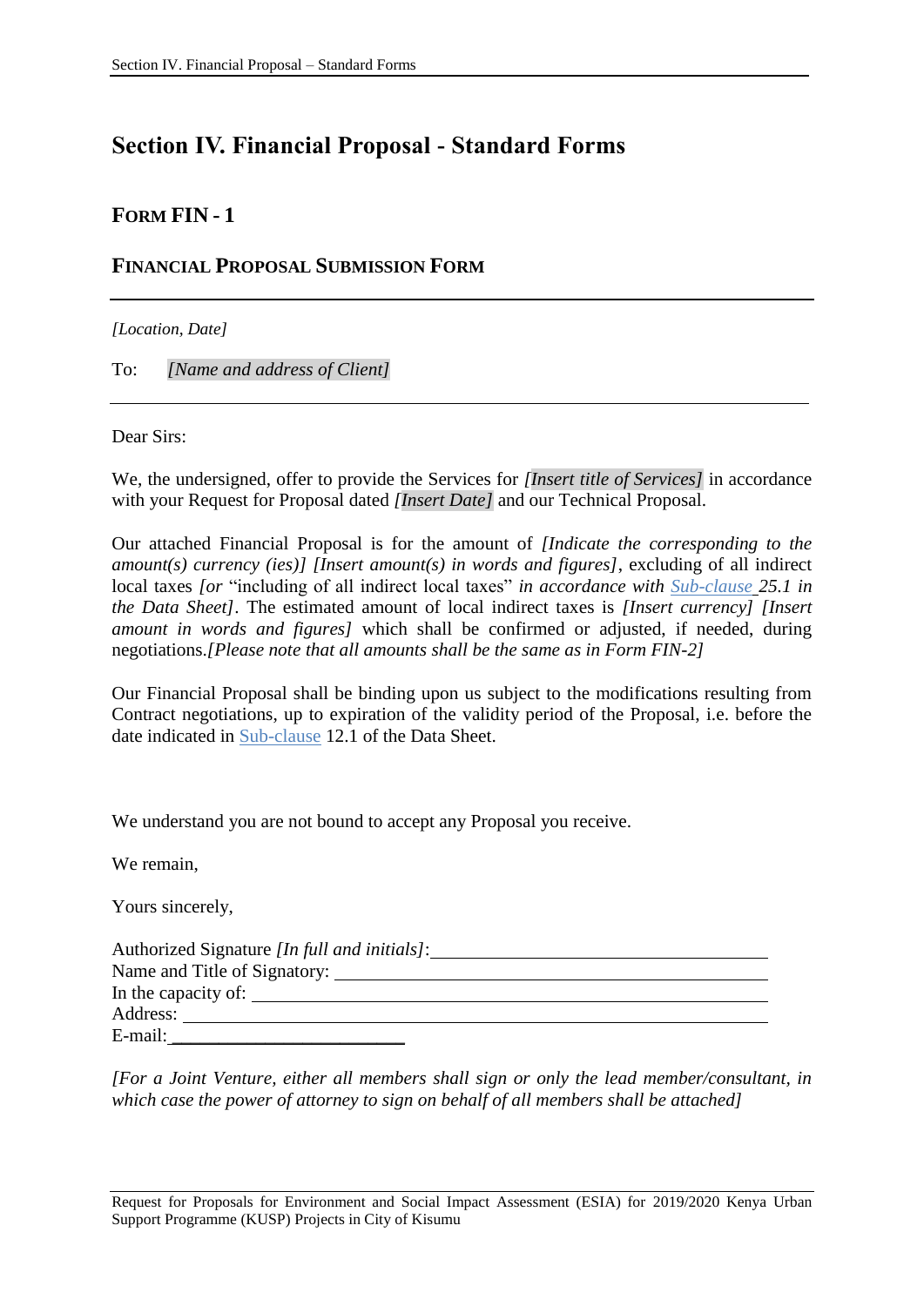# Section IV. Financial Proposal - Standard Forms

## FORM FIN - 1

## FINANCIAL PROPOSAL SUBMISSION FORM

---

*[Location, Date]*

To: *[Name and address of Client]*

---

Dear Sirs:

We, the undersigned, offer to provide the Services for *[Insert title of Services]* in accordance with your Request for Proposal dated *[Insert Date]* and our Technical Proposal.

Our attached Financial Proposal is for the amount of *[Indicate the corresponding to the amount(s) currency (ies)] [Insert amount(s) in words and figures]*, excluding of all indirect local taxes *[or* "including of all indirect local taxes" *in accordance with Sub-clause 25.1 in the Data Sheet]*. The estimated amount of local indirect taxes is *[Insert currency] [Insert amount in words and figures]* which shall be confirmed or adjusted, if needed, during negotiations.*[Please note that all amounts shall be the same as in Form FIN-2]*

Our Financial Proposal shall be binding upon us subject to the modifications resulting from Contract negotiations, up to expiration of the validity period of the Proposal, i.e. before the date indicated in Sub-clause 12.1 of the Data Sheet.

We understand you are not bound to accept any Proposal you receive.

We remain,

Yours sincerely,

Authorized Signature *[In full and initials]*: ______________________________
Name and Title of Signatory: ______________________________
In the capacity of: ______________________________
Address: ______________________________
E-mail: ______________________________

*[For a Joint Venture, either all members shall sign or only the lead member/consultant, in which case the power of attorney to sign on behalf of all members shall be attached]*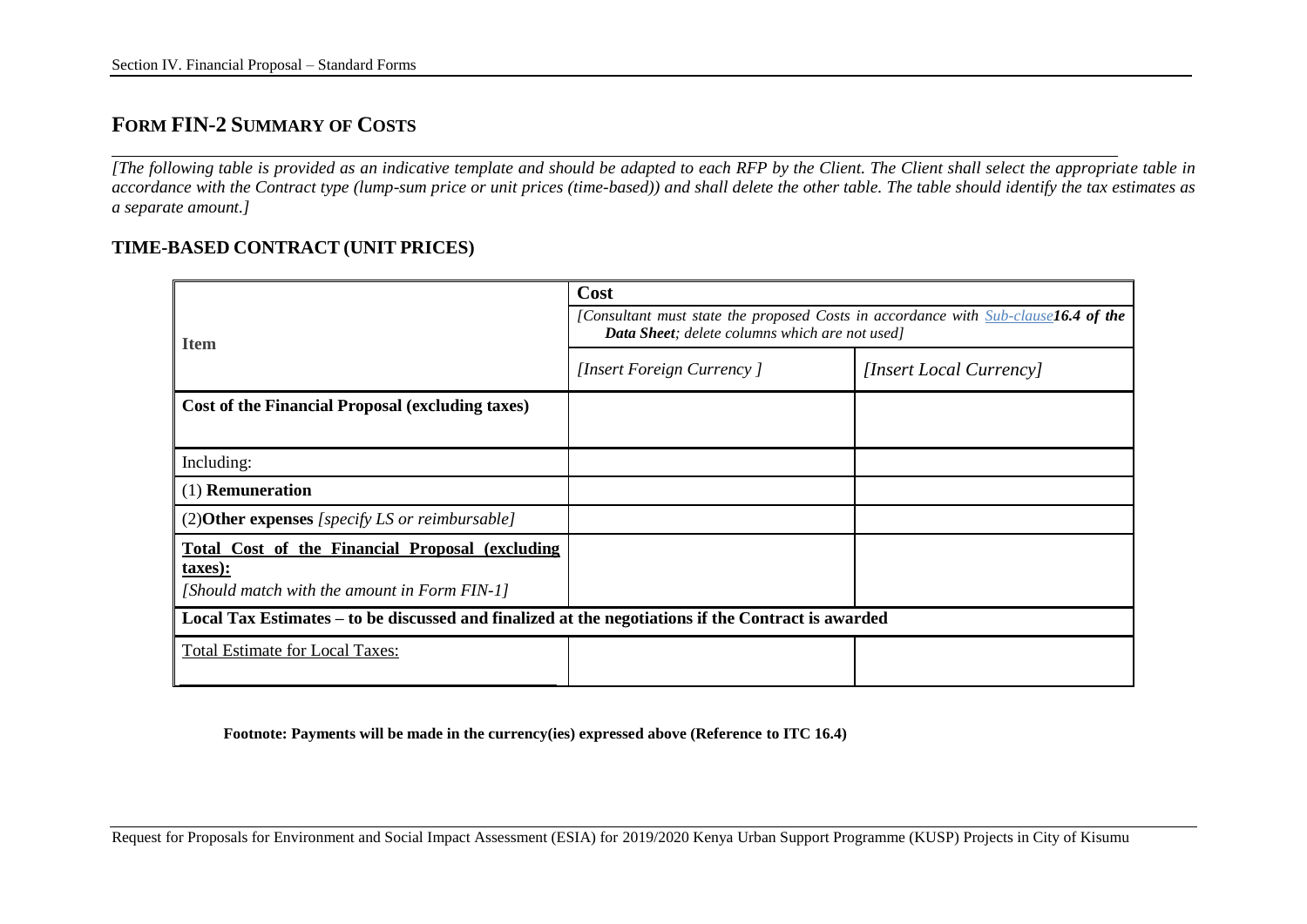# FORM FIN-2 SUMMARY OF COSTS

*[The following table is provided as an indicative template and should be adapted to each RFP by the Client. The Client shall select the appropriate table in accordance with the Contract type (lump-sum price or unit prices (time-based)) and shall delete the other table. The table should identify the tax estimates as a separate amount.]*

## TIME-BASED CONTRACT (UNIT PRICES)

| Item | **Cost** *[Consultant must state the proposed Costs in accordance with Sub-clause* ***16.4 of the Data Sheet****; delete columns which are not used]* | |
|---|---|---|
| | *[Insert Foreign Currency ]* | *[Insert Local Currency]* |
| **Cost of the Financial Proposal (excluding taxes)** | | |
| Including: | | |
| (1) **Remuneration** | | |
| (2)**Other expenses** *[specify LS or reimbursable]* | | |
| **Total Cost of the Financial Proposal (excluding taxes):** *[Should match with the amount in Form FIN-1]* | | |
| **Local Tax Estimates – to be discussed and finalized at the negotiations if the Contract is awarded** | | |
| Total Estimate for Local Taxes: | | |

**Footnote: Payments will be made in the currency(ies) expressed above (Reference to ITC 16.4)**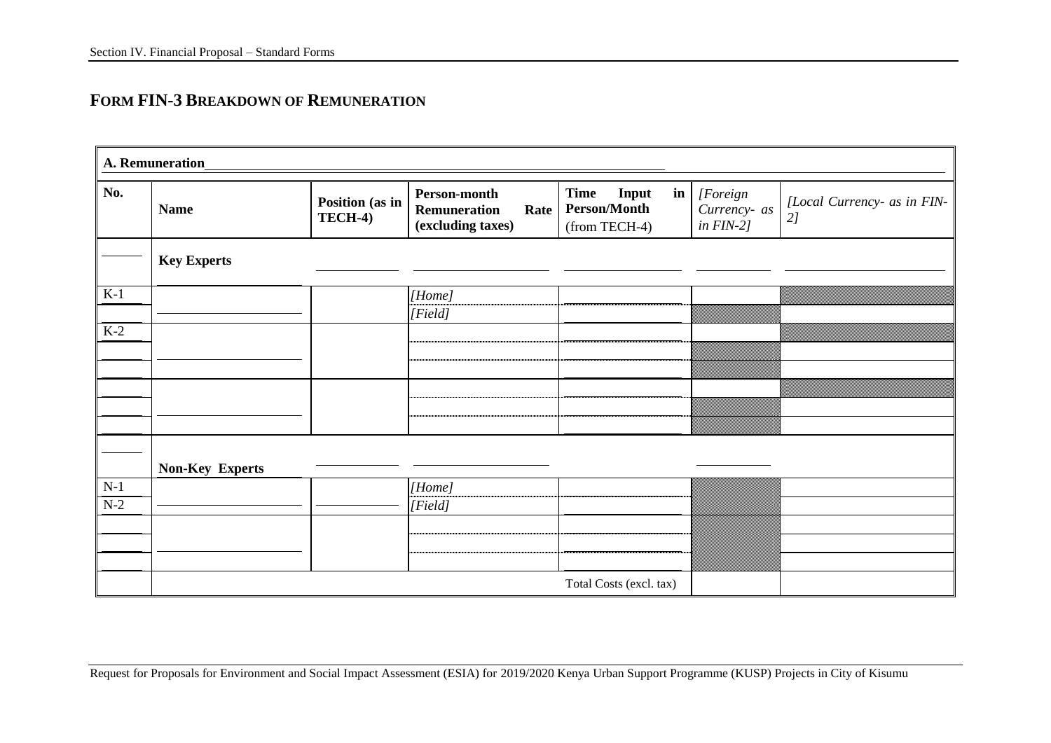## FORM FIN-3 BREAKDOWN OF REMUNERATION

| **A. Remuneration** | | | | | | |
|---|---|---|---|---|---|---|
| **No.** | **Name** | **Position (as in TECH-4)** | **Person-month Remuneration Rate (excluding taxes)** | **Time Input in Person/Month** (from TECH-4) | *[Foreign Currency- as in FIN-2]* | *[Local Currency- as in FIN-2]* |
| | **Key Experts** | | | | | |
| K-1 | | | *[Home]* | | | |
| | | | *[Field]* | | | |
| K-2 | | | | | | |
| | | | | | | |
| | | | | | | |
| | | | | | | |
| | | | | | | |
| | | | | | | |
| | **Non-Key Experts** | | | | | |
| N-1 | | | *[Home]* | | | |
| N-2 | | | *[Field]* | | | |
| | | | | | | |
| | | | | | | |
| | | | | | | |
| | | | | Total Costs (excl. tax) | | |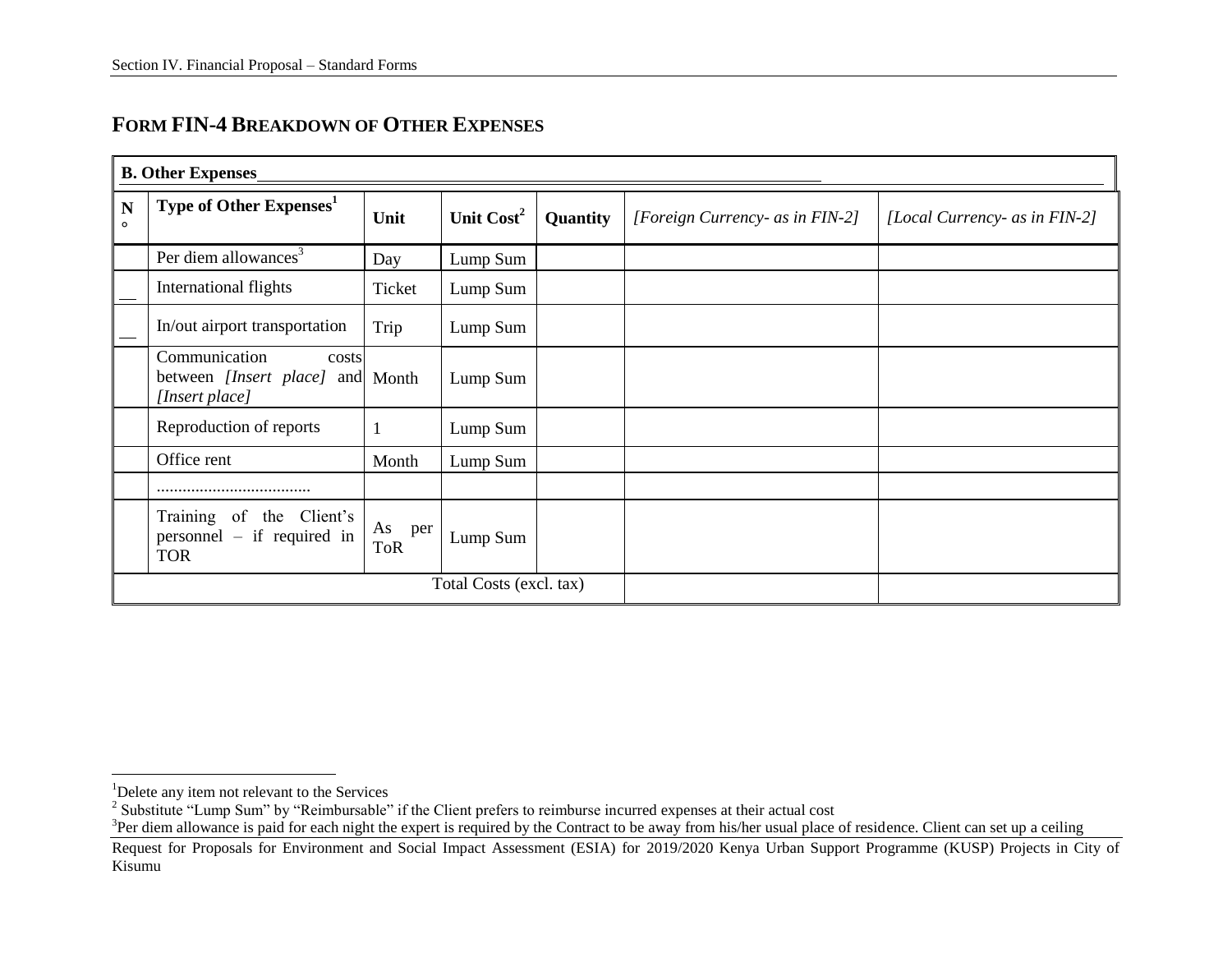## FORM FIN-4 BREAKDOWN OF OTHER EXPENSES

| **B. Other Expenses** | | | | | | |
|---|---|---|---|---|---|---|
| **N°** | **Type of Other Expenses**[1] | **Unit** | **Unit Cost**[2] | **Quantity** | *[Foreign Currency- as in FIN-2]* | *[Local Currency- as in FIN-2]* |
| | Per diem allowances[3] | Day | Lump Sum | | | |
| __ | International flights | Ticket | Lump Sum | | | |
| __ | In/out airport transportation | Trip | Lump Sum | | | |
| | Communication costs between *[Insert place]* and *[Insert place]* | Month | Lump Sum | | | |
| | Reproduction of reports | 1 | Lump Sum | | | |
| | Office rent | Month | Lump Sum | | | |
| | .................................... | | | | | |
| | Training of the Client's personnel – if required in TOR | As per ToR | Lump Sum | | | |
| | | | Total Costs (excl. tax) | | | |

[1]Delete any item not relevant to the Services

[2] Substitute "Lump Sum" by "Reimbursable" if the Client prefers to reimburse incurred expenses at their actual cost

[3]Per diem allowance is paid for each night the expert is required by the Contract to be away from his/her usual place of residence. Client can set up a ceiling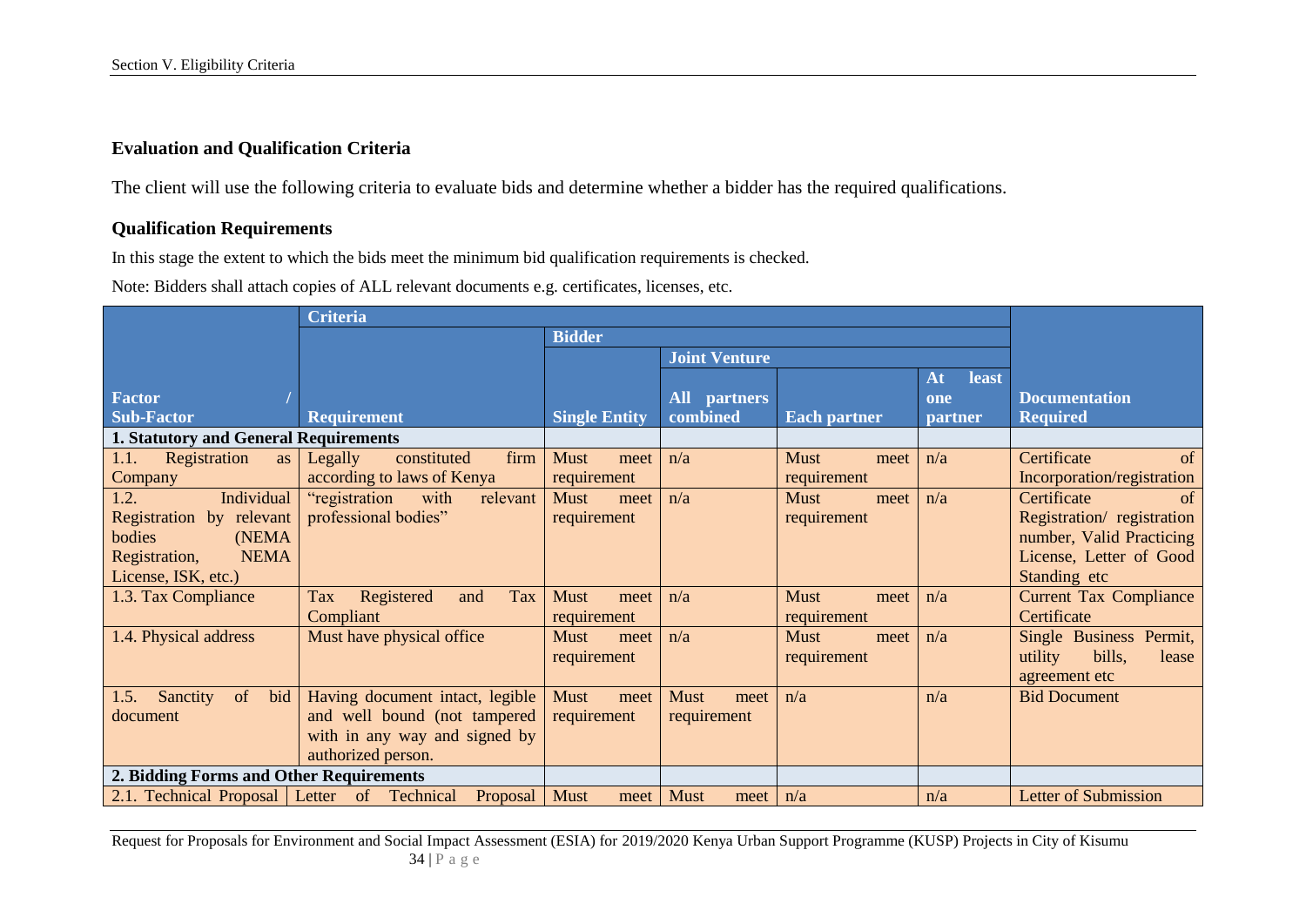### Evaluation and Qualification Criteria

The client will use the following criteria to evaluate bids and determine whether a bidder has the required qualifications.

### Qualification Requirements

In this stage the extent to which the bids meet the minimum bid qualification requirements is checked.

Note: Bidders shall attach copies of ALL relevant documents e.g. certificates, licenses, etc.

| | Criteria | | | | | |
|---|---|---|---|---|---|---|
| | | Bidder | | | | |
| | | | Joint Venture | | | |
| **Factor / Sub-Factor** | **Requirement** | **Single Entity** | **All partners combined** | **Each partner** | **At least one partner** | **Documentation Required** |
| **1. Statutory and General Requirements** | | | | | | |
| 1.1. Registration as Company | Legally constituted firm according to laws of Kenya | Must meet requirement | n/a | Must meet requirement | n/a | Certificate of Incorporation/registration |
| 1.2. Individual Registration by relevant bodies (NEMA Registration, NEMA License, ISK, etc.) | "registration with relevant professional bodies" | Must meet requirement | n/a | Must meet requirement | n/a | Certificate of Registration/ registration number, Valid Practicing License, Letter of Good Standing etc |
| 1.3. Tax Compliance | Tax Registered and Tax Compliant | Must meet requirement | n/a | Must meet requirement | n/a | Current Tax Compliance Certificate |
| 1.4. Physical address | Must have physical office | Must meet requirement | n/a | Must meet requirement | n/a | Single Business Permit, utility bills, lease agreement etc |
| 1.5. Sanctity of bid document | Having document intact, legible and well bound (not tampered with in any way and signed by authorized person. | Must meet requirement | Must meet requirement | n/a | n/a | Bid Document |
| **2. Bidding Forms and Other Requirements** | | | | | | |
| 2.1. Technical Proposal | Letter of Technical Proposal | Must meet | Must meet | n/a | n/a | Letter of Submission |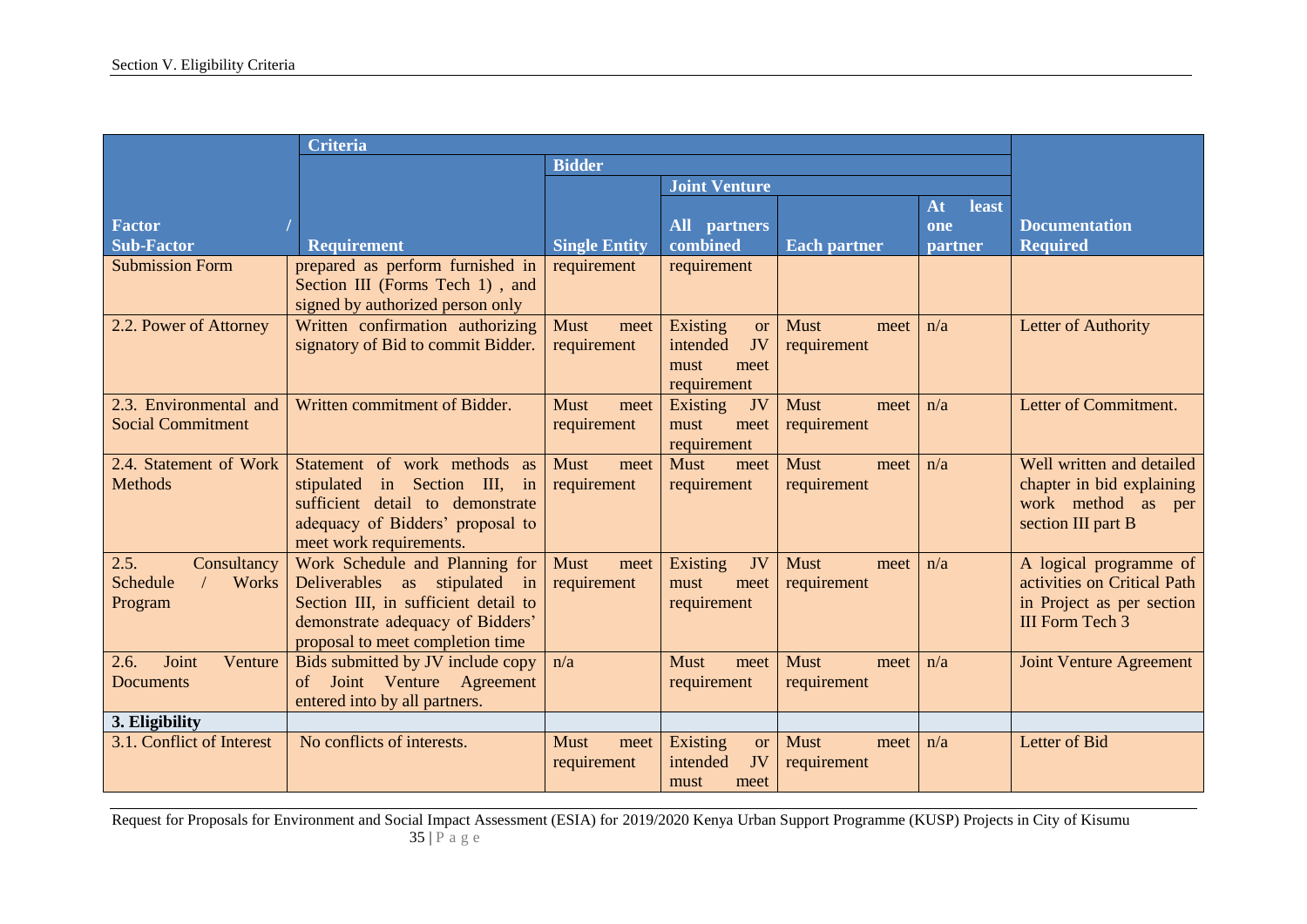| Factor / Sub-Factor | Criteria | | | | | Documentation Required |
|---|---|---|---|---|---|---|
| | Requirement | Bidder | | | | |
| | | Single Entity | Joint Venture | | | |
| | | | All partners combined | Each partner | At least one partner | |
| Submission Form | prepared as perform furnished in Section III (Forms Tech 1) , and signed by authorized person only | requirement | requirement | | | |
| 2.2. Power of Attorney | Written confirmation authorizing signatory of Bid to commit Bidder. | Must meet requirement | Existing or intended JV must meet requirement | Must meet requirement | n/a | Letter of Authority |
| 2.3. Environmental and Social Commitment | Written commitment of Bidder. | Must meet requirement | Existing JV must meet requirement | Must meet requirement | n/a | Letter of Commitment. |
| 2.4. Statement of Work Methods | Statement of work methods as stipulated in Section III, in sufficient detail to demonstrate adequacy of Bidders' proposal to meet work requirements. | Must meet requirement | Must meet requirement | Must meet requirement | n/a | Well written and detailed chapter in bid explaining work method as per section III part B |
| 2.5. Consultancy Schedule / Works Program | Work Schedule and Planning for Deliverables as stipulated in Section III, in sufficient detail to demonstrate adequacy of Bidders' proposal to meet completion time | Must meet requirement | Existing JV must meet requirement | Must meet requirement | n/a | A logical programme of activities on Critical Path in Project as per section III Form Tech 3 |
| 2.6. Joint Venture Documents | Bids submitted by JV include copy of Joint Venture Agreement entered into by all partners. | n/a | Must meet requirement | Must meet requirement | n/a | Joint Venture Agreement |
| **3. Eligibility** | | | | | | |
| 3.1. Conflict of Interest | No conflicts of interests. | Must meet requirement | Existing or intended JV must meet | Must meet requirement | n/a | Letter of Bid |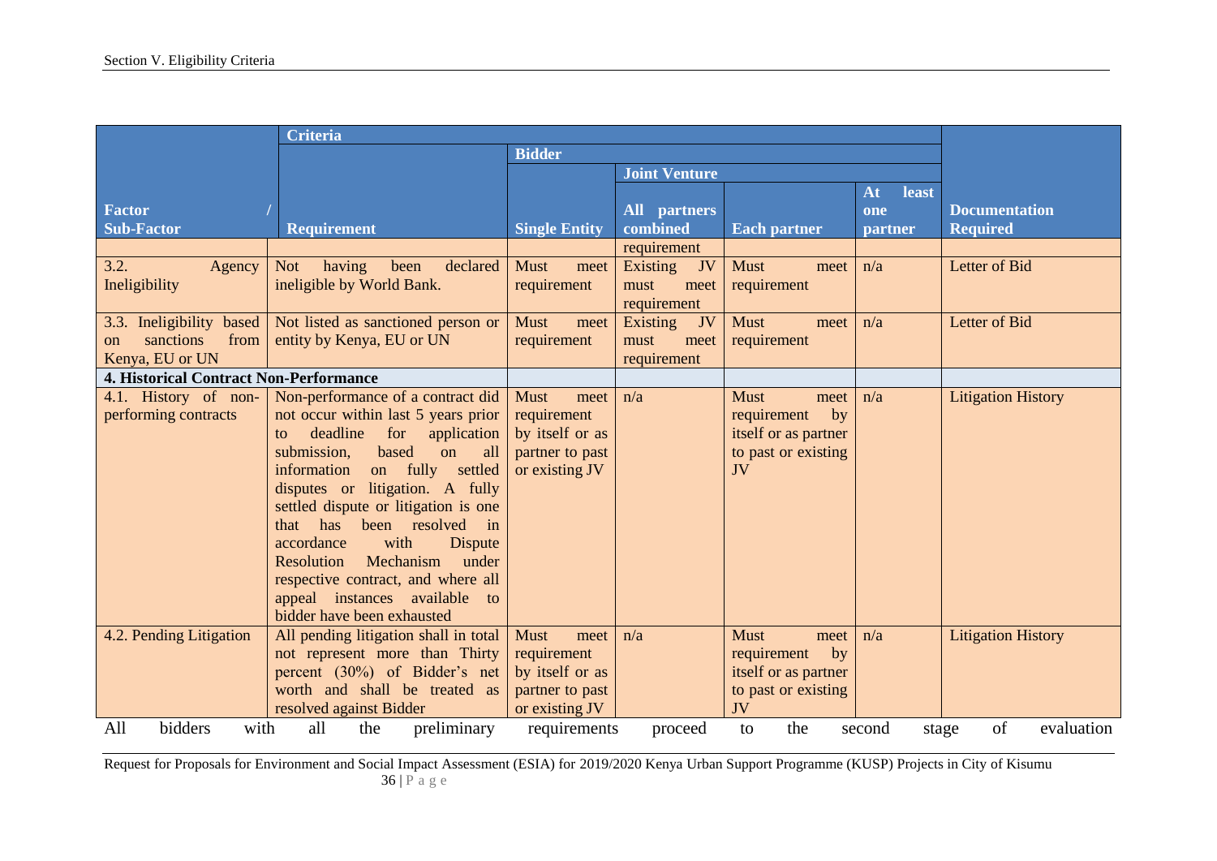| Factor / Sub-Factor | Criteria | | | | | Documentation Required |
|---|---|---|---|---|---|---|
| | Requirement | Bidder | | | | |
| | | Single Entity | Joint Venture | | | |
| | | | All partners combined | Each partner | At least one partner | |
| | | | requirement | | | |
| 3.2. Agency Ineligibility | Not having been declared ineligible by World Bank. | Must meet requirement | Existing JV must meet requirement | Must meet requirement | n/a | Letter of Bid |
| 3.3. Ineligibility based on sanctions from Kenya, EU or UN | Not listed as sanctioned person or entity by Kenya, EU or UN | Must meet requirement | Existing JV must meet requirement | Must meet requirement | n/a | Letter of Bid |
| **4. Historical Contract Non-Performance** | | | | | | |
| 4.1. History of non-performing contracts | Non-performance of a contract did not occur within last 5 years prior to deadline for application submission, based on all information on fully settled disputes or litigation. A fully settled dispute or litigation is one that has been resolved in accordance with Dispute Resolution Mechanism under respective contract, and where all appeal instances available to bidder have been exhausted | Must meet requirement by itself or as partner to past or existing JV | n/a | Must meet requirement by itself or as partner to past or existing JV | n/a | Litigation History |
| 4.2. Pending Litigation | All pending litigation shall in total not represent more than Thirty percent (30%) of Bidder's net worth and shall be treated as resolved against Bidder | Must meet requirement by itself or as partner to past or existing JV | n/a | Must meet requirement by itself or as partner to past or existing JV | n/a | Litigation History |

All bidders with all the preliminary requirements proceed to the second stage of evaluation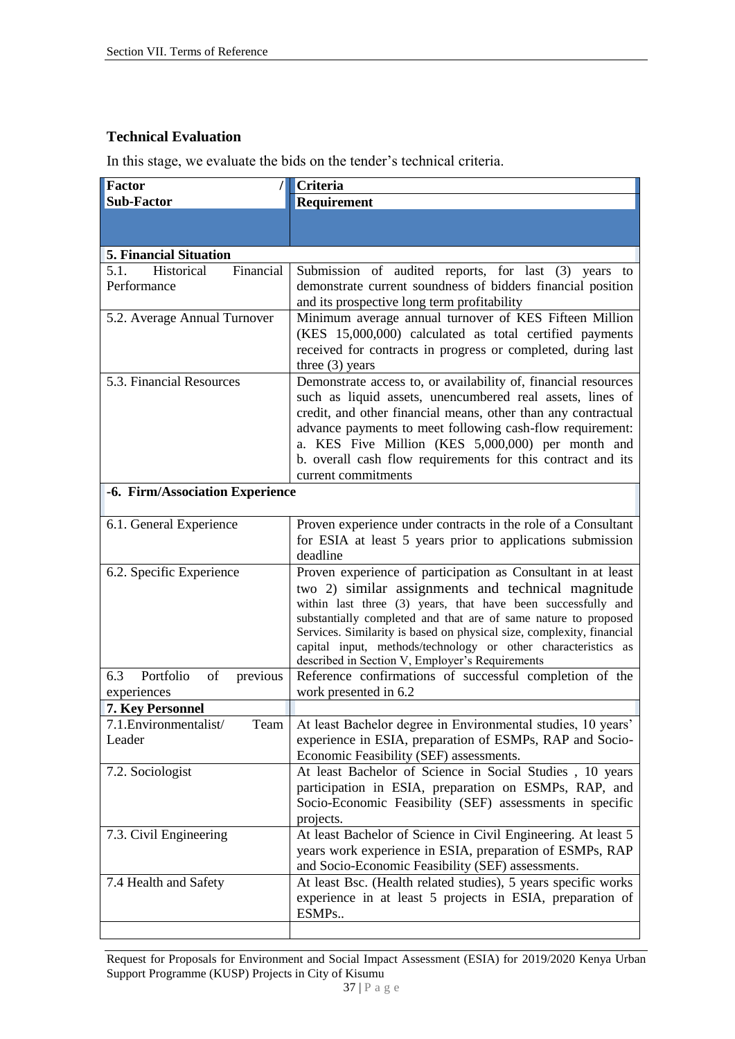### Technical Evaluation

In this stage, we evaluate the bids on the tender's technical criteria.

| Factor / Sub-Factor | Criteria Requirement |
|---|---|
| **5. Financial Situation** | |
| 5.1. Historical Financial Performance | Submission of audited reports, for last (3) years to demonstrate current soundness of bidders financial position and its prospective long term profitability |
| 5.2. Average Annual Turnover | Minimum average annual turnover of KES Fifteen Million (KES 15,000,000) calculated as total certified payments received for contracts in progress or completed, during last three (3) years |
| 5.3. Financial Resources | Demonstrate access to, or availability of, financial resources such as liquid assets, unencumbered real assets, lines of credit, and other financial means, other than any contractual advance payments to meet following cash-flow requirement: a. KES Five Million (KES 5,000,000) per month and b. overall cash flow requirements for this contract and its current commitments |
| **-6. Firm/Association Experience** | |
| 6.1. General Experience | Proven experience under contracts in the role of a Consultant for ESIA at least 5 years prior to applications submission deadline |
| 6.2. Specific Experience | Proven experience of participation as Consultant in at least two 2) similar assignments and technical magnitude within last three (3) years, that have been successfully and substantially completed and that are of same nature to proposed Services. Similarity is based on physical size, complexity, financial capital input, methods/technology or other characteristics as described in Section V, Employer's Requirements |
| 6.3 Portfolio of previous experiences | Reference confirmations of successful completion of the work presented in 6.2 |
| **7. Key Personnel** | |
| 7.1.Environmentalist/ Team Leader | At least Bachelor degree in Environmental studies, 10 years' experience in ESIA, preparation of ESMPs, RAP and Socio-Economic Feasibility (SEF) assessments. |
| 7.2. Sociologist | At least Bachelor of Science in Social Studies , 10 years participation in ESIA, preparation on ESMPs, RAP, and Socio-Economic Feasibility (SEF) assessments in specific projects. |
| 7.3. Civil Engineering | At least Bachelor of Science in Civil Engineering. At least 5 years work experience in ESIA, preparation of ESMPs, RAP and Socio-Economic Feasibility (SEF) assessments. |
| 7.4 Health and Safety | At least Bsc. (Health related studies), 5 years specific works experience in at least 5 projects in ESIA, preparation of ESMPs.. |
| | |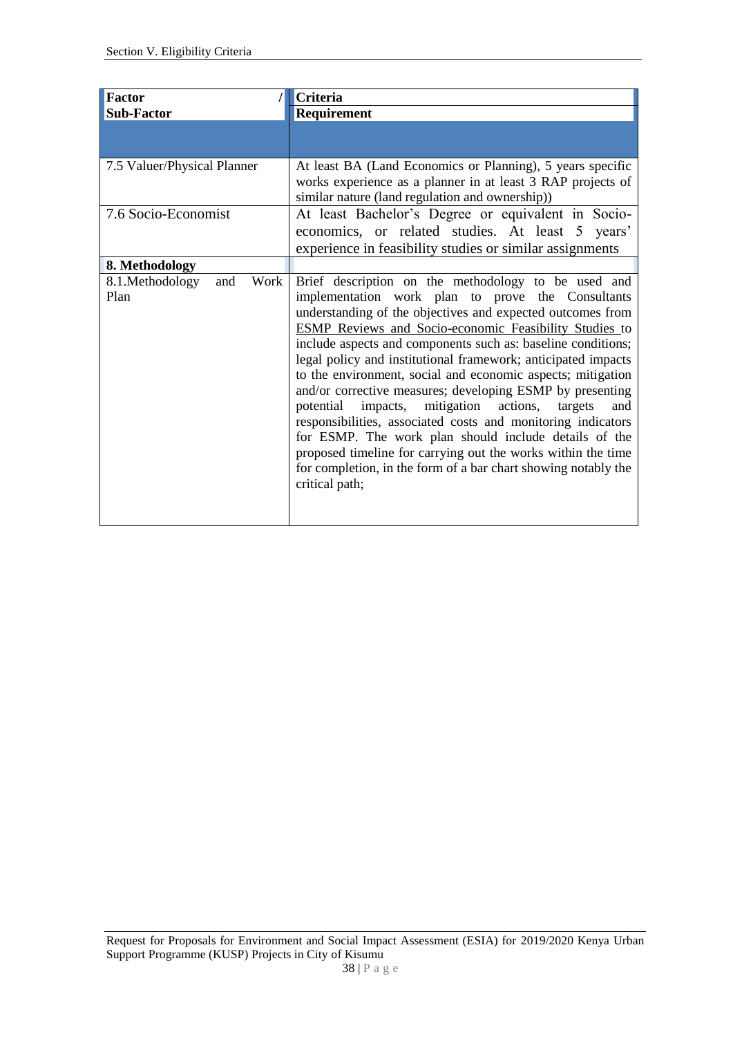| Factor / Sub-Factor | Criteria Requirement |
| --- | --- |
| | |
| 7.5 Valuer/Physical Planner | At least BA (Land Economics or Planning), 5 years specific works experience as a planner in at least 3 RAP projects of similar nature (land regulation and ownership)) |
| 7.6 Socio-Economist | At least Bachelor's Degree or equivalent in Socio-economics, or related studies. At least 5 years' experience in feasibility studies or similar assignments |
| **8. Methodology** | |
| 8.1.Methodology and Work Plan | Brief description on the methodology to be used and implementation work plan to prove the Consultants understanding of the objectives and expected outcomes from ESMP Reviews and Socio-economic Feasibility Studies to include aspects and components such as: baseline conditions; legal policy and institutional framework; anticipated impacts to the environment, social and economic aspects; mitigation and/or corrective measures; developing ESMP by presenting potential impacts, mitigation actions, targets and responsibilities, associated costs and monitoring indicators for ESMP. The work plan should include details of the proposed timeline for carrying out the works within the time for completion, in the form of a bar chart showing notably the critical path; |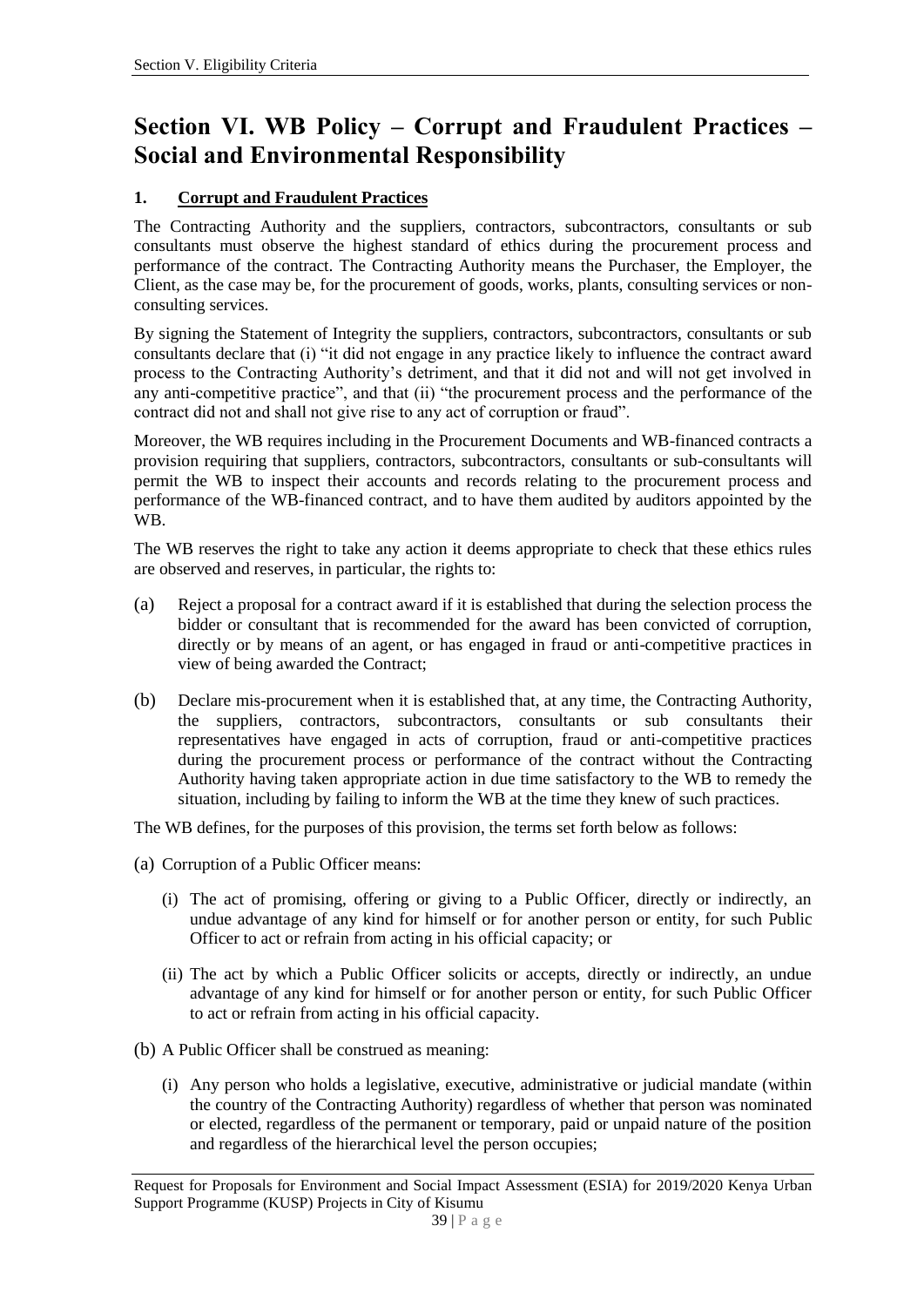# Section VI. WB Policy – Corrupt and Fraudulent Practices – Social and Environmental Responsibility

## 1. Corrupt and Fraudulent Practices

The Contracting Authority and the suppliers, contractors, subcontractors, consultants or sub consultants must observe the highest standard of ethics during the procurement process and performance of the contract. The Contracting Authority means the Purchaser, the Employer, the Client, as the case may be, for the procurement of goods, works, plants, consulting services or non-consulting services.

By signing the Statement of Integrity the suppliers, contractors, subcontractors, consultants or sub consultants declare that (i) "it did not engage in any practice likely to influence the contract award process to the Contracting Authority's detriment, and that it did not and will not get involved in any anti-competitive practice", and that (ii) "the procurement process and the performance of the contract did not and shall not give rise to any act of corruption or fraud".

Moreover, the WB requires including in the Procurement Documents and WB-financed contracts a provision requiring that suppliers, contractors, subcontractors, consultants or sub-consultants will permit the WB to inspect their accounts and records relating to the procurement process and performance of the WB-financed contract, and to have them audited by auditors appointed by the WB.

The WB reserves the right to take any action it deems appropriate to check that these ethics rules are observed and reserves, in particular, the rights to:

(a) Reject a proposal for a contract award if it is established that during the selection process the bidder or consultant that is recommended for the award has been convicted of corruption, directly or by means of an agent, or has engaged in fraud or anti-competitive practices in view of being awarded the Contract;

(b) Declare mis-procurement when it is established that, at any time, the Contracting Authority, the suppliers, contractors, subcontractors, consultants or sub consultants their representatives have engaged in acts of corruption, fraud or anti-competitive practices during the procurement process or performance of the contract without the Contracting Authority having taken appropriate action in due time satisfactory to the WB to remedy the situation, including by failing to inform the WB at the time they knew of such practices.

The WB defines, for the purposes of this provision, the terms set forth below as follows:

(a) Corruption of a Public Officer means:

(i) The act of promising, offering or giving to a Public Officer, directly or indirectly, an undue advantage of any kind for himself or for another person or entity, for such Public Officer to act or refrain from acting in his official capacity; or

(ii) The act by which a Public Officer solicits or accepts, directly or indirectly, an undue advantage of any kind for himself or for another person or entity, for such Public Officer to act or refrain from acting in his official capacity.

(b) A Public Officer shall be construed as meaning:

(i) Any person who holds a legislative, executive, administrative or judicial mandate (within the country of the Contracting Authority) regardless of whether that person was nominated or elected, regardless of the permanent or temporary, paid or unpaid nature of the position and regardless of the hierarchical level the person occupies;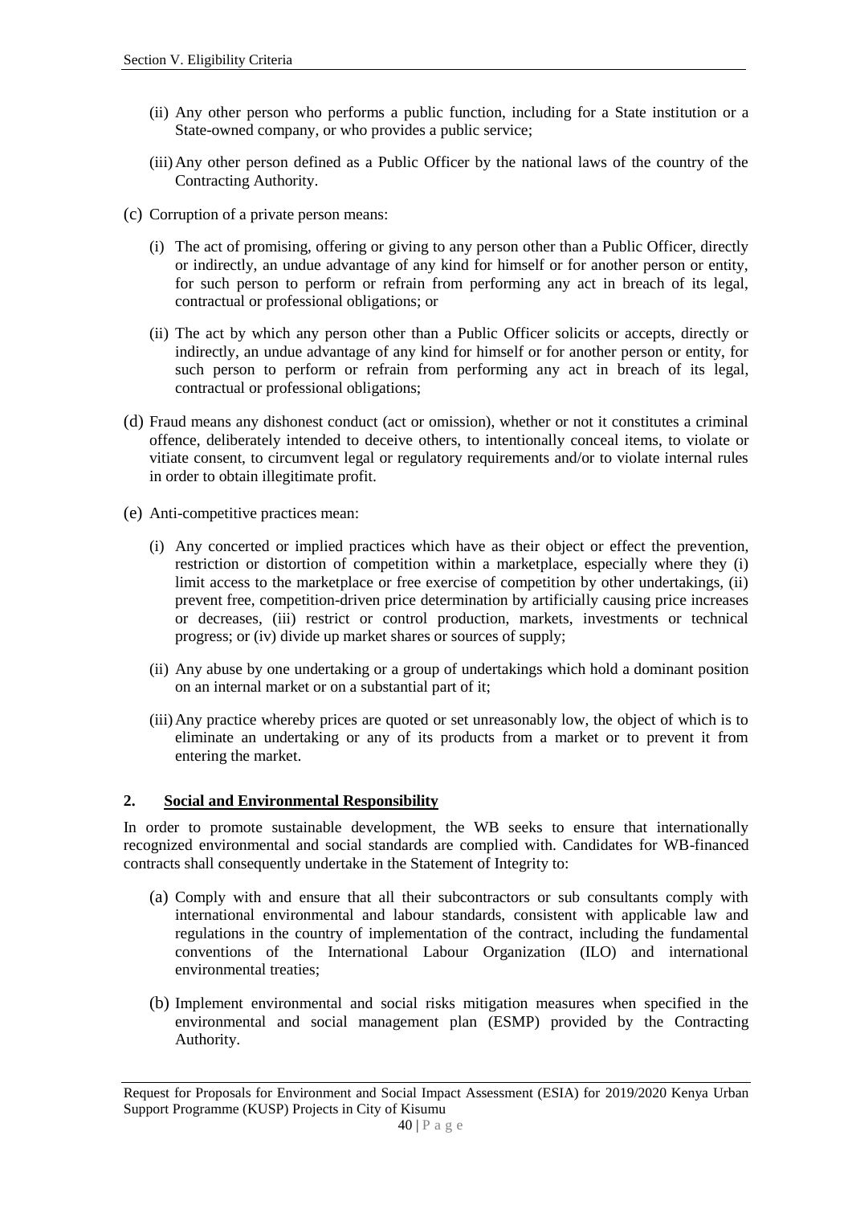(ii) Any other person who performs a public function, including for a State institution or a State-owned company, or who provides a public service;

(iii) Any other person defined as a Public Officer by the national laws of the country of the Contracting Authority.

(c) Corruption of a private person means:

(i) The act of promising, offering or giving to any person other than a Public Officer, directly or indirectly, an undue advantage of any kind for himself or for another person or entity, for such person to perform or refrain from performing any act in breach of its legal, contractual or professional obligations; or

(ii) The act by which any person other than a Public Officer solicits or accepts, directly or indirectly, an undue advantage of any kind for himself or for another person or entity, for such person to perform or refrain from performing any act in breach of its legal, contractual or professional obligations;

(d) Fraud means any dishonest conduct (act or omission), whether or not it constitutes a criminal offence, deliberately intended to deceive others, to intentionally conceal items, to violate or vitiate consent, to circumvent legal or regulatory requirements and/or to violate internal rules in order to obtain illegitimate profit.

(e) Anti-competitive practices mean:

(i) Any concerted or implied practices which have as their object or effect the prevention, restriction or distortion of competition within a marketplace, especially where they (i) limit access to the marketplace or free exercise of competition by other undertakings, (ii) prevent free, competition-driven price determination by artificially causing price increases or decreases, (iii) restrict or control production, markets, investments or technical progress; or (iv) divide up market shares or sources of supply;

(ii) Any abuse by one undertaking or a group of undertakings which hold a dominant position on an internal market or on a substantial part of it;

(iii) Any practice whereby prices are quoted or set unreasonably low, the object of which is to eliminate an undertaking or any of its products from a market or to prevent it from entering the market.

## 2. Social and Environmental Responsibility

In order to promote sustainable development, the WB seeks to ensure that internationally recognized environmental and social standards are complied with. Candidates for WB-financed contracts shall consequently undertake in the Statement of Integrity to:

(a) Comply with and ensure that all their subcontractors or sub consultants comply with international environmental and labour standards, consistent with applicable law and regulations in the country of implementation of the contract, including the fundamental conventions of the International Labour Organization (ILO) and international environmental treaties;

(b) Implement environmental and social risks mitigation measures when specified in the environmental and social management plan (ESMP) provided by the Contracting Authority.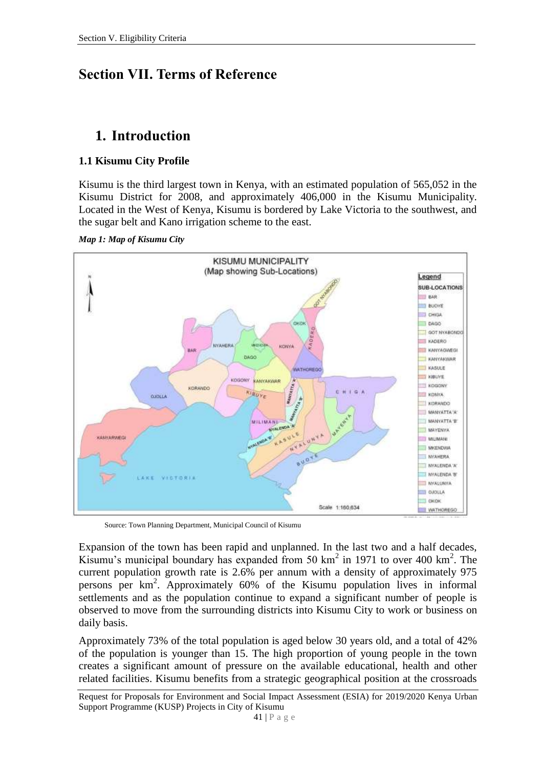# Section VII. Terms of Reference

## 1. Introduction

### 1.1 Kisumu City Profile

Kisumu is the third largest town in Kenya, with an estimated population of 565,052 in the Kisumu District for 2008, and approximately 406,000 in the Kisumu Municipality. Located in the West of Kenya, Kisumu is bordered by Lake Victoria to the southwest, and the sugar belt and Kano irrigation scheme to the east.

***Map 1: Map of Kisumu City***

Source: Town Planning Department, Municipal Council of Kisumu

Expansion of the town has been rapid and unplanned. In the last two and a half decades, Kisumu's municipal boundary has expanded from 50 $km^2$ in 1971 to over 400 $km^2$. The current population growth rate is 2.6% per annum with a density of approximately 975 persons per $km^2$. Approximately 60% of the Kisumu population lives in informal settlements and as the population continue to expand a significant number of people is observed to move from the surrounding districts into Kisumu City to work or business on daily basis.

Approximately 73% of the total population is aged below 30 years old, and a total of 42% of the population is younger than 15. The high proportion of young people in the town creates a significant amount of pressure on the available educational, health and other related facilities. Kisumu benefits from a strategic geographical position at the crossroads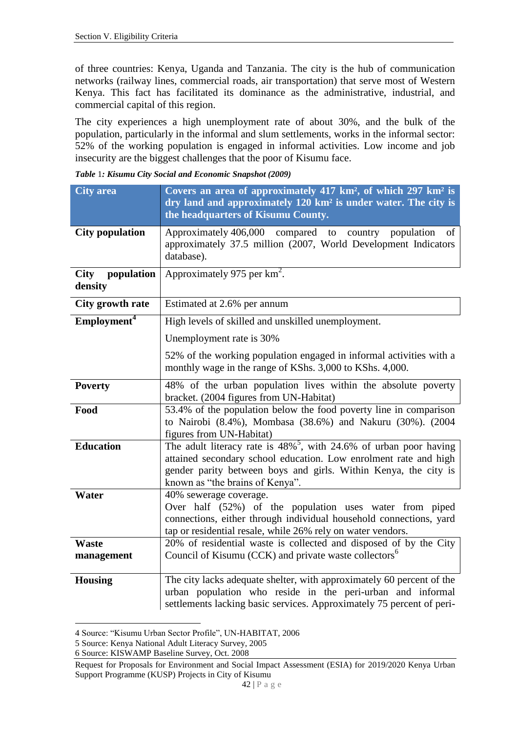of three countries: Kenya, Uganda and Tanzania. The city is the hub of communication networks (railway lines, commercial roads, air transportation) that serve most of Western Kenya. This fact has facilitated its dominance as the administrative, industrial, and commercial capital of this region.

The city experiences a high unemployment rate of about 30%, and the bulk of the population, particularly in the informal and slum settlements, works in the informal sector: 52% of the working population is engaged in informal activities. Low income and job insecurity are the biggest challenges that the poor of Kisumu face.

***Table 1: Kisumu City Social and Economic Snapshot (2009)***

| City area | Covers an area of approximately 417 km², of which 297 km² is dry land and approximately 120 km² is under water. The city is the headquarters of Kisumu County. |
|---|---|
| **City population** | Approximately 406,000 compared to country population of approximately 37.5 million (2007, World Development Indicators database). |
| **City population density** | Approximately 975 per km$^2$. |
| **City growth rate** | Estimated at 2.6% per annum |
| **Employment**[4] | High levels of skilled and unskilled unemployment.<br><br>Unemployment rate is 30%<br><br>52% of the working population engaged in informal activities with a monthly wage in the range of KShs. 3,000 to KShs. 4,000. |
| **Poverty** | 48% of the urban population lives within the absolute poverty bracket. (2004 figures from UN-Habitat) |
| **Food** | 53.4% of the population below the food poverty line in comparison to Nairobi (8.4%), Mombasa (38.6%) and Nakuru (30%). (2004 figures from UN-Habitat) |
| **Education** | The adult literacy rate is 48%[5], with 24.6% of urban poor having attained secondary school education. Low enrolment rate and high gender parity between boys and girls. Within Kenya, the city is known as "the brains of Kenya". |
| **Water** | 40% sewerage coverage.<br>Over half (52%) of the population uses water from piped connections, either through individual household connections, yard tap or residential resale, while 26% rely on water vendors. |
| **Waste management** | 20% of residential waste is collected and disposed of by the City Council of Kisumu (CCK) and private waste collectors[6] |
| **Housing** | The city lacks adequate shelter, with approximately 60 percent of the urban population who reside in the peri-urban and informal settlements lacking basic services. Approximately 75 percent of peri- |

4 Source: "Kisumu Urban Sector Profile", UN-HABITAT, 2006

5 Source: Kenya National Adult Literacy Survey, 2005

6 Source: KISWAMP Baseline Survey, Oct. 2008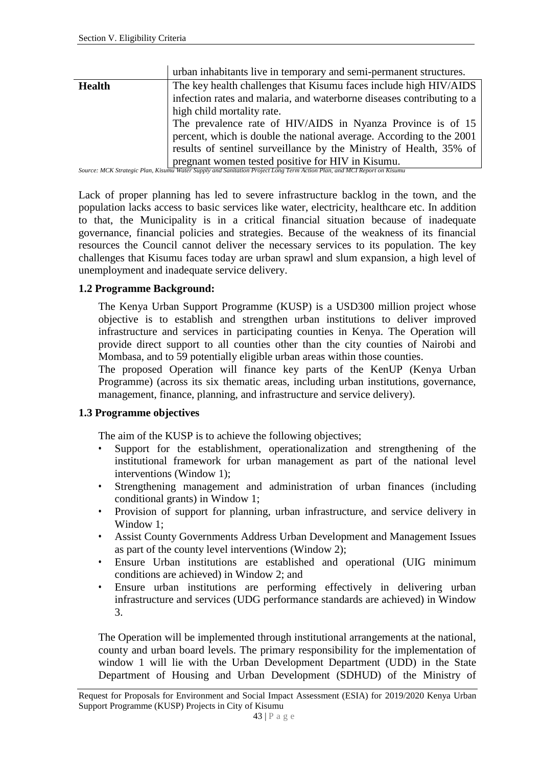| | |
|---|---|
| | urban inhabitants live in temporary and semi-permanent structures. |
| **Health** | The key health challenges that Kisumu faces include high HIV/AIDS infection rates and malaria, and waterborne diseases contributing to a high child mortality rate. The prevalence rate of HIV/AIDS in Nyanza Province is of 15 percent, which is double the national average. According to the 2001 results of sentinel surveillance by the Ministry of Health, 35% of pregnant women tested positive for HIV in Kisumu. |

*Source: MCK Strategic Plan, Kisumu Water Supply and Sanitation Project Long Term Action Plan, and MCI Report on Kisumu*

Lack of proper planning has led to severe infrastructure backlog in the town, and the population lacks access to basic services like water, electricity, healthcare etc. In addition to that, the Municipality is in a critical financial situation because of inadequate governance, financial policies and strategies. Because of the weakness of its financial resources the Council cannot deliver the necessary services to its population. The key challenges that Kisumu faces today are urban sprawl and slum expansion, a high level of unemployment and inadequate service delivery.

### 1.2 Programme Background:

The Kenya Urban Support Programme (KUSP) is a USD300 million project whose objective is to establish and strengthen urban institutions to deliver improved infrastructure and services in participating counties in Kenya. The Operation will provide direct support to all counties other than the city counties of Nairobi and Mombasa, and to 59 potentially eligible urban areas within those counties.

The proposed Operation will finance key parts of the KenUP (Kenya Urban Programme) (across its six thematic areas, including urban institutions, governance, management, finance, planning, and infrastructure and service delivery).

### 1.3 Programme objectives

The aim of the KUSP is to achieve the following objectives;

- Support for the establishment, operationalization and strengthening of the institutional framework for urban management as part of the national level interventions (Window 1);
- Strengthening management and administration of urban finances (including conditional grants) in Window 1;
- Provision of support for planning, urban infrastructure, and service delivery in Window 1;
- Assist County Governments Address Urban Development and Management Issues as part of the county level interventions (Window 2);
- Ensure Urban institutions are established and operational (UIG minimum conditions are achieved) in Window 2; and
- Ensure urban institutions are performing effectively in delivering urban infrastructure and services (UDG performance standards are achieved) in Window 3.

The Operation will be implemented through institutional arrangements at the national, county and urban board levels. The primary responsibility for the implementation of window 1 will lie with the Urban Development Department (UDD) in the State Department of Housing and Urban Development (SDHUD) of the Ministry of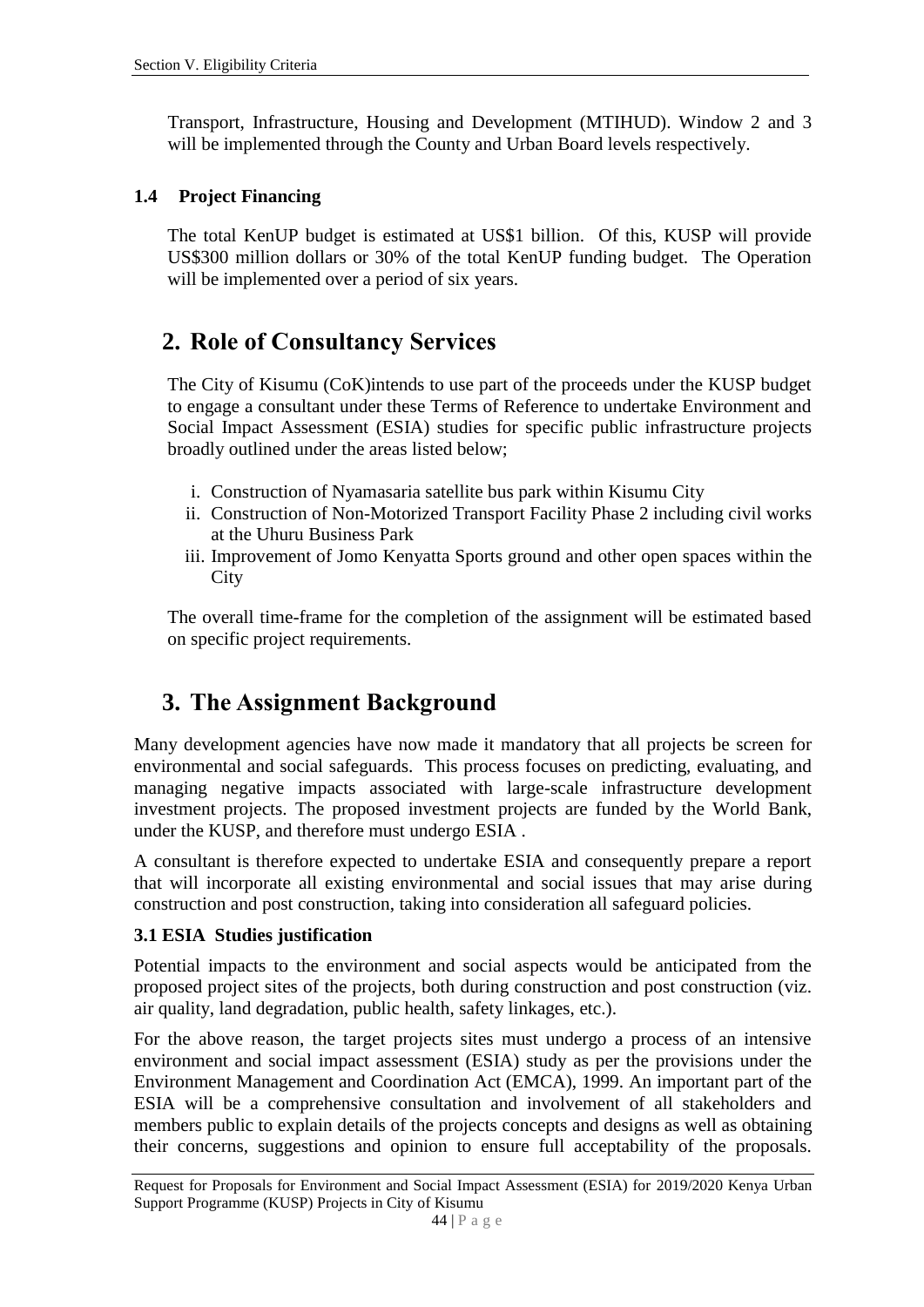Transport, Infrastructure, Housing and Development (MTIHUD). Window 2 and 3 will be implemented through the County and Urban Board levels respectively.

### 1.4 Project Financing

The total KenUP budget is estimated at US$1 billion. Of this, KUSP will provide US$300 million dollars or 30% of the total KenUP funding budget. The Operation will be implemented over a period of six years.

## 2. Role of Consultancy Services

The City of Kisumu (CoK)intends to use part of the proceeds under the KUSP budget to engage a consultant under these Terms of Reference to undertake Environment and Social Impact Assessment (ESIA) studies for specific public infrastructure projects broadly outlined under the areas listed below;

i. Construction of Nyamasaria satellite bus park within Kisumu City
ii. Construction of Non-Motorized Transport Facility Phase 2 including civil works at the Uhuru Business Park
iii. Improvement of Jomo Kenyatta Sports ground and other open spaces within the City

The overall time-frame for the completion of the assignment will be estimated based on specific project requirements.

## 3. The Assignment Background

Many development agencies have now made it mandatory that all projects be screen for environmental and social safeguards. This process focuses on predicting, evaluating, and managing negative impacts associated with large-scale infrastructure development investment projects. The proposed investment projects are funded by the World Bank, under the KUSP, and therefore must undergo ESIA .

A consultant is therefore expected to undertake ESIA and consequently prepare a report that will incorporate all existing environmental and social issues that may arise during construction and post construction, taking into consideration all safeguard policies.

### 3.1 ESIA Studies justification

Potential impacts to the environment and social aspects would be anticipated from the proposed project sites of the projects, both during construction and post construction (viz. air quality, land degradation, public health, safety linkages, etc.).

For the above reason, the target projects sites must undergo a process of an intensive environment and social impact assessment (ESIA) study as per the provisions under the Environment Management and Coordination Act (EMCA), 1999. An important part of the ESIA will be a comprehensive consultation and involvement of all stakeholders and members public to explain details of the projects concepts and designs as well as obtaining their concerns, suggestions and opinion to ensure full acceptability of the proposals.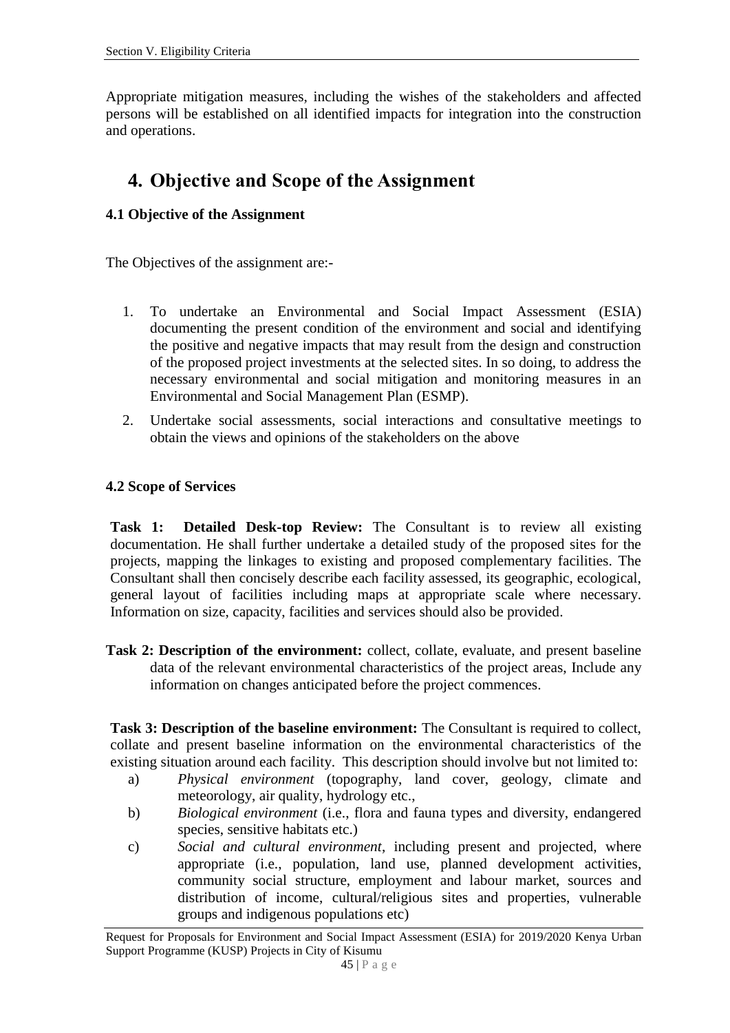Appropriate mitigation measures, including the wishes of the stakeholders and affected persons will be established on all identified impacts for integration into the construction and operations.

# 4. Objective and Scope of the Assignment

### 4.1 Objective of the Assignment

The Objectives of the assignment are:-

1. To undertake an Environmental and Social Impact Assessment (ESIA) documenting the present condition of the environment and social and identifying the positive and negative impacts that may result from the design and construction of the proposed project investments at the selected sites. In so doing, to address the necessary environmental and social mitigation and monitoring measures in an Environmental and Social Management Plan (ESMP).
2. Undertake social assessments, social interactions and consultative meetings to obtain the views and opinions of the stakeholders on the above

### 4.2 Scope of Services

**Task 1: Detailed Desk-top Review:** The Consultant is to review all existing documentation. He shall further undertake a detailed study of the proposed sites for the projects, mapping the linkages to existing and proposed complementary facilities. The Consultant shall then concisely describe each facility assessed, its geographic, ecological, general layout of facilities including maps at appropriate scale where necessary. Information on size, capacity, facilities and services should also be provided.

**Task 2: Description of the environment:** collect, collate, evaluate, and present baseline data of the relevant environmental characteristics of the project areas, Include any information on changes anticipated before the project commences.

**Task 3: Description of the baseline environment:** The Consultant is required to collect, collate and present baseline information on the environmental characteristics of the existing situation around each facility. This description should involve but not limited to:

a) *Physical environment* (topography, land cover, geology, climate and meteorology, air quality, hydrology etc.,

b) *Biological environment* (i.e., flora and fauna types and diversity, endangered species, sensitive habitats etc.)

c) *Social and cultural environment*, including present and projected, where appropriate (i.e., population, land use, planned development activities, community social structure, employment and labour market, sources and distribution of income, cultural/religious sites and properties, vulnerable groups and indigenous populations etc)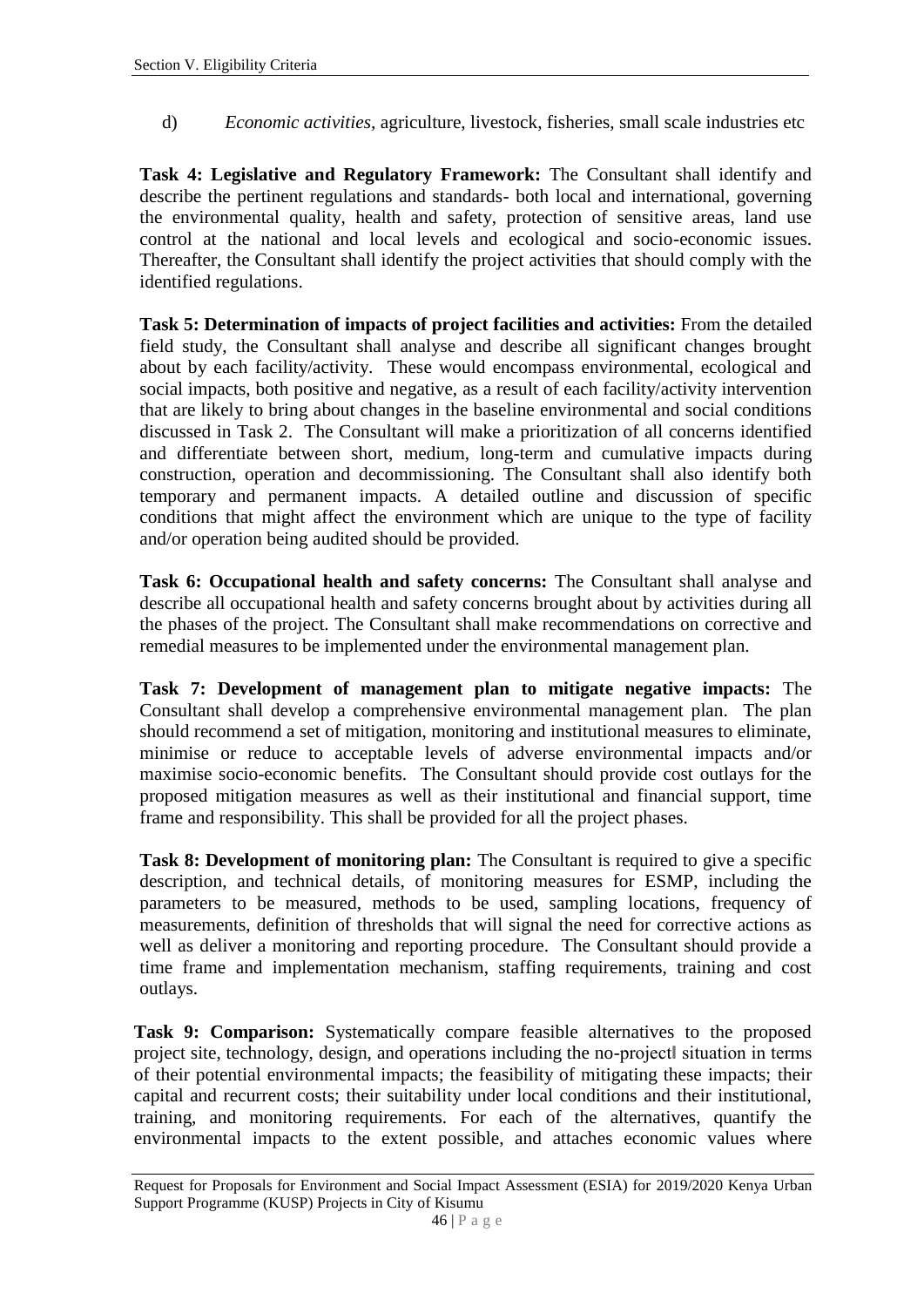d) *Economic activities*, agriculture, livestock, fisheries, small scale industries etc

**Task 4: Legislative and Regulatory Framework:** The Consultant shall identify and describe the pertinent regulations and standards- both local and international, governing the environmental quality, health and safety, protection of sensitive areas, land use control at the national and local levels and ecological and socio-economic issues. Thereafter, the Consultant shall identify the project activities that should comply with the identified regulations.

**Task 5: Determination of impacts of project facilities and activities:** From the detailed field study, the Consultant shall analyse and describe all significant changes brought about by each facility/activity. These would encompass environmental, ecological and social impacts, both positive and negative, as a result of each facility/activity intervention that are likely to bring about changes in the baseline environmental and social conditions discussed in Task 2. The Consultant will make a prioritization of all concerns identified and differentiate between short, medium, long-term and cumulative impacts during construction, operation and decommissioning. The Consultant shall also identify both temporary and permanent impacts. A detailed outline and discussion of specific conditions that might affect the environment which are unique to the type of facility and/or operation being audited should be provided.

**Task 6: Occupational health and safety concerns:** The Consultant shall analyse and describe all occupational health and safety concerns brought about by activities during all the phases of the project. The Consultant shall make recommendations on corrective and remedial measures to be implemented under the environmental management plan.

**Task 7: Development of management plan to mitigate negative impacts:** The Consultant shall develop a comprehensive environmental management plan. The plan should recommend a set of mitigation, monitoring and institutional measures to eliminate, minimise or reduce to acceptable levels of adverse environmental impacts and/or maximise socio-economic benefits. The Consultant should provide cost outlays for the proposed mitigation measures as well as their institutional and financial support, time frame and responsibility. This shall be provided for all the project phases.

**Task 8: Development of monitoring plan:** The Consultant is required to give a specific description, and technical details, of monitoring measures for ESMP, including the parameters to be measured, methods to be used, sampling locations, frequency of measurements, definition of thresholds that will signal the need for corrective actions as well as deliver a monitoring and reporting procedure. The Consultant should provide a time frame and implementation mechanism, staffing requirements, training and cost outlays.

**Task 9: Comparison:** Systematically compare feasible alternatives to the proposed project site, technology, design, and operations including the no-project‖ situation in terms of their potential environmental impacts; the feasibility of mitigating these impacts; their capital and recurrent costs; their suitability under local conditions and their institutional, training, and monitoring requirements. For each of the alternatives, quantify the environmental impacts to the extent possible, and attaches economic values where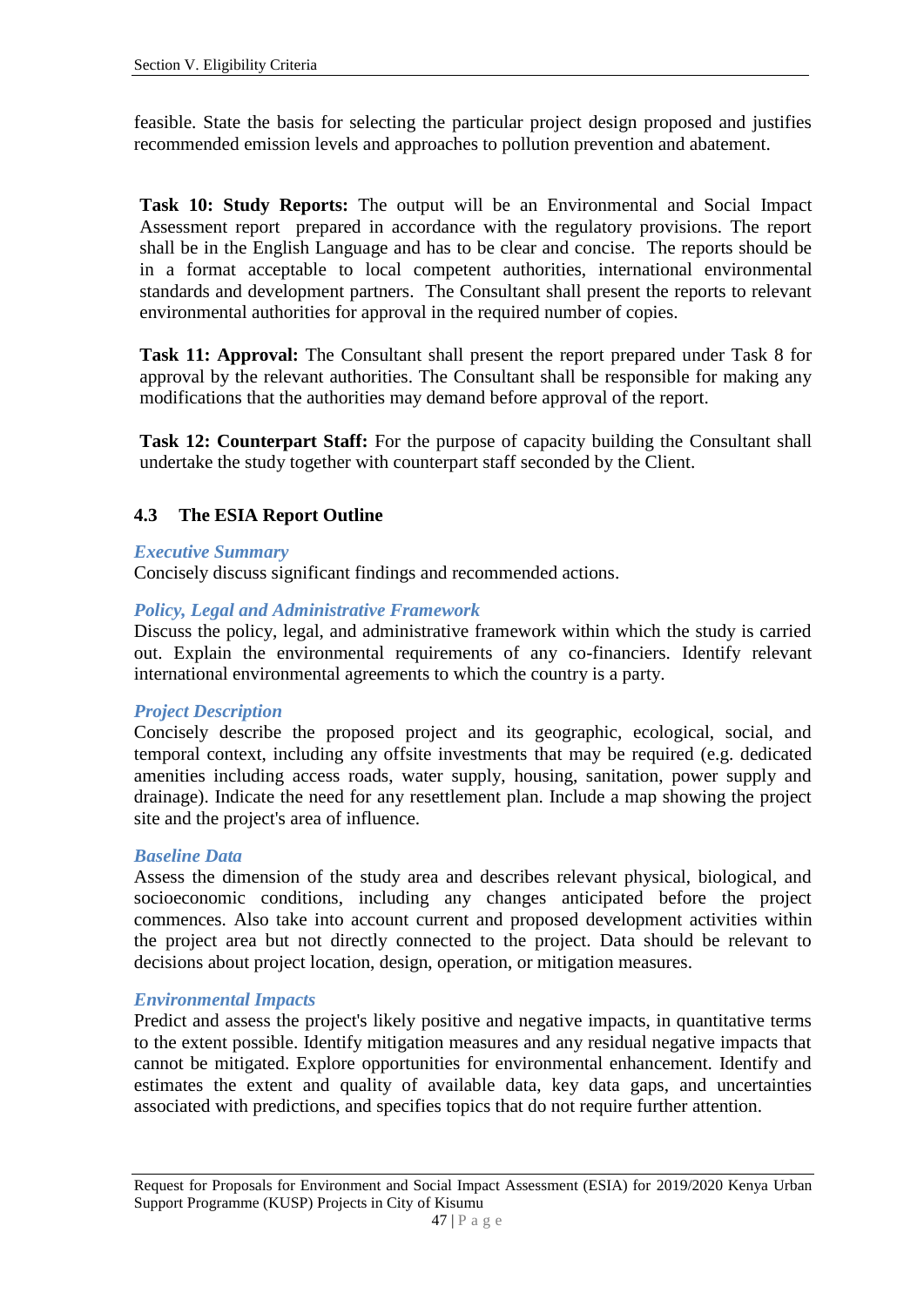feasible. State the basis for selecting the particular project design proposed and justifies recommended emission levels and approaches to pollution prevention and abatement.

**Task 10: Study Reports:** The output will be an Environmental and Social Impact Assessment report prepared in accordance with the regulatory provisions. The report shall be in the English Language and has to be clear and concise. The reports should be in a format acceptable to local competent authorities, international environmental standards and development partners. The Consultant shall present the reports to relevant environmental authorities for approval in the required number of copies.

**Task 11: Approval:** The Consultant shall present the report prepared under Task 8 for approval by the relevant authorities. The Consultant shall be responsible for making any modifications that the authorities may demand before approval of the report.

**Task 12: Counterpart Staff:** For the purpose of capacity building the Consultant shall undertake the study together with counterpart staff seconded by the Client.

### 4.3 The ESIA Report Outline

***Executive Summary***

Concisely discuss significant findings and recommended actions.

***Policy, Legal and Administrative Framework***

Discuss the policy, legal, and administrative framework within which the study is carried out. Explain the environmental requirements of any co-financiers. Identify relevant international environmental agreements to which the country is a party.

***Project Description***

Concisely describe the proposed project and its geographic, ecological, social, and temporal context, including any offsite investments that may be required (e.g. dedicated amenities including access roads, water supply, housing, sanitation, power supply and drainage). Indicate the need for any resettlement plan. Include a map showing the project site and the project's area of influence.

***Baseline Data***

Assess the dimension of the study area and describes relevant physical, biological, and socioeconomic conditions, including any changes anticipated before the project commences. Also take into account current and proposed development activities within the project area but not directly connected to the project. Data should be relevant to decisions about project location, design, operation, or mitigation measures.

***Environmental Impacts***

Predict and assess the project's likely positive and negative impacts, in quantitative terms to the extent possible. Identify mitigation measures and any residual negative impacts that cannot be mitigated. Explore opportunities for environmental enhancement. Identify and estimates the extent and quality of available data, key data gaps, and uncertainties associated with predictions, and specifies topics that do not require further attention.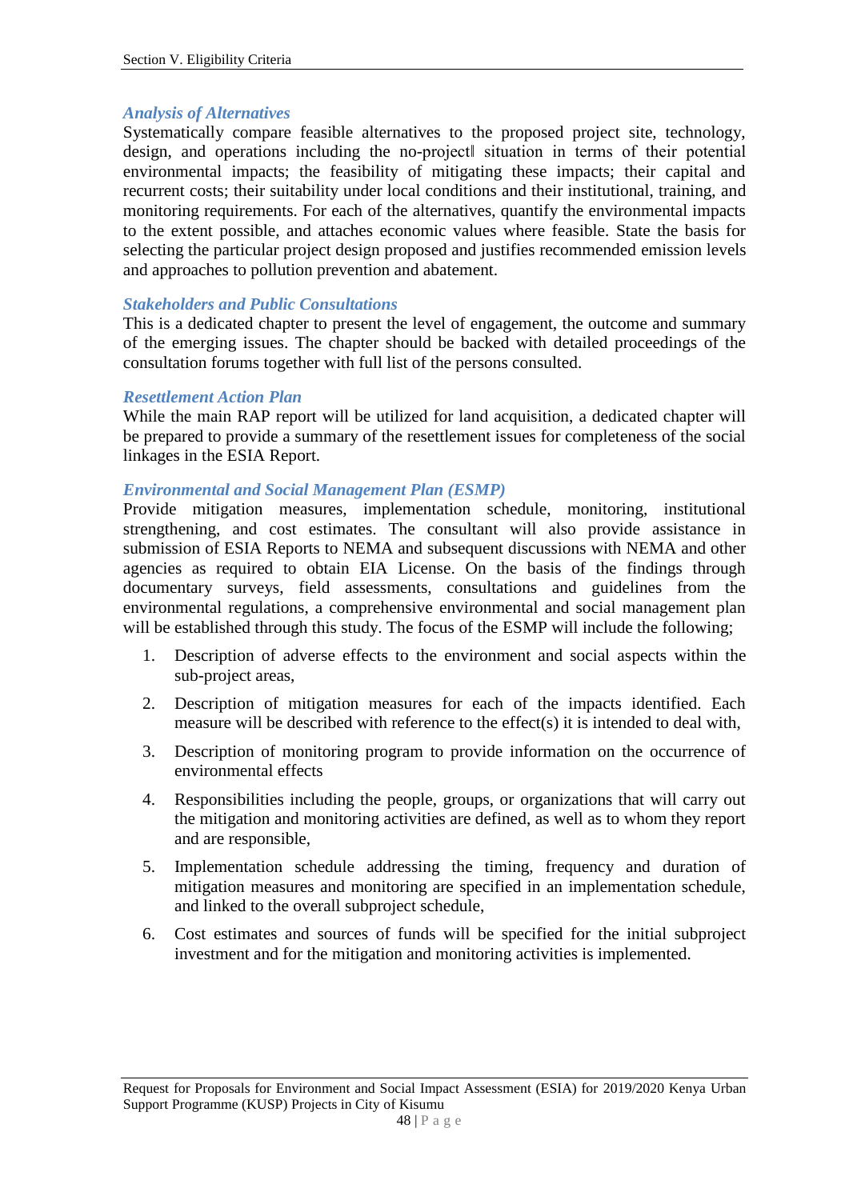### *Analysis of Alternatives*

Systematically compare feasible alternatives to the proposed project site, technology, design, and operations including the no-project‖ situation in terms of their potential environmental impacts; the feasibility of mitigating these impacts; their capital and recurrent costs; their suitability under local conditions and their institutional, training, and monitoring requirements. For each of the alternatives, quantify the environmental impacts to the extent possible, and attaches economic values where feasible. State the basis for selecting the particular project design proposed and justifies recommended emission levels and approaches to pollution prevention and abatement.

### *Stakeholders and Public Consultations*

This is a dedicated chapter to present the level of engagement, the outcome and summary of the emerging issues. The chapter should be backed with detailed proceedings of the consultation forums together with full list of the persons consulted.

### *Resettlement Action Plan*

While the main RAP report will be utilized for land acquisition, a dedicated chapter will be prepared to provide a summary of the resettlement issues for completeness of the social linkages in the ESIA Report.

### *Environmental and Social Management Plan (ESMP)*

Provide mitigation measures, implementation schedule, monitoring, institutional strengthening, and cost estimates. The consultant will also provide assistance in submission of ESIA Reports to NEMA and subsequent discussions with NEMA and other agencies as required to obtain EIA License. On the basis of the findings through documentary surveys, field assessments, consultations and guidelines from the environmental regulations, a comprehensive environmental and social management plan will be established through this study. The focus of the ESMP will include the following;

1. Description of adverse effects to the environment and social aspects within the sub-project areas,
2. Description of mitigation measures for each of the impacts identified. Each measure will be described with reference to the effect(s) it is intended to deal with,
3. Description of monitoring program to provide information on the occurrence of environmental effects
4. Responsibilities including the people, groups, or organizations that will carry out the mitigation and monitoring activities are defined, as well as to whom they report and are responsible,
5. Implementation schedule addressing the timing, frequency and duration of mitigation measures and monitoring are specified in an implementation schedule, and linked to the overall subproject schedule,
6. Cost estimates and sources of funds will be specified for the initial subproject investment and for the mitigation and monitoring activities is implemented.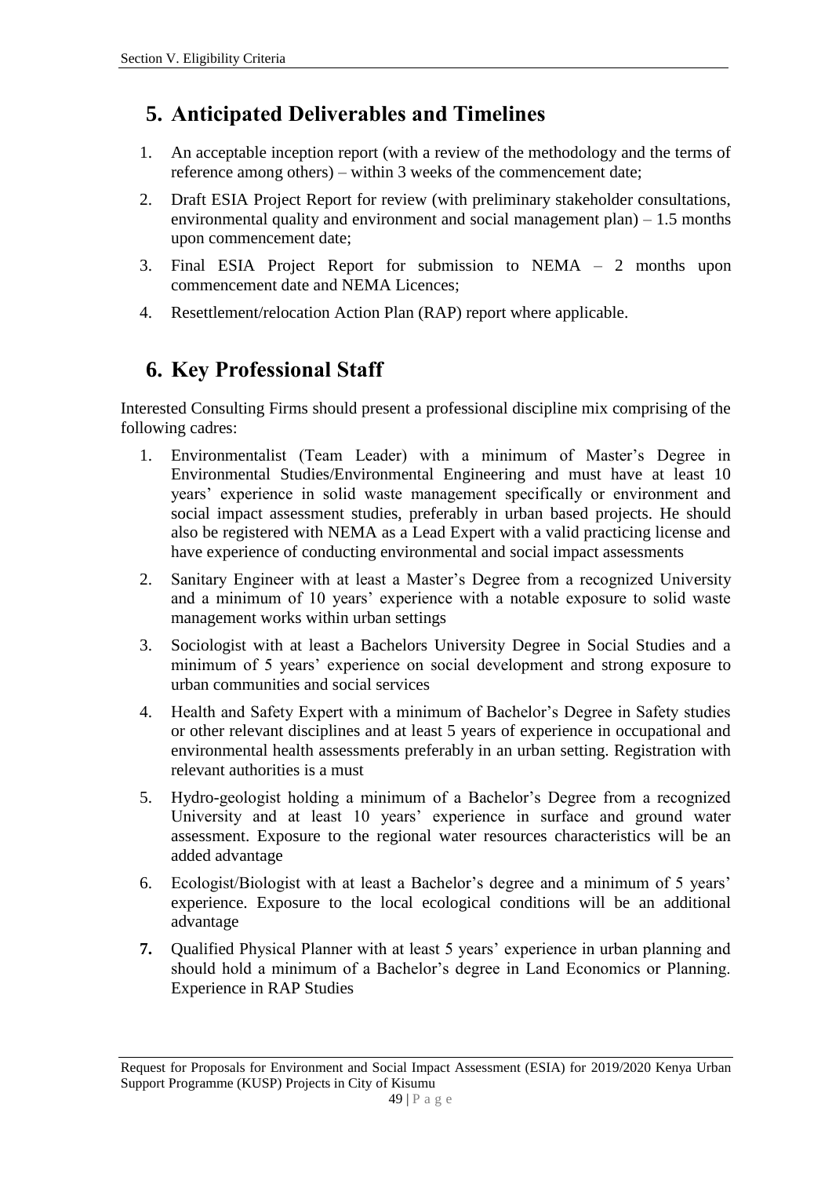## 5. Anticipated Deliverables and Timelines

1. An acceptable inception report (with a review of the methodology and the terms of reference among others) – within 3 weeks of the commencement date;
2. Draft ESIA Project Report for review (with preliminary stakeholder consultations, environmental quality and environment and social management plan) – 1.5 months upon commencement date;
3. Final ESIA Project Report for submission to NEMA – 2 months upon commencement date and NEMA Licences;
4. Resettlement/relocation Action Plan (RAP) report where applicable.

## 6. Key Professional Staff

Interested Consulting Firms should present a professional discipline mix comprising of the following cadres:

1. Environmentalist (Team Leader) with a minimum of Master's Degree in Environmental Studies/Environmental Engineering and must have at least 10 years' experience in solid waste management specifically or environment and social impact assessment studies, preferably in urban based projects. He should also be registered with NEMA as a Lead Expert with a valid practicing license and have experience of conducting environmental and social impact assessments
2. Sanitary Engineer with at least a Master's Degree from a recognized University and a minimum of 10 years' experience with a notable exposure to solid waste management works within urban settings
3. Sociologist with at least a Bachelors University Degree in Social Studies and a minimum of 5 years' experience on social development and strong exposure to urban communities and social services
4. Health and Safety Expert with a minimum of Bachelor's Degree in Safety studies or other relevant disciplines and at least 5 years of experience in occupational and environmental health assessments preferably in an urban setting. Registration with relevant authorities is a must
5. Hydro-geologist holding a minimum of a Bachelor's Degree from a recognized University and at least 10 years' experience in surface and ground water assessment. Exposure to the regional water resources characteristics will be an added advantage
6. Ecologist/Biologist with at least a Bachelor's degree and a minimum of 5 years' experience. Exposure to the local ecological conditions will be an additional advantage
7. Qualified Physical Planner with at least 5 years' experience in urban planning and should hold a minimum of a Bachelor's degree in Land Economics or Planning. Experience in RAP Studies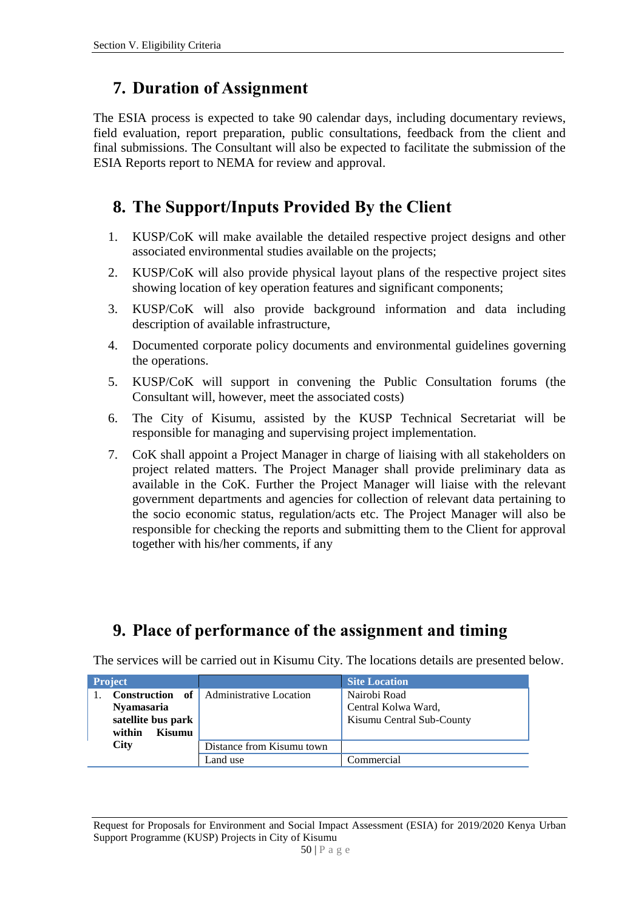## 7. Duration of Assignment

The ESIA process is expected to take 90 calendar days, including documentary reviews, field evaluation, report preparation, public consultations, feedback from the client and final submissions. The Consultant will also be expected to facilitate the submission of the ESIA Reports report to NEMA for review and approval.

## 8. The Support/Inputs Provided By the Client

1. KUSP/CoK will make available the detailed respective project designs and other associated environmental studies available on the projects;
2. KUSP/CoK will also provide physical layout plans of the respective project sites showing location of key operation features and significant components;
3. KUSP/CoK will also provide background information and data including description of available infrastructure,
4. Documented corporate policy documents and environmental guidelines governing the operations.
5. KUSP/CoK will support in convening the Public Consultation forums (the Consultant will, however, meet the associated costs)
6. The City of Kisumu, assisted by the KUSP Technical Secretariat will be responsible for managing and supervising project implementation.
7. CoK shall appoint a Project Manager in charge of liaising with all stakeholders on project related matters. The Project Manager shall provide preliminary data as available in the CoK. Further the Project Manager will liaise with the relevant government departments and agencies for collection of relevant data pertaining to the socio economic status, regulation/acts etc. The Project Manager will also be responsible for checking the reports and submitting them to the Client for approval together with his/her comments, if any

## 9. Place of performance of the assignment and timing

The services will be carried out in Kisumu City. The locations details are presented below.

| Project | | Site Location |
|---|---|---|
| 1. **Construction of Nyamasaria satellite bus park within Kisumu City** | Administrative Location | Nairobi Road<br>Central Kolwa Ward,<br>Kisumu Central Sub-County |
| | Distance from Kisumu town | |
| | Land use | Commercial |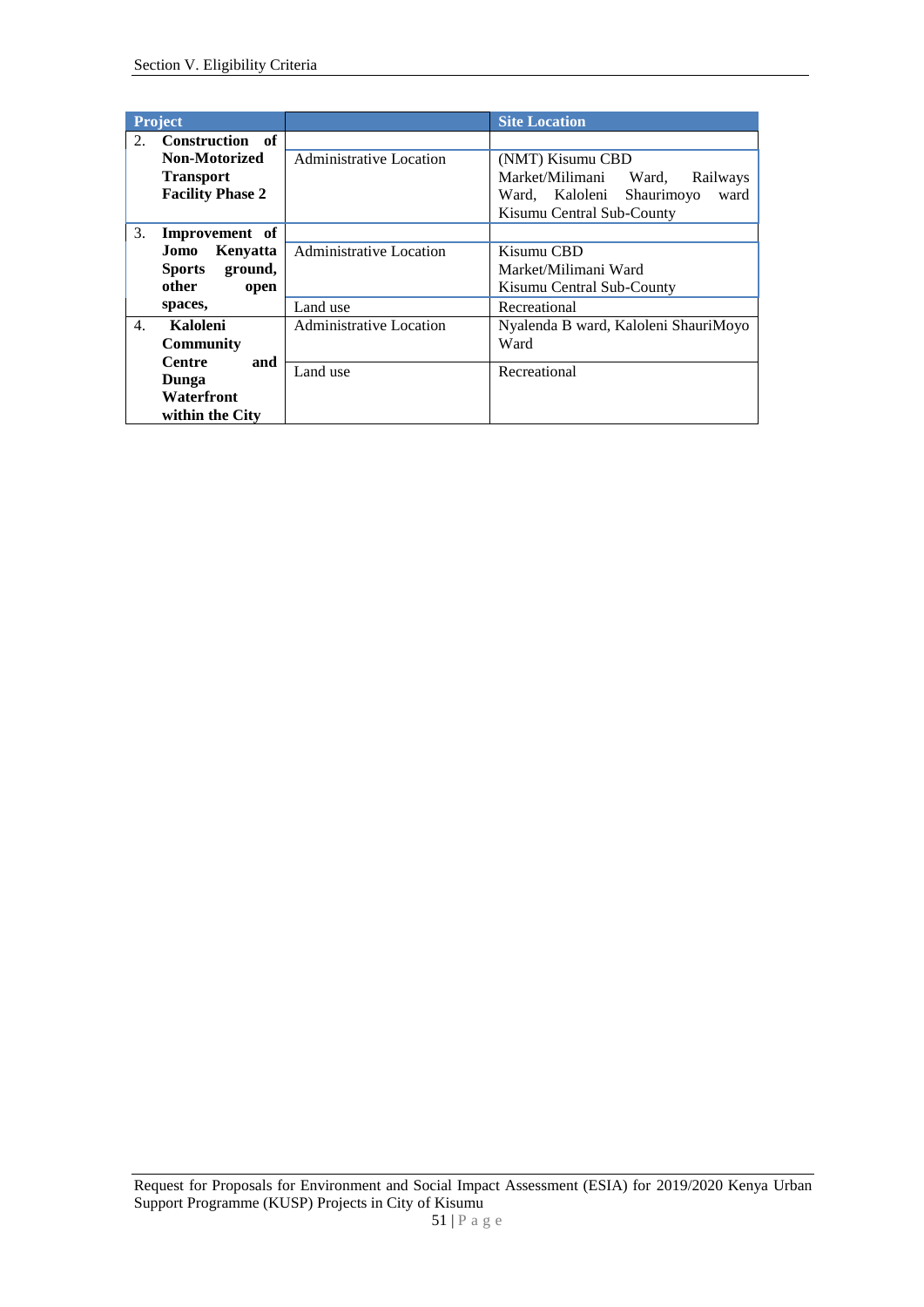| Project | | Site Location |
|---|---|---|
| 2. **Construction of Non-Motorized Transport Facility Phase 2** | | |
| | Administrative Location | (NMT) Kisumu CBD Market/Milimani Ward, Railways Ward, Kaloleni Shaurimoyo ward Kisumu Central Sub-County |
| 3. **Improvement of Jomo Kenyatta Sports ground, other open spaces,** | | |
| | Administrative Location | Kisumu CBD Market/Milimani Ward Kisumu Central Sub-County |
| | Land use | Recreational |
| 4. **Kaloleni Community Centre and Dunga Waterfront within the City** | Administrative Location | Nyalenda B ward, Kaloleni ShauriMoyo Ward |
| | Land use | Recreational |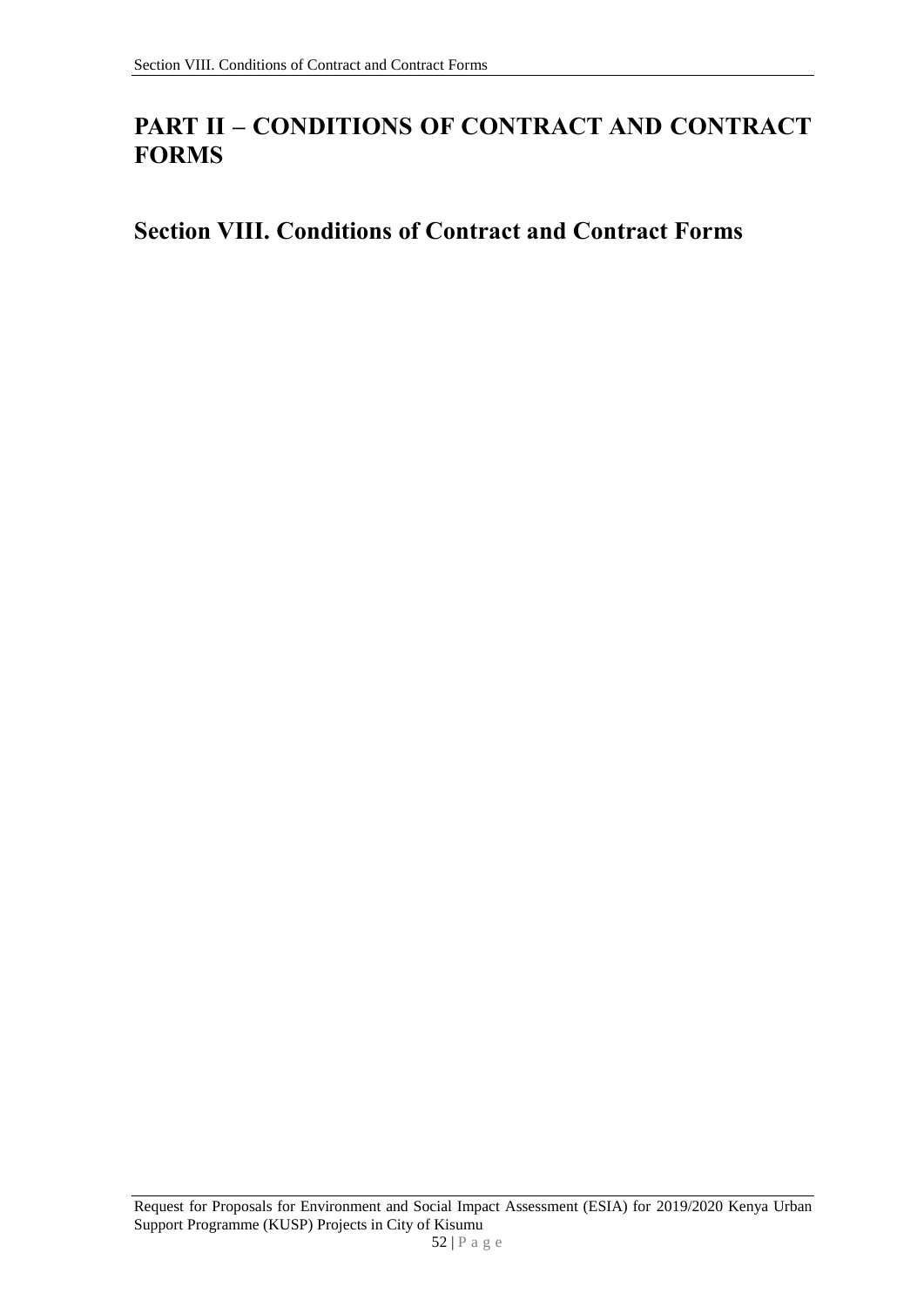# PART II – CONDITIONS OF CONTRACT AND CONTRACT FORMS

## Section VIII. Conditions of Contract and Contract Forms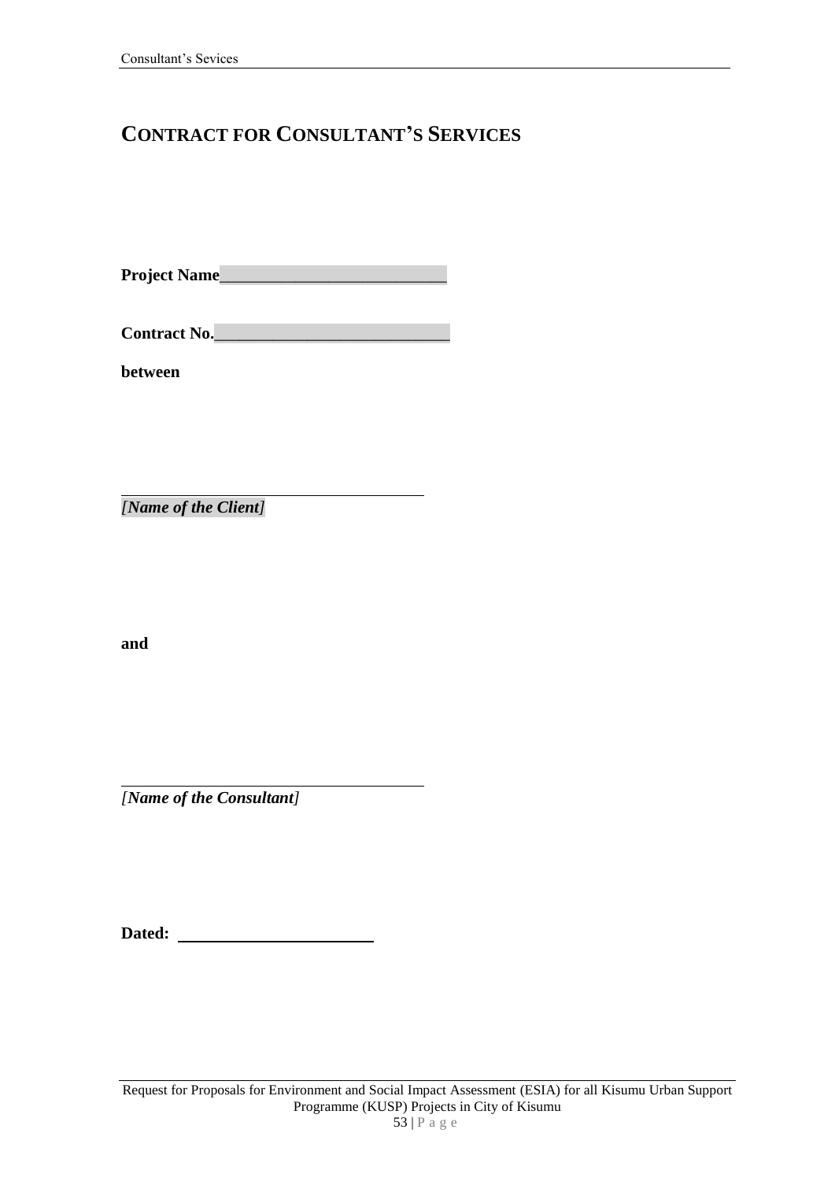# CONTRACT FOR CONSULTANT'S SERVICES

**Project Name**___________________________

**Contract No.**___________________________

**between**

_____________________________________

*[Name of the Client]*

**and**

_____________________________________

*[Name of the Consultant]*

**Dated:** ______________________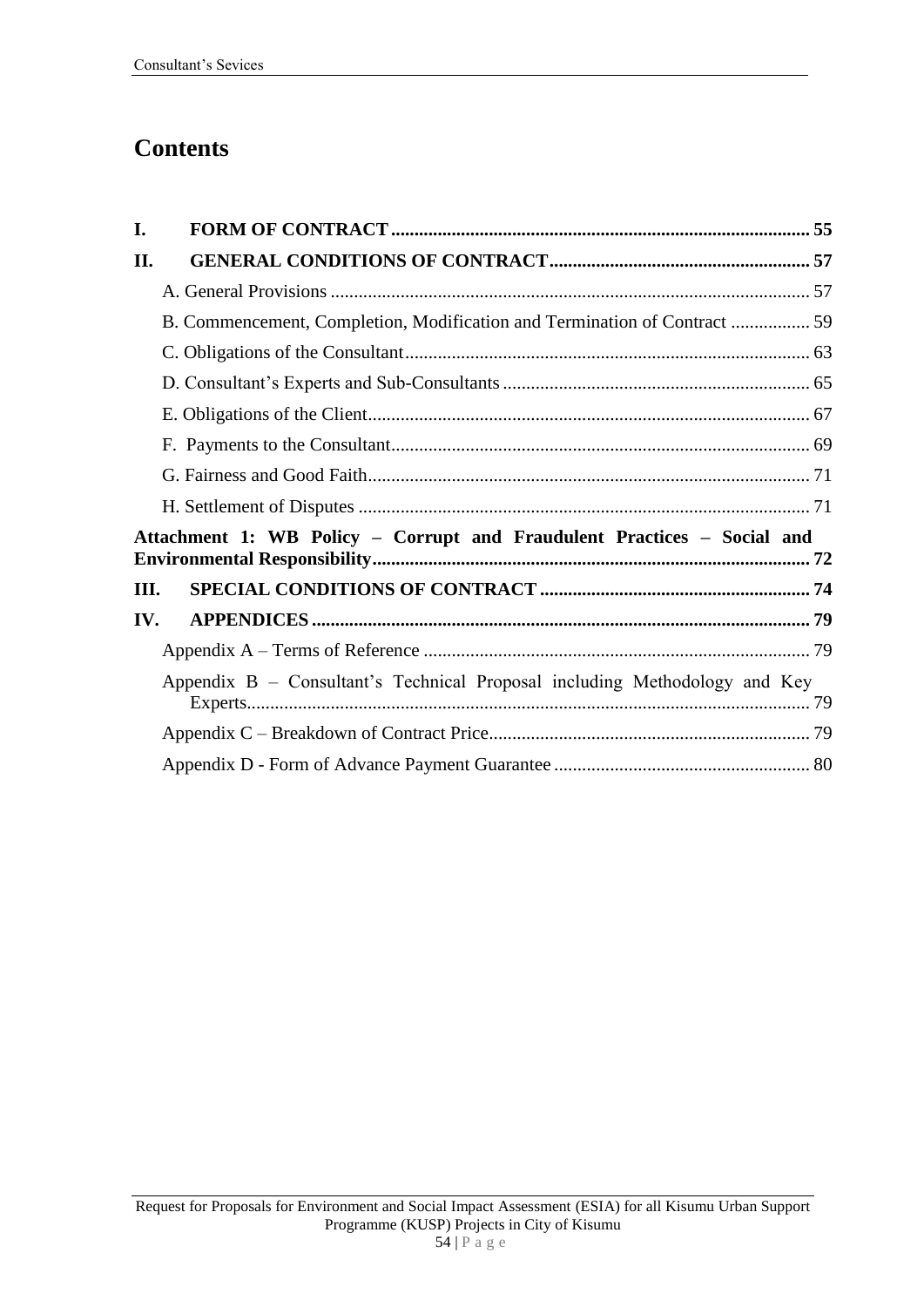# Contents

**I. FORM OF CONTRACT** ........ 55

**II. GENERAL CONDITIONS OF CONTRACT** ........ 57

A. General Provisions ........ 57

B. Commencement, Completion, Modification and Termination of Contract ........ 59

C. Obligations of the Consultant ........ 63

D. Consultant's Experts and Sub-Consultants ........ 65

E. Obligations of the Client ........ 67

F. Payments to the Consultant ........ 69

G. Fairness and Good Faith ........ 71

H. Settlement of Disputes ........ 71

**Attachment 1: WB Policy – Corrupt and Fraudulent Practices – Social and Environmental Responsibility** ........ 72

**III. SPECIAL CONDITIONS OF CONTRACT** ........ 74

**IV. APPENDICES** ........ 79

Appendix A – Terms of Reference ........ 79

Appendix B – Consultant's Technical Proposal including Methodology and Key Experts ........ 79

Appendix C – Breakdown of Contract Price ........ 79

Appendix D - Form of Advance Payment Guarantee ........ 80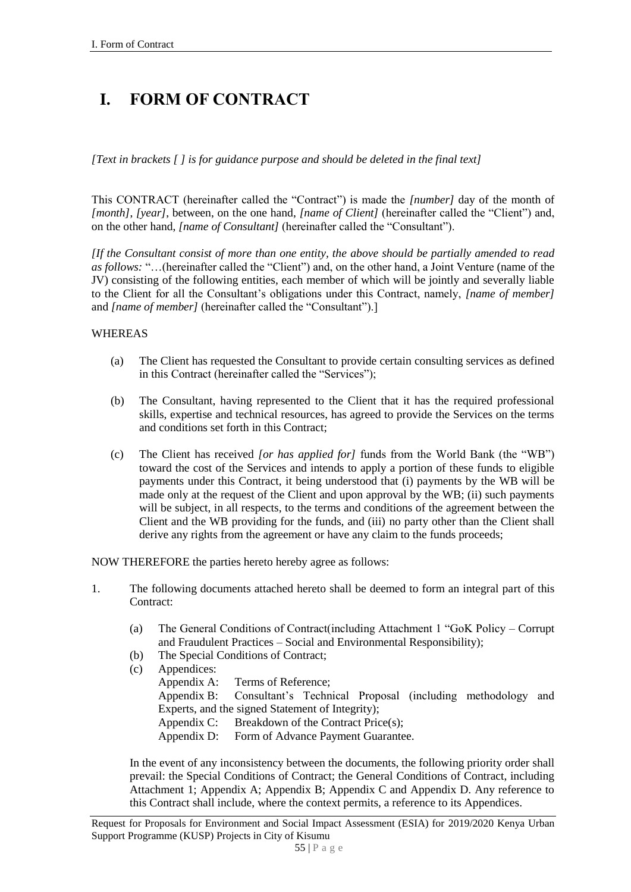# I. FORM OF CONTRACT

*[Text in brackets [ ] is for guidance purpose and should be deleted in the final text]*

This CONTRACT (hereinafter called the "Contract") is made the *[number]* day of the month of *[month]*, *[year]*, between, on the one hand, *[name of Client]* (hereinafter called the "Client") and, on the other hand, *[name of Consultant]* (hereinafter called the "Consultant").

*[If the Consultant consist of more than one entity, the above should be partially amended to read as follows:* "…(hereinafter called the "Client") and, on the other hand, a Joint Venture (name of the JV) consisting of the following entities, each member of which will be jointly and severally liable to the Client for all the Consultant's obligations under this Contract, namely, *[name of member]* and *[name of member]* (hereinafter called the "Consultant").]

WHEREAS

(a) The Client has requested the Consultant to provide certain consulting services as defined in this Contract (hereinafter called the "Services");

(b) The Consultant, having represented to the Client that it has the required professional skills, expertise and technical resources, has agreed to provide the Services on the terms and conditions set forth in this Contract;

(c) The Client has received *[or has applied for]* funds from the World Bank (the "WB") toward the cost of the Services and intends to apply a portion of these funds to eligible payments under this Contract, it being understood that (i) payments by the WB will be made only at the request of the Client and upon approval by the WB; (ii) such payments will be subject, in all respects, to the terms and conditions of the agreement between the Client and the WB providing for the funds, and (iii) no party other than the Client shall derive any rights from the agreement or have any claim to the funds proceeds;

NOW THEREFORE the parties hereto hereby agree as follows:

1. The following documents attached hereto shall be deemed to form an integral part of this Contract:

   (a) The General Conditions of Contract(including Attachment 1 "GoK Policy – Corrupt and Fraudulent Practices – Social and Environmental Responsibility);
   
   (b) The Special Conditions of Contract;
   
   (c) Appendices:
   
   Appendix A: Terms of Reference;
   
   Appendix B: Consultant's Technical Proposal (including methodology and Experts, and the signed Statement of Integrity);
   
   Appendix C: Breakdown of the Contract Price(s);
   
   Appendix D: Form of Advance Payment Guarantee.

   In the event of any inconsistency between the documents, the following priority order shall prevail: the Special Conditions of Contract; the General Conditions of Contract, including Attachment 1; Appendix A; Appendix B; Appendix C and Appendix D. Any reference to this Contract shall include, where the context permits, a reference to its Appendices.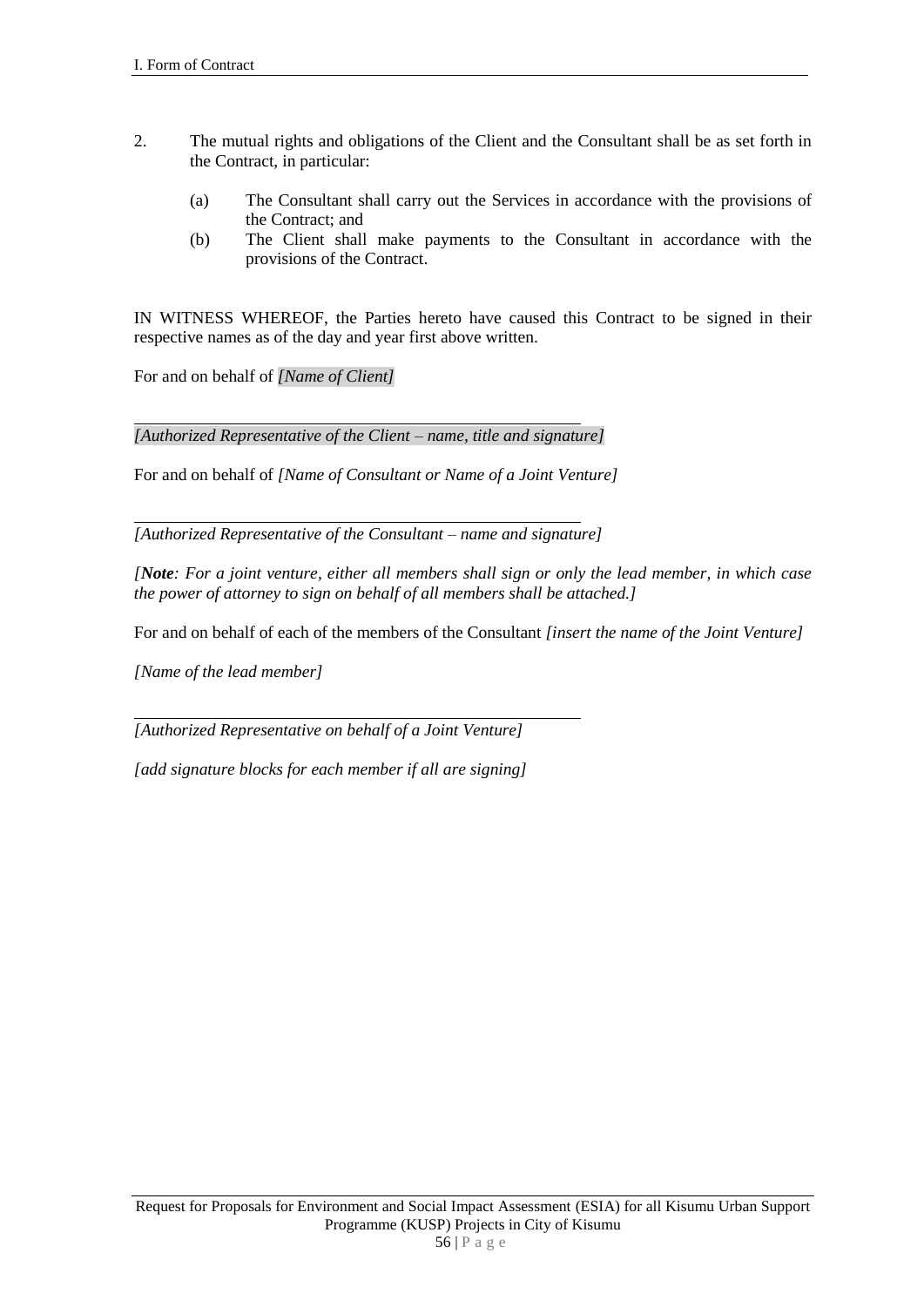2. The mutual rights and obligations of the Client and the Consultant shall be as set forth in the Contract, in particular:

   (a) The Consultant shall carry out the Services in accordance with the provisions of the Contract; and
   
   (b) The Client shall make payments to the Consultant in accordance with the provisions of the Contract.

IN WITNESS WHEREOF, the Parties hereto have caused this Contract to be signed in their respective names as of the day and year first above written.

For and on behalf of *[Name of Client]*

\_\_\_\_\_\_\_\_\_\_\_\_\_\_\_\_\_\_\_\_\_\_\_\_\_\_\_\_\_\_\_\_\_\_\_\_\_\_\_\_

*[Authorized Representative of the Client – name, title and signature]*

For and on behalf of *[Name of Consultant or Name of a Joint Venture]*

\_\_\_\_\_\_\_\_\_\_\_\_\_\_\_\_\_\_\_\_\_\_\_\_\_\_\_\_\_\_\_\_\_\_\_\_\_\_\_\_

*[Authorized Representative of the Consultant – name and signature]*

*[**Note**: For a joint venture, either all members shall sign or only the lead member, in which case the power of attorney to sign on behalf of all members shall be attached.]*

For and on behalf of each of the members of the Consultant *[insert the name of the Joint Venture]*

*[Name of the lead member]*

\_\_\_\_\_\_\_\_\_\_\_\_\_\_\_\_\_\_\_\_\_\_\_\_\_\_\_\_\_\_\_\_\_\_\_\_\_\_\_\_

*[Authorized Representative on behalf of a Joint Venture]*

*[add signature blocks for each member if all are signing]*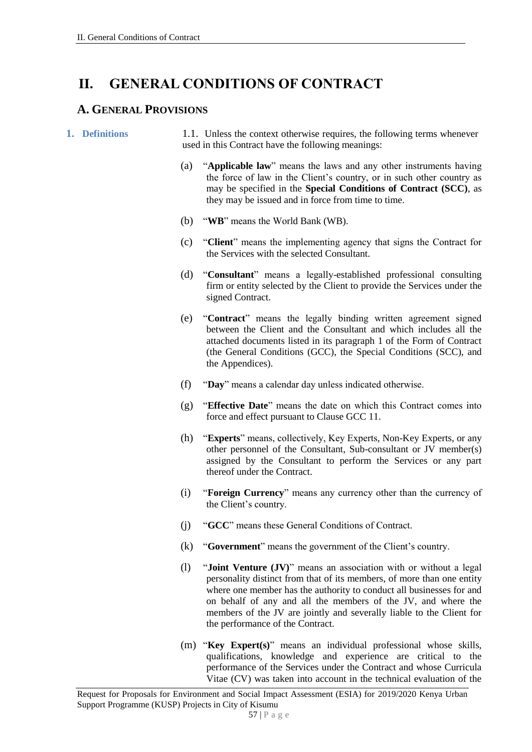# II. GENERAL CONDITIONS OF CONTRACT

## A. GENERAL PROVISIONS

**1. Definitions**

1.1. Unless the context otherwise requires, the following terms whenever used in this Contract have the following meanings:

(a) "**Applicable law**" means the laws and any other instruments having the force of law in the Client's country, or in such other country as may be specified in the **Special Conditions of Contract (SCC)**, as they may be issued and in force from time to time.

(b) "**WB**" means the World Bank (WB).

(c) "**Client**" means the implementing agency that signs the Contract for the Services with the selected Consultant.

(d) "**Consultant**" means a legally-established professional consulting firm or entity selected by the Client to provide the Services under the signed Contract.

(e) "**Contract**" means the legally binding written agreement signed between the Client and the Consultant and which includes all the attached documents listed in its paragraph 1 of the Form of Contract (the General Conditions (GCC), the Special Conditions (SCC), and the Appendices).

(f) "**Day**" means a calendar day unless indicated otherwise.

(g) "**Effective Date**" means the date on which this Contract comes into force and effect pursuant to Clause GCC 11.

(h) "**Experts**" means, collectively, Key Experts, Non-Key Experts, or any other personnel of the Consultant, Sub-consultant or JV member(s) assigned by the Consultant to perform the Services or any part thereof under the Contract.

(i) "**Foreign Currency**" means any currency other than the currency of the Client's country.

(j) "**GCC**" means these General Conditions of Contract.

(k) "**Government**" means the government of the Client's country.

(l) "**Joint Venture (JV)**" means an association with or without a legal personality distinct from that of its members, of more than one entity where one member has the authority to conduct all businesses for and on behalf of any and all the members of the JV, and where the members of the JV are jointly and severally liable to the Client for the performance of the Contract.

(m) "**Key Expert(s)**" means an individual professional whose skills, qualifications, knowledge and experience are critical to the performance of the Services under the Contract and whose Curricula Vitae (CV) was taken into account in the technical evaluation of the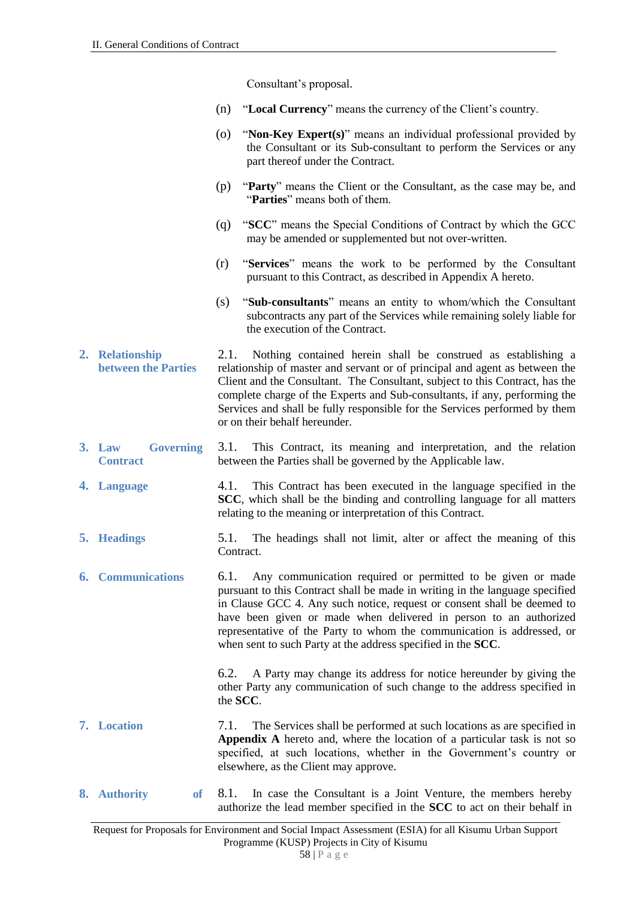Consultant's proposal.

(n) "**Local Currency**" means the currency of the Client's country.

(o) "**Non-Key Expert(s)**" means an individual professional provided by the Consultant or its Sub-consultant to perform the Services or any part thereof under the Contract.

(p) "**Party**" means the Client or the Consultant, as the case may be, and "**Parties**" means both of them.

(q) "**SCC**" means the Special Conditions of Contract by which the GCC may be amended or supplemented but not over-written.

(r) "**Services**" means the work to be performed by the Consultant pursuant to this Contract, as described in Appendix A hereto.

(s) "**Sub-consultants**" means an entity to whom/which the Consultant subcontracts any part of the Services while remaining solely liable for the execution of the Contract.

**2. Relationship between the Parties**

2.1. Nothing contained herein shall be construed as establishing a relationship of master and servant or of principal and agent as between the Client and the Consultant. The Consultant, subject to this Contract, has the complete charge of the Experts and Sub-consultants, if any, performing the Services and shall be fully responsible for the Services performed by them or on their behalf hereunder.

**3. Law Governing Contract**

3.1. This Contract, its meaning and interpretation, and the relation between the Parties shall be governed by the Applicable law.

**4. Language**

4.1. This Contract has been executed in the language specified in the **SCC**, which shall be the binding and controlling language for all matters relating to the meaning or interpretation of this Contract.

**5. Headings**

5.1. The headings shall not limit, alter or affect the meaning of this Contract.

**6. Communications**

6.1. Any communication required or permitted to be given or made pursuant to this Contract shall be made in writing in the language specified in Clause GCC 4. Any such notice, request or consent shall be deemed to have been given or made when delivered in person to an authorized representative of the Party to whom the communication is addressed, or when sent to such Party at the address specified in the **SCC**.

6.2. A Party may change its address for notice hereunder by giving the other Party any communication of such change to the address specified in the **SCC**.

**7. Location**

7.1. The Services shall be performed at such locations as are specified in **Appendix A** hereto and, where the location of a particular task is not so specified, at such locations, whether in the Government's country or elsewhere, as the Client may approve.

**8. Authority of**

8.1. In case the Consultant is a Joint Venture, the members hereby authorize the lead member specified in the **SCC** to act on their behalf in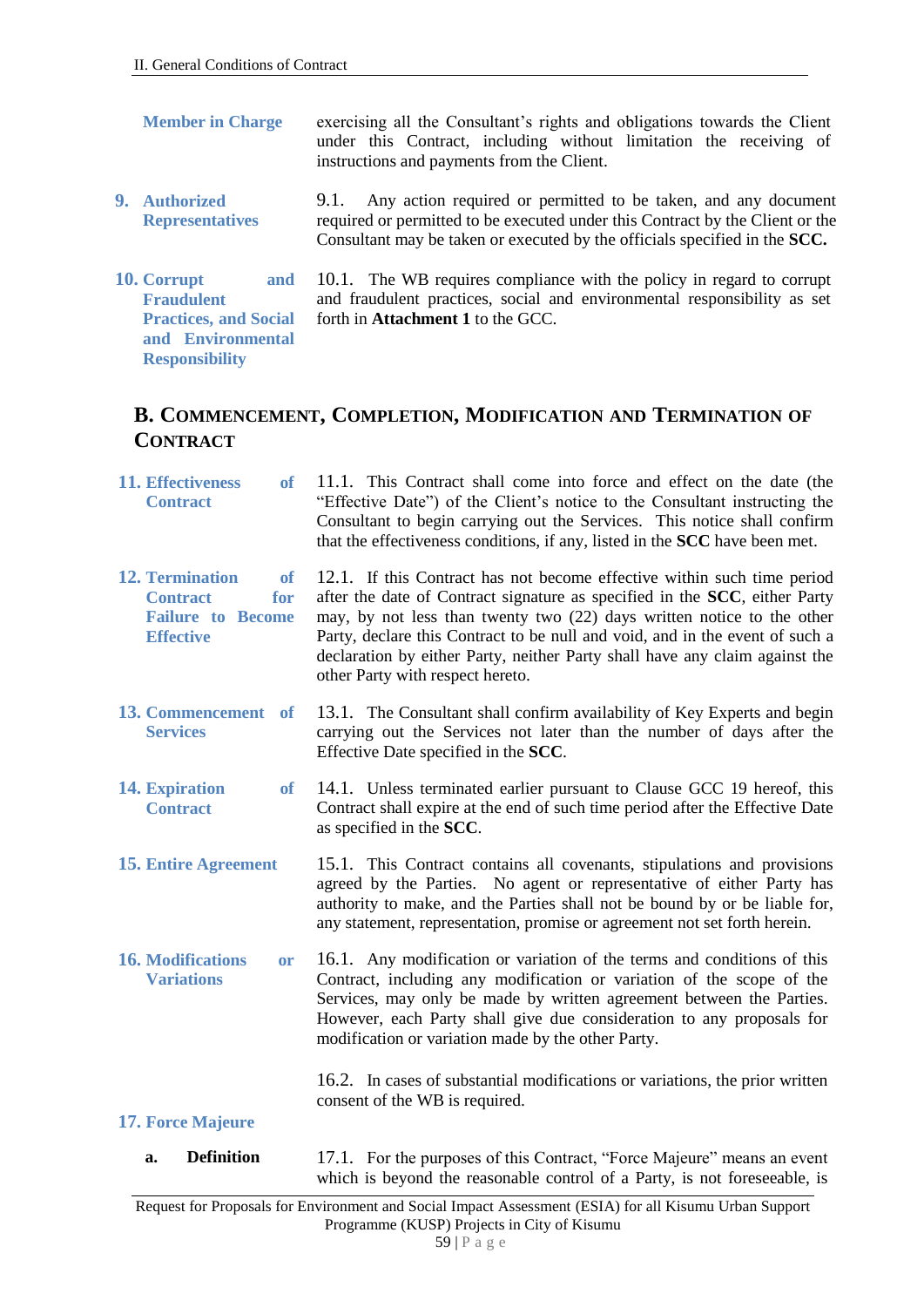**Member in Charge** exercising all the Consultant's rights and obligations towards the Client under this Contract, including without limitation the receiving of instructions and payments from the Client.

**9. Authorized Representatives**

9.1. Any action required or permitted to be taken, and any document required or permitted to be executed under this Contract by the Client or the Consultant may be taken or executed by the officials specified in the **SCC.**

**10. Corrupt and Fraudulent Practices, and Social and Environmental Responsibility**

10.1. The WB requires compliance with the policy in regard to corrupt and fraudulent practices, social and environmental responsibility as set forth in **Attachment 1** to the GCC.

## B. Commencement, Completion, Modification and Termination of Contract

**11. Effectiveness of Contract**

11.1. This Contract shall come into force and effect on the date (the "Effective Date") of the Client's notice to the Consultant instructing the Consultant to begin carrying out the Services. This notice shall confirm that the effectiveness conditions, if any, listed in the **SCC** have been met.

**12. Termination of Contract for Failure to Become Effective**

12.1. If this Contract has not become effective within such time period after the date of Contract signature as specified in the **SCC**, either Party may, by not less than twenty two (22) days written notice to the other Party, declare this Contract to be null and void, and in the event of such a declaration by either Party, neither Party shall have any claim against the other Party with respect hereto.

**13. Commencement of Services**

13.1. The Consultant shall confirm availability of Key Experts and begin carrying out the Services not later than the number of days after the Effective Date specified in the **SCC**.

**14. Expiration of Contract**

14.1. Unless terminated earlier pursuant to Clause GCC 19 hereof, this Contract shall expire at the end of such time period after the Effective Date as specified in the **SCC**.

**15. Entire Agreement**

15.1. This Contract contains all covenants, stipulations and provisions agreed by the Parties. No agent or representative of either Party has authority to make, and the Parties shall not be bound by or be liable for, any statement, representation, promise or agreement not set forth herein.

**16. Modifications or Variations**

16.1. Any modification or variation of the terms and conditions of this Contract, including any modification or variation of the scope of the Services, may only be made by written agreement between the Parties. However, each Party shall give due consideration to any proposals for modification or variation made by the other Party.

16.2. In cases of substantial modifications or variations, the prior written consent of the WB is required.

**17. Force Majeure**

**a. Definition**

17.1. For the purposes of this Contract, "Force Majeure" means an event which is beyond the reasonable control of a Party, is not foreseeable, is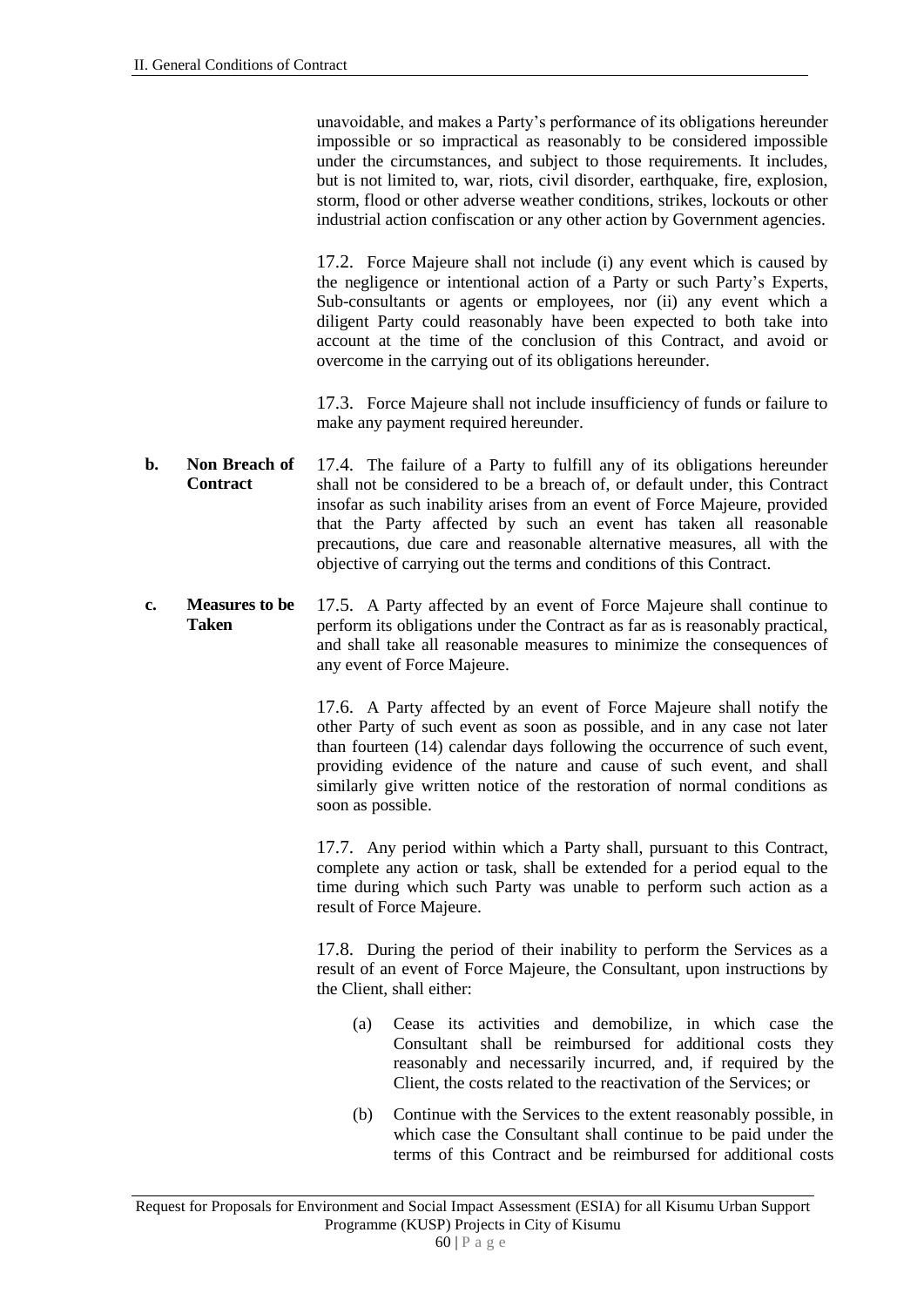unavoidable, and makes a Party's performance of its obligations hereunder impossible or so impractical as reasonably to be considered impossible under the circumstances, and subject to those requirements. It includes, but is not limited to, war, riots, civil disorder, earthquake, fire, explosion, storm, flood or other adverse weather conditions, strikes, lockouts or other industrial action confiscation or any other action by Government agencies.

17.2. Force Majeure shall not include (i) any event which is caused by the negligence or intentional action of a Party or such Party's Experts, Sub-consultants or agents or employees, nor (ii) any event which a diligent Party could reasonably have been expected to both take into account at the time of the conclusion of this Contract, and avoid or overcome in the carrying out of its obligations hereunder.

17.3. Force Majeure shall not include insufficiency of funds or failure to make any payment required hereunder.

**b. Non Breach of Contract**

17.4. The failure of a Party to fulfill any of its obligations hereunder shall not be considered to be a breach of, or default under, this Contract insofar as such inability arises from an event of Force Majeure, provided that the Party affected by such an event has taken all reasonable precautions, due care and reasonable alternative measures, all with the objective of carrying out the terms and conditions of this Contract.

**c. Measures to be Taken**

17.5. A Party affected by an event of Force Majeure shall continue to perform its obligations under the Contract as far as is reasonably practical, and shall take all reasonable measures to minimize the consequences of any event of Force Majeure.

17.6. A Party affected by an event of Force Majeure shall notify the other Party of such event as soon as possible, and in any case not later than fourteen (14) calendar days following the occurrence of such event, providing evidence of the nature and cause of such event, and shall similarly give written notice of the restoration of normal conditions as soon as possible.

17.7. Any period within which a Party shall, pursuant to this Contract, complete any action or task, shall be extended for a period equal to the time during which such Party was unable to perform such action as a result of Force Majeure.

17.8. During the period of their inability to perform the Services as a result of an event of Force Majeure, the Consultant, upon instructions by the Client, shall either:

(a) Cease its activities and demobilize, in which case the Consultant shall be reimbursed for additional costs they reasonably and necessarily incurred, and, if required by the Client, the costs related to the reactivation of the Services; or

(b) Continue with the Services to the extent reasonably possible, in which case the Consultant shall continue to be paid under the terms of this Contract and be reimbursed for additional costs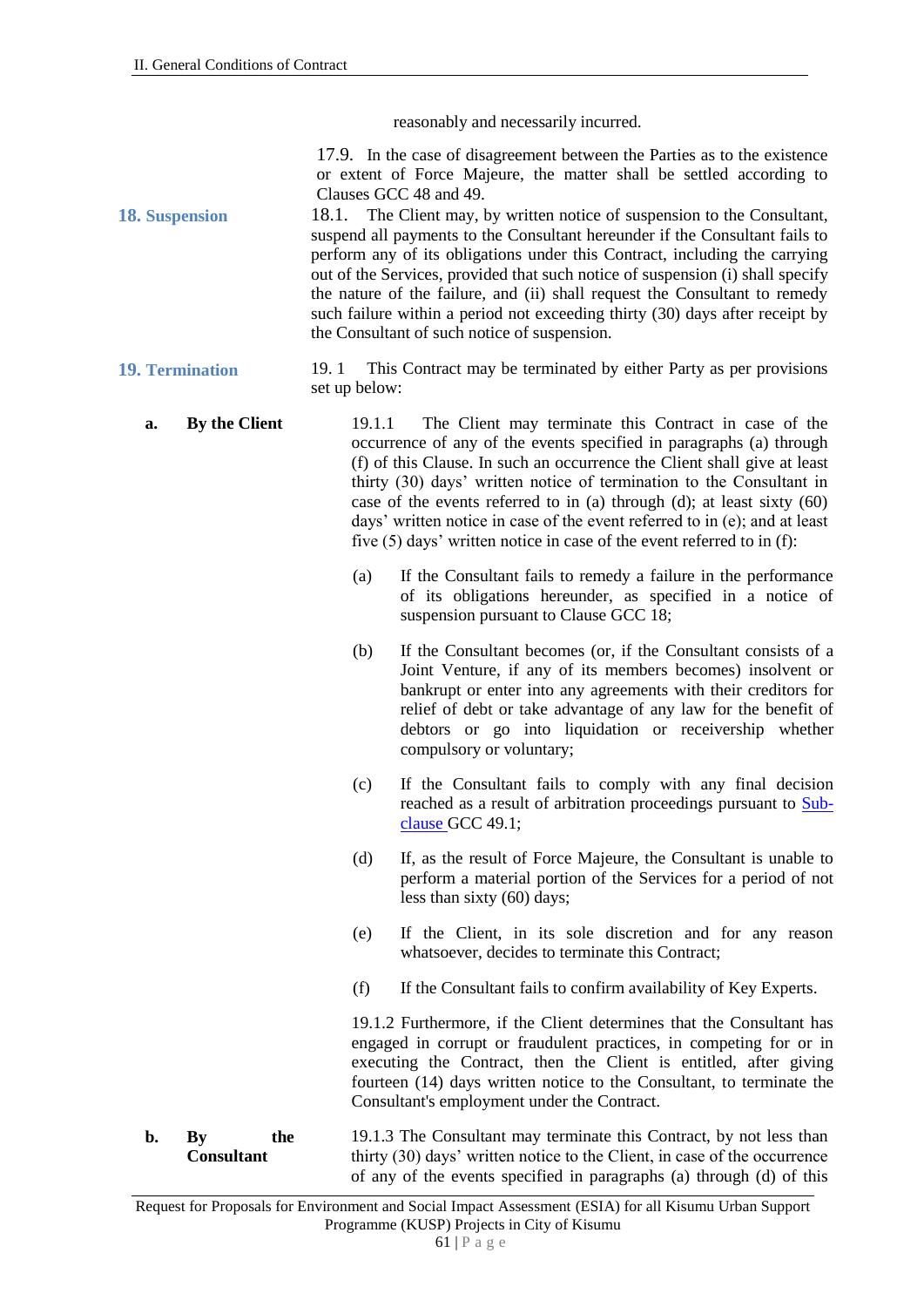reasonably and necessarily incurred.

17.9. In the case of disagreement between the Parties as to the existence or extent of Force Majeure, the matter shall be settled according to Clauses GCC 48 and 49.

### 18. Suspension

18.1. The Client may, by written notice of suspension to the Consultant, suspend all payments to the Consultant hereunder if the Consultant fails to perform any of its obligations under this Contract, including the carrying out of the Services, provided that such notice of suspension (i) shall specify the nature of the failure, and (ii) shall request the Consultant to remedy such failure within a period not exceeding thirty (30) days after receipt by the Consultant of such notice of suspension.

### 19. Termination

19. 1 This Contract may be terminated by either Party as per provisions set up below:

**a. By the Client**

19.1.1 The Client may terminate this Contract in case of the occurrence of any of the events specified in paragraphs (a) through (f) of this Clause. In such an occurrence the Client shall give at least thirty (30) days' written notice of termination to the Consultant in case of the events referred to in (a) through (d); at least sixty (60) days' written notice in case of the event referred to in (e); and at least five (5) days' written notice in case of the event referred to in (f):

(a) If the Consultant fails to remedy a failure in the performance of its obligations hereunder, as specified in a notice of suspension pursuant to Clause GCC 18;

(b) If the Consultant becomes (or, if the Consultant consists of a Joint Venture, if any of its members becomes) insolvent or bankrupt or enter into any agreements with their creditors for relief of debt or take advantage of any law for the benefit of debtors or go into liquidation or receivership whether compulsory or voluntary;

(c) If the Consultant fails to comply with any final decision reached as a result of arbitration proceedings pursuant to Sub-clause GCC 49.1;

(d) If, as the result of Force Majeure, the Consultant is unable to perform a material portion of the Services for a period of not less than sixty (60) days;

(e) If the Client, in its sole discretion and for any reason whatsoever, decides to terminate this Contract;

(f) If the Consultant fails to confirm availability of Key Experts.

19.1.2 Furthermore, if the Client determines that the Consultant has engaged in corrupt or fraudulent practices, in competing for or in executing the Contract, then the Client is entitled, after giving fourteen (14) days written notice to the Consultant, to terminate the Consultant's employment under the Contract.

**b. By the Consultant**

19.1.3 The Consultant may terminate this Contract, by not less than thirty (30) days' written notice to the Client, in case of the occurrence of any of the events specified in paragraphs (a) through (d) of this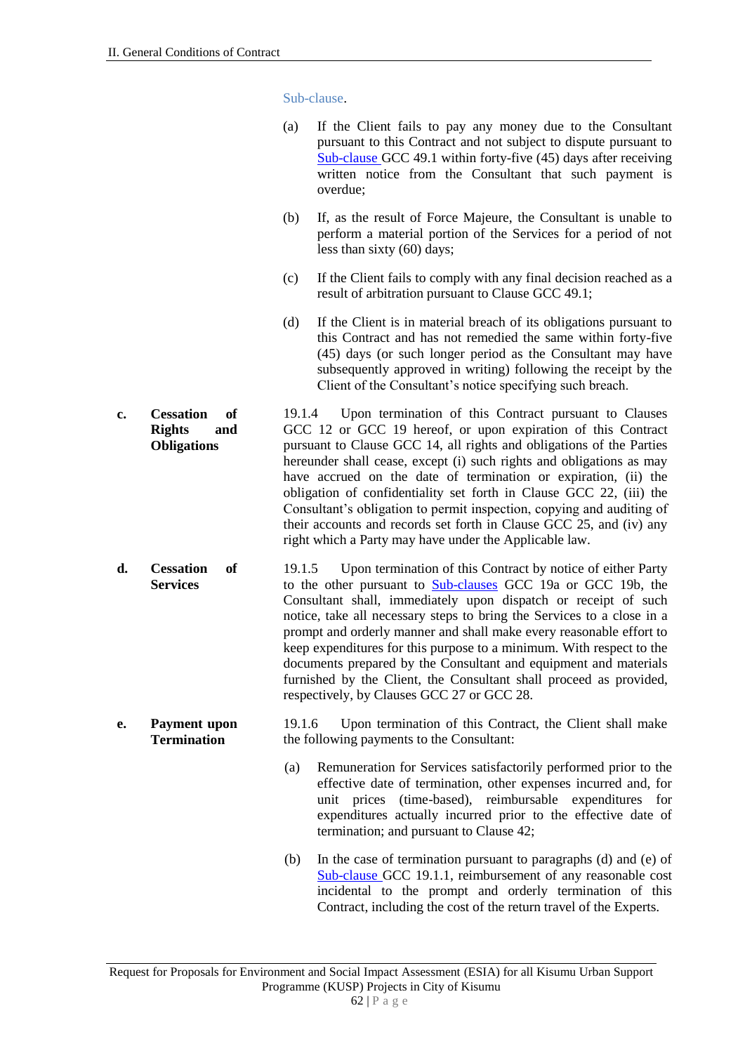Sub-clause.

(a) If the Client fails to pay any money due to the Consultant pursuant to this Contract and not subject to dispute pursuant to Sub-clause GCC 49.1 within forty-five (45) days after receiving written notice from the Consultant that such payment is overdue;

(b) If, as the result of Force Majeure, the Consultant is unable to perform a material portion of the Services for a period of not less than sixty (60) days;

(c) If the Client fails to comply with any final decision reached as a result of arbitration pursuant to Clause GCC 49.1;

(d) If the Client is in material breach of its obligations pursuant to this Contract and has not remedied the same within forty-five (45) days (or such longer period as the Consultant may have subsequently approved in writing) following the receipt by the Client of the Consultant's notice specifying such breach.

**c. Cessation of Rights and Obligations**

19.1.4 Upon termination of this Contract pursuant to Clauses GCC 12 or GCC 19 hereof, or upon expiration of this Contract pursuant to Clause GCC 14, all rights and obligations of the Parties hereunder shall cease, except (i) such rights and obligations as may have accrued on the date of termination or expiration, (ii) the obligation of confidentiality set forth in Clause GCC 22, (iii) the Consultant's obligation to permit inspection, copying and auditing of their accounts and records set forth in Clause GCC 25, and (iv) any right which a Party may have under the Applicable law.

**d. Cessation of Services**

19.1.5 Upon termination of this Contract by notice of either Party to the other pursuant to Sub-clauses GCC 19a or GCC 19b, the Consultant shall, immediately upon dispatch or receipt of such notice, take all necessary steps to bring the Services to a close in a prompt and orderly manner and shall make every reasonable effort to keep expenditures for this purpose to a minimum. With respect to the documents prepared by the Consultant and equipment and materials furnished by the Client, the Consultant shall proceed as provided, respectively, by Clauses GCC 27 or GCC 28.

**e. Payment upon Termination**

19.1.6 Upon termination of this Contract, the Client shall make the following payments to the Consultant:

(a) Remuneration for Services satisfactorily performed prior to the effective date of termination, other expenses incurred and, for unit prices (time-based), reimbursable expenditures for expenditures actually incurred prior to the effective date of termination; and pursuant to Clause 42;

(b) In the case of termination pursuant to paragraphs (d) and (e) of Sub-clause GCC 19.1.1, reimbursement of any reasonable cost incidental to the prompt and orderly termination of this Contract, including the cost of the return travel of the Experts.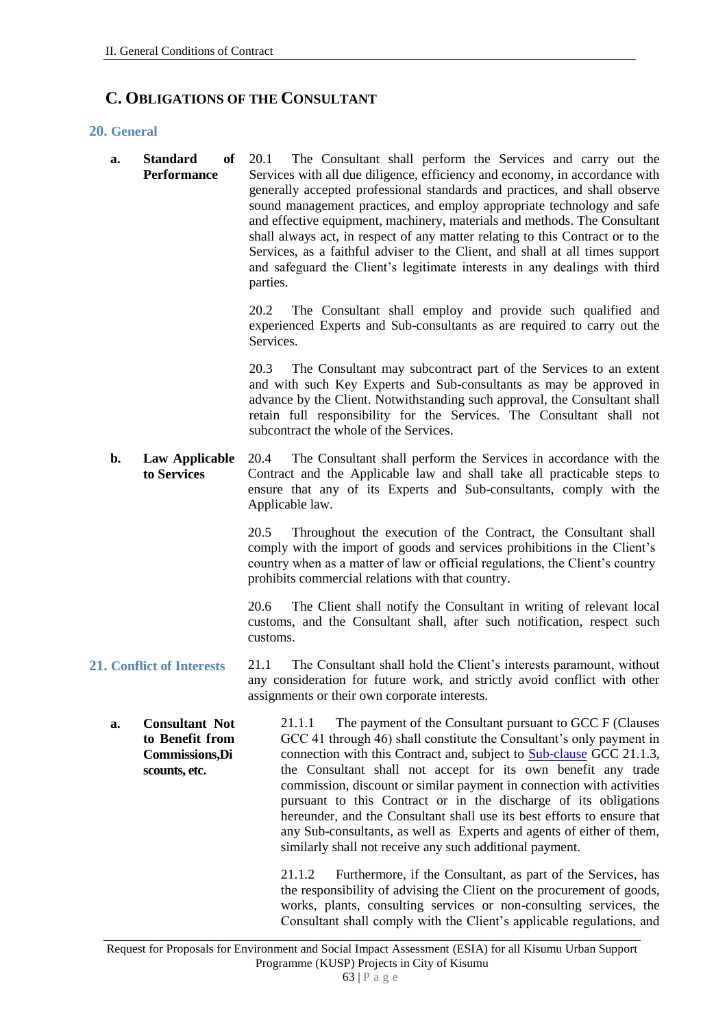## C. OBLIGATIONS OF THE CONSULTANT

### 20. General

**a. Standard of Performance**

20.1 The Consultant shall perform the Services and carry out the Services with all due diligence, efficiency and economy, in accordance with generally accepted professional standards and practices, and shall observe sound management practices, and employ appropriate technology and safe and effective equipment, machinery, materials and methods. The Consultant shall always act, in respect of any matter relating to this Contract or to the Services, as a faithful adviser to the Client, and shall at all times support and safeguard the Client's legitimate interests in any dealings with third parties.

20.2 The Consultant shall employ and provide such qualified and experienced Experts and Sub-consultants as are required to carry out the Services.

20.3 The Consultant may subcontract part of the Services to an extent and with such Key Experts and Sub-consultants as may be approved in advance by the Client. Notwithstanding such approval, the Consultant shall retain full responsibility for the Services. The Consultant shall not subcontract the whole of the Services.

**b. Law Applicable to Services**

20.4 The Consultant shall perform the Services in accordance with the Contract and the Applicable law and shall take all practicable steps to ensure that any of its Experts and Sub-consultants, comply with the Applicable law.

20.5 Throughout the execution of the Contract, the Consultant shall comply with the import of goods and services prohibitions in the Client's country when as a matter of law or official regulations, the Client's country prohibits commercial relations with that country.

20.6 The Client shall notify the Consultant in writing of relevant local customs, and the Consultant shall, after such notification, respect such customs.

### 21. Conflict of Interests

21.1 The Consultant shall hold the Client's interests paramount, without any consideration for future work, and strictly avoid conflict with other assignments or their own corporate interests.

**a. Consultant Not to Benefit from Commissions,Discounts, etc.**

21.1.1 The payment of the Consultant pursuant to GCC F (Clauses GCC 41 through 46) shall constitute the Consultant's only payment in connection with this Contract and, subject to Sub-clause GCC 21.1.3, the Consultant shall not accept for its own benefit any trade commission, discount or similar payment in connection with activities pursuant to this Contract or in the discharge of its obligations hereunder, and the Consultant shall use its best efforts to ensure that any Sub-consultants, as well as Experts and agents of either of them, similarly shall not receive any such additional payment.

21.1.2 Furthermore, if the Consultant, as part of the Services, has the responsibility of advising the Client on the procurement of goods, works, plants, consulting services or non-consulting services, the Consultant shall comply with the Client's applicable regulations, and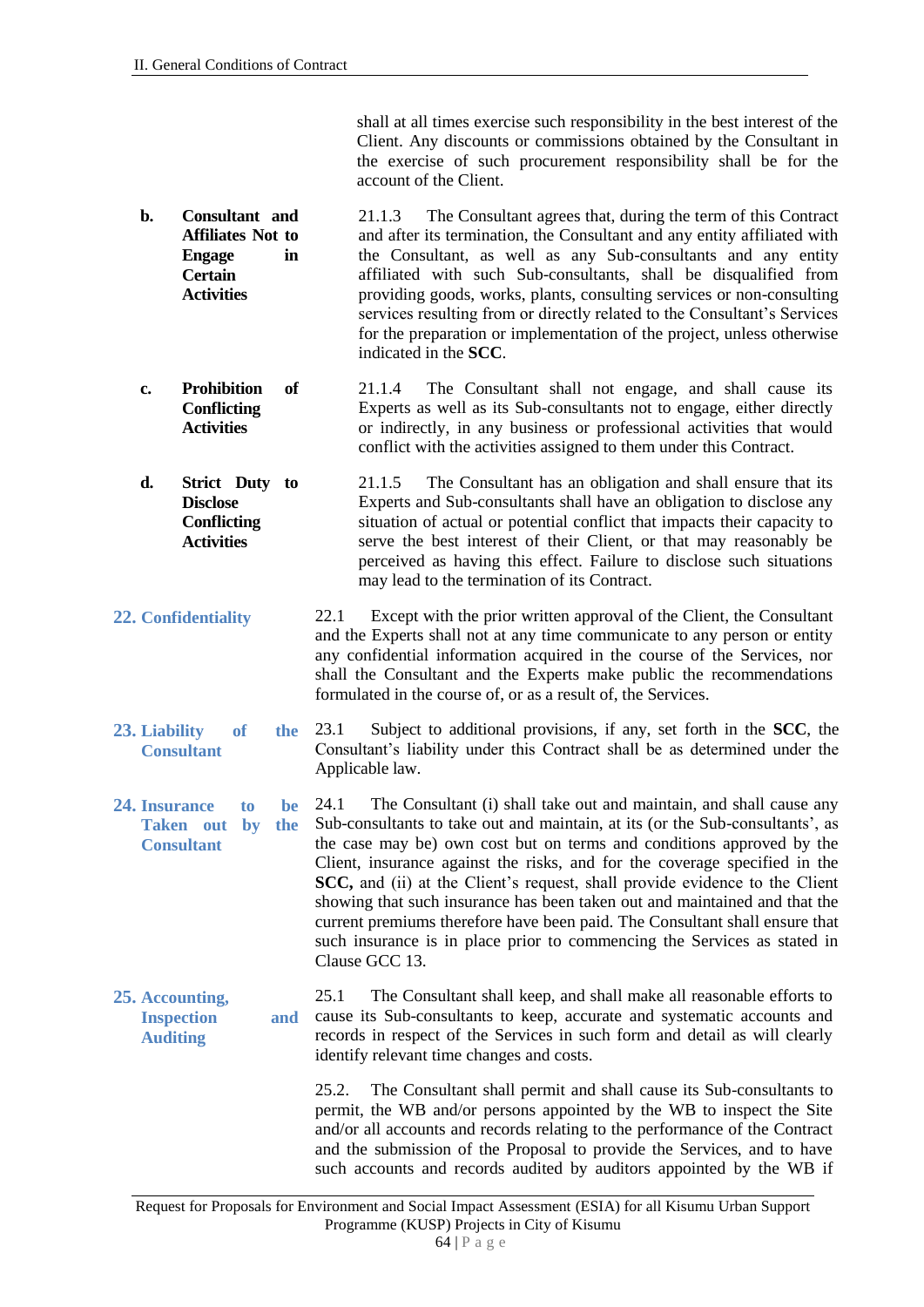shall at all times exercise such responsibility in the best interest of the Client. Any discounts or commissions obtained by the Consultant in the exercise of such procurement responsibility shall be for the account of the Client.

**b. Consultant and Affiliates Not to Engage in Certain Activities**

21.1.3 The Consultant agrees that, during the term of this Contract and after its termination, the Consultant and any entity affiliated with the Consultant, as well as any Sub-consultants and any entity affiliated with such Sub-consultants, shall be disqualified from providing goods, works, plants, consulting services or non-consulting services resulting from or directly related to the Consultant's Services for the preparation or implementation of the project, unless otherwise indicated in the **SCC**.

**c. Prohibition of Conflicting Activities**

21.1.4 The Consultant shall not engage, and shall cause its Experts as well as its Sub-consultants not to engage, either directly or indirectly, in any business or professional activities that would conflict with the activities assigned to them under this Contract.

**d. Strict Duty to Disclose Conflicting Activities**

21.1.5 The Consultant has an obligation and shall ensure that its Experts and Sub-consultants shall have an obligation to disclose any situation of actual or potential conflict that impacts their capacity to serve the best interest of their Client, or that may reasonably be perceived as having this effect. Failure to disclose such situations may lead to the termination of its Contract.

## 22. Confidentiality

22.1 Except with the prior written approval of the Client, the Consultant and the Experts shall not at any time communicate to any person or entity any confidential information acquired in the course of the Services, nor shall the Consultant and the Experts make public the recommendations formulated in the course of, or as a result of, the Services.

## 23. Liability of the Consultant

23.1 Subject to additional provisions, if any, set forth in the **SCC**, the Consultant's liability under this Contract shall be as determined under the Applicable law.

## 24. Insurance to be Taken out by the Consultant

24.1 The Consultant (i) shall take out and maintain, and shall cause any Sub-consultants to take out and maintain, at its (or the Sub-consultants', as the case may be) own cost but on terms and conditions approved by the Client, insurance against the risks, and for the coverage specified in the **SCC,** and (ii) at the Client's request, shall provide evidence to the Client showing that such insurance has been taken out and maintained and that the current premiums therefore have been paid. The Consultant shall ensure that such insurance is in place prior to commencing the Services as stated in Clause GCC 13.

## 25. Accounting, Inspection and Auditing

25.1 The Consultant shall keep, and shall make all reasonable efforts to cause its Sub-consultants to keep, accurate and systematic accounts and records in respect of the Services in such form and detail as will clearly identify relevant time changes and costs.

25.2. The Consultant shall permit and shall cause its Sub-consultants to permit, the WB and/or persons appointed by the WB to inspect the Site and/or all accounts and records relating to the performance of the Contract and the submission of the Proposal to provide the Services, and to have such accounts and records audited by auditors appointed by the WB if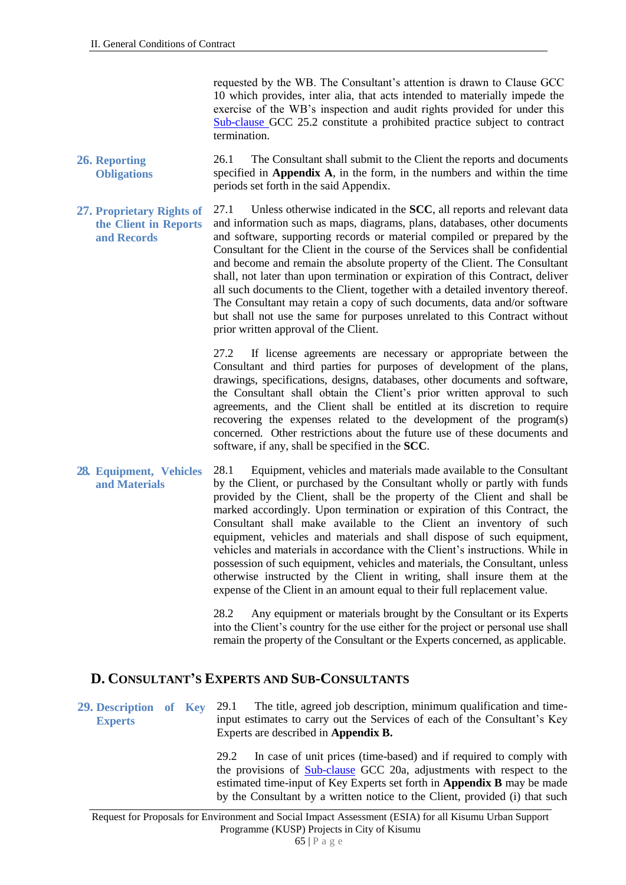requested by the WB. The Consultant's attention is drawn to Clause GCC 10 which provides, inter alia, that acts intended to materially impede the exercise of the WB's inspection and audit rights provided for under this Sub-clause GCC 25.2 constitute a prohibited practice subject to contract termination.

### 26. Reporting Obligations

26.1 The Consultant shall submit to the Client the reports and documents specified in **Appendix A**, in the form, in the numbers and within the time periods set forth in the said Appendix.

### 27. Proprietary Rights of the Client in Reports and Records

27.1 Unless otherwise indicated in the **SCC**, all reports and relevant data and information such as maps, diagrams, plans, databases, other documents and software, supporting records or material compiled or prepared by the Consultant for the Client in the course of the Services shall be confidential and become and remain the absolute property of the Client. The Consultant shall, not later than upon termination or expiration of this Contract, deliver all such documents to the Client, together with a detailed inventory thereof. The Consultant may retain a copy of such documents, data and/or software but shall not use the same for purposes unrelated to this Contract without prior written approval of the Client.

27.2 If license agreements are necessary or appropriate between the Consultant and third parties for purposes of development of the plans, drawings, specifications, designs, databases, other documents and software, the Consultant shall obtain the Client's prior written approval to such agreements, and the Client shall be entitled at its discretion to require recovering the expenses related to the development of the program(s) concerned. Other restrictions about the future use of these documents and software, if any, shall be specified in the **SCC**.

### 28. Equipment, Vehicles and Materials

28.1 Equipment, vehicles and materials made available to the Consultant by the Client, or purchased by the Consultant wholly or partly with funds provided by the Client, shall be the property of the Client and shall be marked accordingly. Upon termination or expiration of this Contract, the Consultant shall make available to the Client an inventory of such equipment, vehicles and materials and shall dispose of such equipment, vehicles and materials in accordance with the Client's instructions. While in possession of such equipment, vehicles and materials, the Consultant, unless otherwise instructed by the Client in writing, shall insure them at the expense of the Client in an amount equal to their full replacement value.

28.2 Any equipment or materials brought by the Consultant or its Experts into the Client's country for the use either for the project or personal use shall remain the property of the Consultant or the Experts concerned, as applicable.

## D. CONSULTANT'S EXPERTS AND SUB-CONSULTANTS

### 29. Description of Key Experts

29.1 The title, agreed job description, minimum qualification and time-input estimates to carry out the Services of each of the Consultant's Key Experts are described in **Appendix B.**

29.2 In case of unit prices (time-based) and if required to comply with the provisions of Sub-clause GCC 20a, adjustments with respect to the estimated time-input of Key Experts set forth in **Appendix B** may be made by the Consultant by a written notice to the Client, provided (i) that such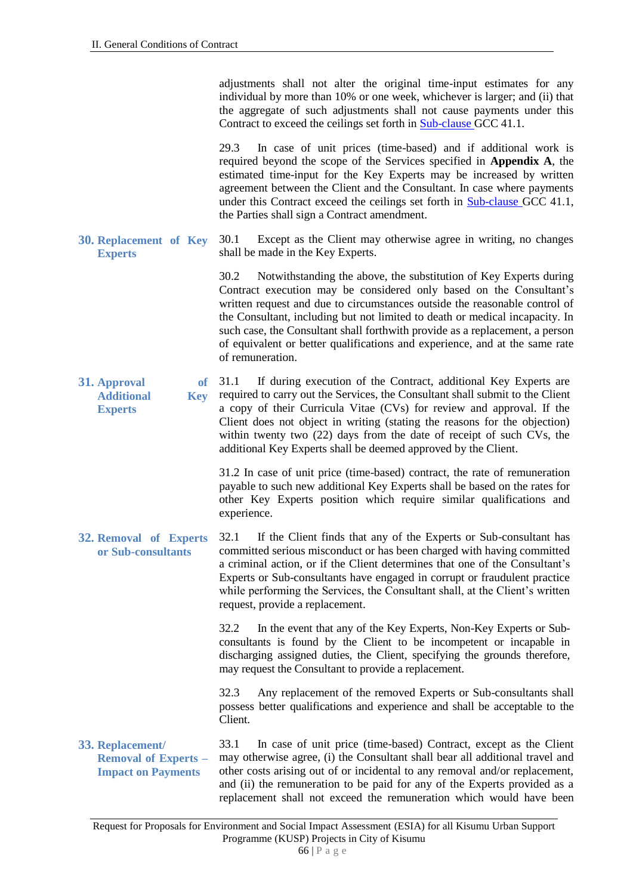adjustments shall not alter the original time-input estimates for any individual by more than 10% or one week, whichever is larger; and (ii) that the aggregate of such adjustments shall not cause payments under this Contract to exceed the ceilings set forth in Sub-clause GCC 41.1.

29.3 In case of unit prices (time-based) and if additional work is required beyond the scope of the Services specified in **Appendix A**, the estimated time-input for the Key Experts may be increased by written agreement between the Client and the Consultant. In case where payments under this Contract exceed the ceilings set forth in Sub-clause GCC 41.1, the Parties shall sign a Contract amendment.

### 30. Replacement of Key Experts

30.1 Except as the Client may otherwise agree in writing, no changes shall be made in the Key Experts.

30.2 Notwithstanding the above, the substitution of Key Experts during Contract execution may be considered only based on the Consultant's written request and due to circumstances outside the reasonable control of the Consultant, including but not limited to death or medical incapacity. In such case, the Consultant shall forthwith provide as a replacement, a person of equivalent or better qualifications and experience, and at the same rate of remuneration.

### 31. Approval of Additional Key Experts

31.1 If during execution of the Contract, additional Key Experts are required to carry out the Services, the Consultant shall submit to the Client a copy of their Curricula Vitae (CVs) for review and approval. If the Client does not object in writing (stating the reasons for the objection) within twenty two (22) days from the date of receipt of such CVs, the additional Key Experts shall be deemed approved by the Client.

31.2 In case of unit price (time-based) contract, the rate of remuneration payable to such new additional Key Experts shall be based on the rates for other Key Experts position which require similar qualifications and experience.

### 32. Removal of Experts or Sub-consultants

32.1 If the Client finds that any of the Experts or Sub-consultant has committed serious misconduct or has been charged with having committed a criminal action, or if the Client determines that one of the Consultant's Experts or Sub-consultants have engaged in corrupt or fraudulent practice while performing the Services, the Consultant shall, at the Client's written request, provide a replacement.

32.2 In the event that any of the Key Experts, Non-Key Experts or Sub-consultants is found by the Client to be incompetent or incapable in discharging assigned duties, the Client, specifying the grounds therefore, may request the Consultant to provide a replacement.

32.3 Any replacement of the removed Experts or Sub-consultants shall possess better qualifications and experience and shall be acceptable to the Client.

### 33. Replacement/ Removal of Experts – Impact on Payments

33.1 In case of unit price (time-based) Contract, except as the Client may otherwise agree, (i) the Consultant shall bear all additional travel and other costs arising out of or incidental to any removal and/or replacement, and (ii) the remuneration to be paid for any of the Experts provided as a replacement shall not exceed the remuneration which would have been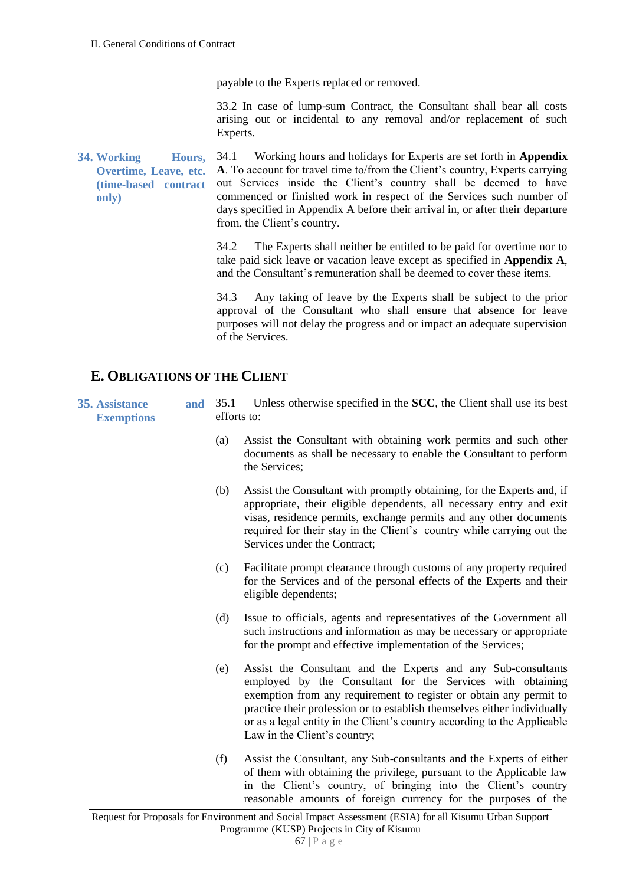payable to the Experts replaced or removed.

33.2 In case of lump-sum Contract, the Consultant shall bear all costs arising out or incidental to any removal and/or replacement of such Experts.

**34. Working Hours, Overtime, Leave, etc. (time-based contract only)**

34.1 Working hours and holidays for Experts are set forth in **Appendix A**. To account for travel time to/from the Client's country, Experts carrying out Services inside the Client's country shall be deemed to have commenced or finished work in respect of the Services such number of days specified in Appendix A before their arrival in, or after their departure from, the Client's country.

34.2 The Experts shall neither be entitled to be paid for overtime nor to take paid sick leave or vacation leave except as specified in **Appendix A**, and the Consultant's remuneration shall be deemed to cover these items.

34.3 Any taking of leave by the Experts shall be subject to the prior approval of the Consultant who shall ensure that absence for leave purposes will not delay the progress and or impact an adequate supervision of the Services.

## E. Obligations of the Client

**35. Assistance and Exemptions**

35.1 Unless otherwise specified in the **SCC**, the Client shall use its best efforts to:

(a) Assist the Consultant with obtaining work permits and such other documents as shall be necessary to enable the Consultant to perform the Services;

(b) Assist the Consultant with promptly obtaining, for the Experts and, if appropriate, their eligible dependents, all necessary entry and exit visas, residence permits, exchange permits and any other documents required for their stay in the Client's country while carrying out the Services under the Contract;

(c) Facilitate prompt clearance through customs of any property required for the Services and of the personal effects of the Experts and their eligible dependents;

(d) Issue to officials, agents and representatives of the Government all such instructions and information as may be necessary or appropriate for the prompt and effective implementation of the Services;

(e) Assist the Consultant and the Experts and any Sub-consultants employed by the Consultant for the Services with obtaining exemption from any requirement to register or obtain any permit to practice their profession or to establish themselves either individually or as a legal entity in the Client's country according to the Applicable Law in the Client's country;

(f) Assist the Consultant, any Sub-consultants and the Experts of either of them with obtaining the privilege, pursuant to the Applicable law in the Client's country, of bringing into the Client's country reasonable amounts of foreign currency for the purposes of the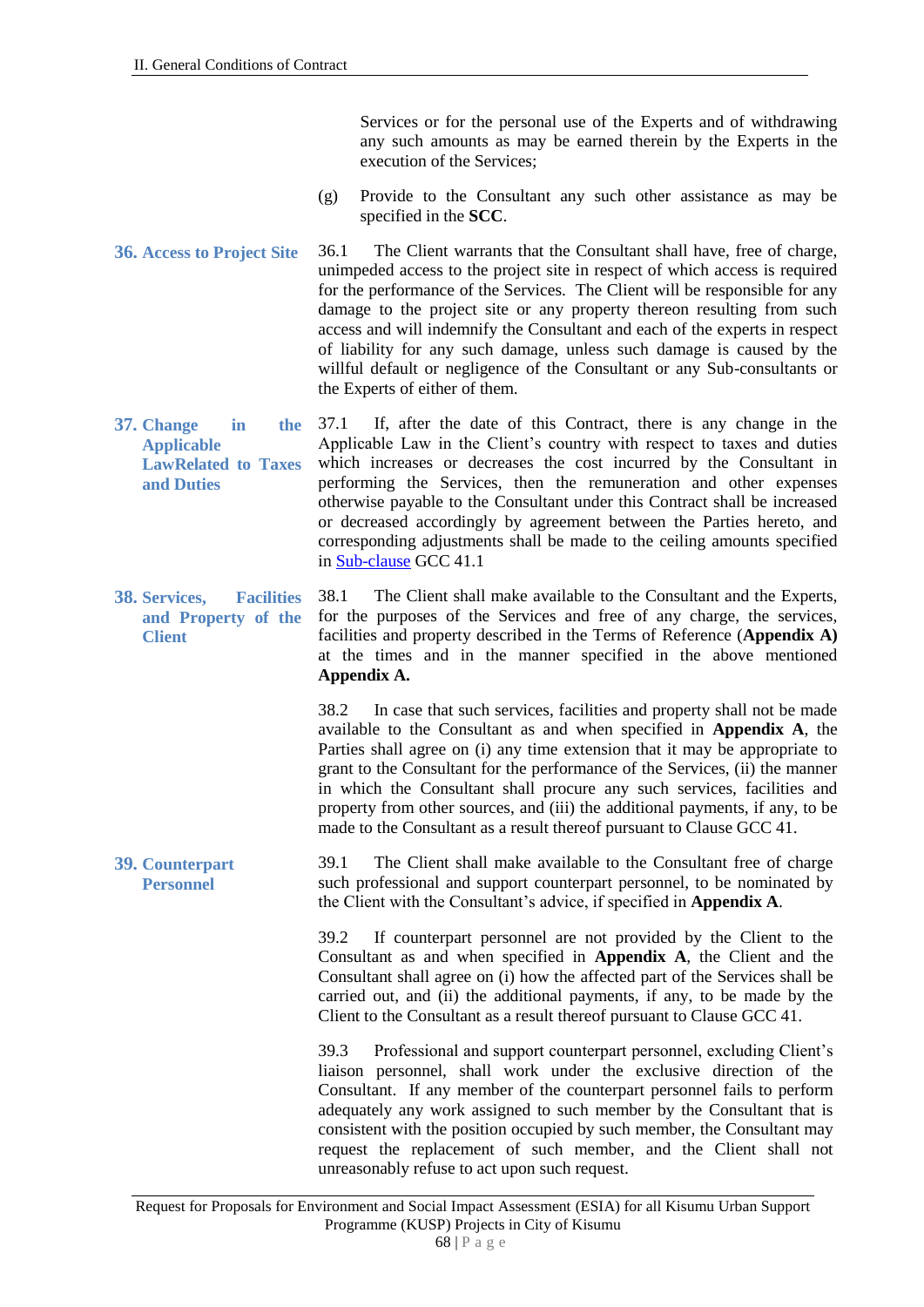Services or for the personal use of the Experts and of withdrawing any such amounts as may be earned therein by the Experts in the execution of the Services;

(g) Provide to the Consultant any such other assistance as may be specified in the **SCC**.

### 36. Access to Project Site

36.1 The Client warrants that the Consultant shall have, free of charge, unimpeded access to the project site in respect of which access is required for the performance of the Services. The Client will be responsible for any damage to the project site or any property thereon resulting from such access and will indemnify the Consultant and each of the experts in respect of liability for any such damage, unless such damage is caused by the willful default or negligence of the Consultant or any Sub-consultants or the Experts of either of them.

### 37. Change in the Applicable LawRelated to Taxes and Duties

37.1 If, after the date of this Contract, there is any change in the Applicable Law in the Client's country with respect to taxes and duties which increases or decreases the cost incurred by the Consultant in performing the Services, then the remuneration and other expenses otherwise payable to the Consultant under this Contract shall be increased or decreased accordingly by agreement between the Parties hereto, and corresponding adjustments shall be made to the ceiling amounts specified in Sub-clause GCC 41.1

### 38. Services, Facilities and Property of the Client

38.1 The Client shall make available to the Consultant and the Experts, for the purposes of the Services and free of any charge, the services, facilities and property described in the Terms of Reference (**Appendix A)** at the times and in the manner specified in the above mentioned **Appendix A.**

38.2 In case that such services, facilities and property shall not be made available to the Consultant as and when specified in **Appendix A**, the Parties shall agree on (i) any time extension that it may be appropriate to grant to the Consultant for the performance of the Services, (ii) the manner in which the Consultant shall procure any such services, facilities and property from other sources, and (iii) the additional payments, if any, to be made to the Consultant as a result thereof pursuant to Clause GCC 41.

### 39. Counterpart Personnel

39.1 The Client shall make available to the Consultant free of charge such professional and support counterpart personnel, to be nominated by the Client with the Consultant's advice, if specified in **Appendix A**.

39.2 If counterpart personnel are not provided by the Client to the Consultant as and when specified in **Appendix A**, the Client and the Consultant shall agree on (i) how the affected part of the Services shall be carried out, and (ii) the additional payments, if any, to be made by the Client to the Consultant as a result thereof pursuant to Clause GCC 41.

39.3 Professional and support counterpart personnel, excluding Client's liaison personnel, shall work under the exclusive direction of the Consultant. If any member of the counterpart personnel fails to perform adequately any work assigned to such member by the Consultant that is consistent with the position occupied by such member, the Consultant may request the replacement of such member, and the Client shall not unreasonably refuse to act upon such request.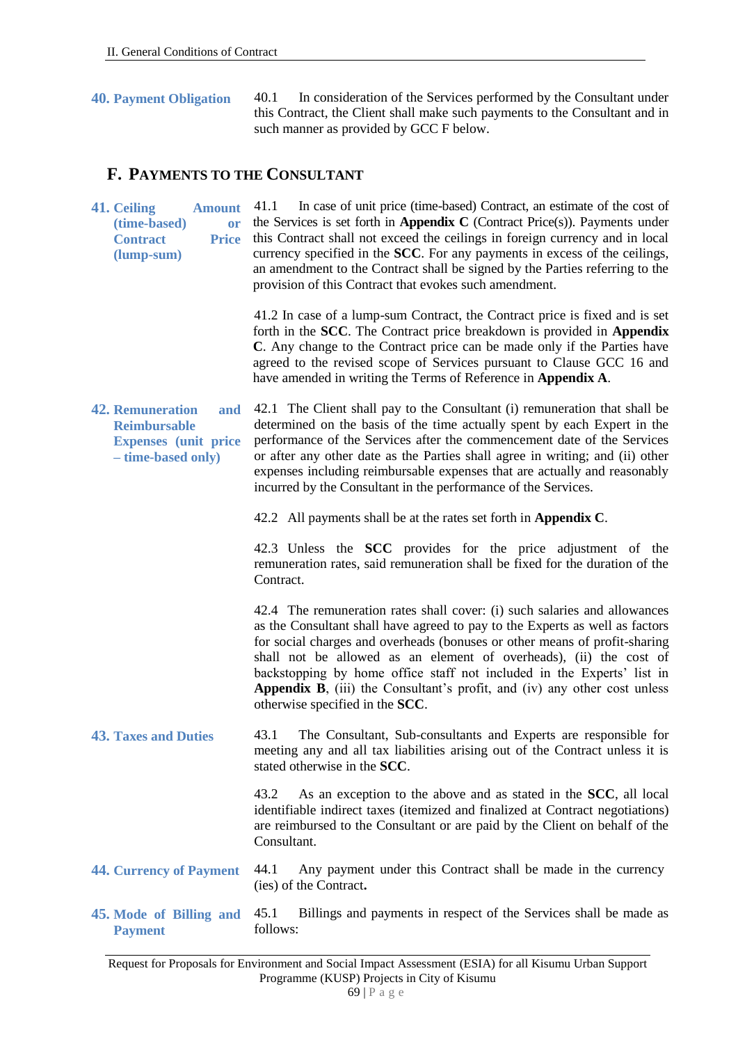**40. Payment Obligation**

40.1 In consideration of the Services performed by the Consultant under this Contract, the Client shall make such payments to the Consultant and in such manner as provided by GCC F below.

## F. PAYMENTS TO THE CONSULTANT

**41. Ceiling Amount (time-based) or Contract Price (lump-sum)**

41.1 In case of unit price (time-based) Contract, an estimate of the cost of the Services is set forth in **Appendix C** (Contract Price(s)). Payments under this Contract shall not exceed the ceilings in foreign currency and in local currency specified in the **SCC**. For any payments in excess of the ceilings, an amendment to the Contract shall be signed by the Parties referring to the provision of this Contract that evokes such amendment.

41.2 In case of a lump-sum Contract, the Contract price is fixed and is set forth in the **SCC**. The Contract price breakdown is provided in **Appendix C**. Any change to the Contract price can be made only if the Parties have agreed to the revised scope of Services pursuant to Clause GCC 16 and have amended in writing the Terms of Reference in **Appendix A**.

**42. Remuneration and Reimbursable Expenses (unit price – time-based only)**

42.1 The Client shall pay to the Consultant (i) remuneration that shall be determined on the basis of the time actually spent by each Expert in the performance of the Services after the commencement date of the Services or after any other date as the Parties shall agree in writing; and (ii) other expenses including reimbursable expenses that are actually and reasonably incurred by the Consultant in the performance of the Services.

42.2 All payments shall be at the rates set forth in **Appendix C**.

42.3 Unless the **SCC** provides for the price adjustment of the remuneration rates, said remuneration shall be fixed for the duration of the Contract.

42.4 The remuneration rates shall cover: (i) such salaries and allowances as the Consultant shall have agreed to pay to the Experts as well as factors for social charges and overheads (bonuses or other means of profit-sharing shall not be allowed as an element of overheads), (ii) the cost of backstopping by home office staff not included in the Experts' list in **Appendix B**, (iii) the Consultant's profit, and (iv) any other cost unless otherwise specified in the **SCC**.

**43. Taxes and Duties**

43.1 The Consultant, Sub-consultants and Experts are responsible for meeting any and all tax liabilities arising out of the Contract unless it is stated otherwise in the **SCC**.

43.2 As an exception to the above and as stated in the **SCC**, all local identifiable indirect taxes (itemized and finalized at Contract negotiations) are reimbursed to the Consultant or are paid by the Client on behalf of the Consultant.

**44. Currency of Payment**

44.1 Any payment under this Contract shall be made in the currency (ies) of the Contract**.**

**45. Mode of Billing and Payment**

45.1 Billings and payments in respect of the Services shall be made as follows: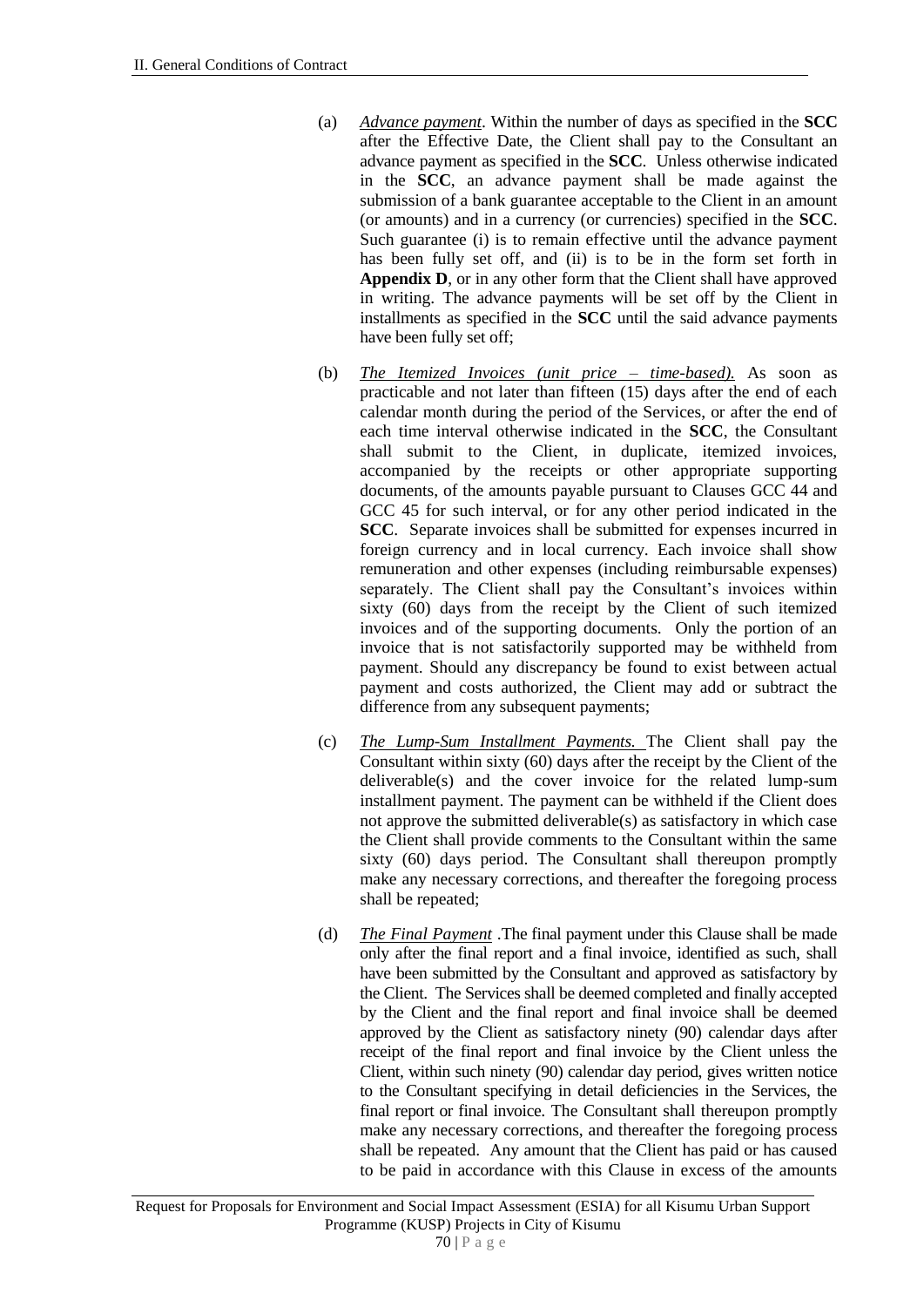(a) *Advance payment*. Within the number of days as specified in the **SCC** after the Effective Date, the Client shall pay to the Consultant an advance payment as specified in the **SCC**. Unless otherwise indicated in the **SCC**, an advance payment shall be made against the submission of a bank guarantee acceptable to the Client in an amount (or amounts) and in a currency (or currencies) specified in the **SCC**. Such guarantee (i) is to remain effective until the advance payment has been fully set off, and (ii) is to be in the form set forth in **Appendix D**, or in any other form that the Client shall have approved in writing. The advance payments will be set off by the Client in installments as specified in the **SCC** until the said advance payments have been fully set off;

(b) *The Itemized Invoices (unit price – time-based).* As soon as practicable and not later than fifteen (15) days after the end of each calendar month during the period of the Services, or after the end of each time interval otherwise indicated in the **SCC**, the Consultant shall submit to the Client, in duplicate, itemized invoices, accompanied by the receipts or other appropriate supporting documents, of the amounts payable pursuant to Clauses GCC 44 and GCC 45 for such interval, or for any other period indicated in the **SCC**. Separate invoices shall be submitted for expenses incurred in foreign currency and in local currency. Each invoice shall show remuneration and other expenses (including reimbursable expenses) separately. The Client shall pay the Consultant's invoices within sixty (60) days from the receipt by the Client of such itemized invoices and of the supporting documents. Only the portion of an invoice that is not satisfactorily supported may be withheld from payment. Should any discrepancy be found to exist between actual payment and costs authorized, the Client may add or subtract the difference from any subsequent payments;

(c) *The Lump-Sum Installment Payments.* The Client shall pay the Consultant within sixty (60) days after the receipt by the Client of the deliverable(s) and the cover invoice for the related lump-sum installment payment. The payment can be withheld if the Client does not approve the submitted deliverable(s) as satisfactory in which case the Client shall provide comments to the Consultant within the same sixty (60) days period. The Consultant shall thereupon promptly make any necessary corrections, and thereafter the foregoing process shall be repeated;

(d) *The Final Payment* .The final payment under this Clause shall be made only after the final report and a final invoice, identified as such, shall have been submitted by the Consultant and approved as satisfactory by the Client. The Services shall be deemed completed and finally accepted by the Client and the final report and final invoice shall be deemed approved by the Client as satisfactory ninety (90) calendar days after receipt of the final report and final invoice by the Client unless the Client, within such ninety (90) calendar day period, gives written notice to the Consultant specifying in detail deficiencies in the Services, the final report or final invoice. The Consultant shall thereupon promptly make any necessary corrections, and thereafter the foregoing process shall be repeated. Any amount that the Client has paid or has caused to be paid in accordance with this Clause in excess of the amounts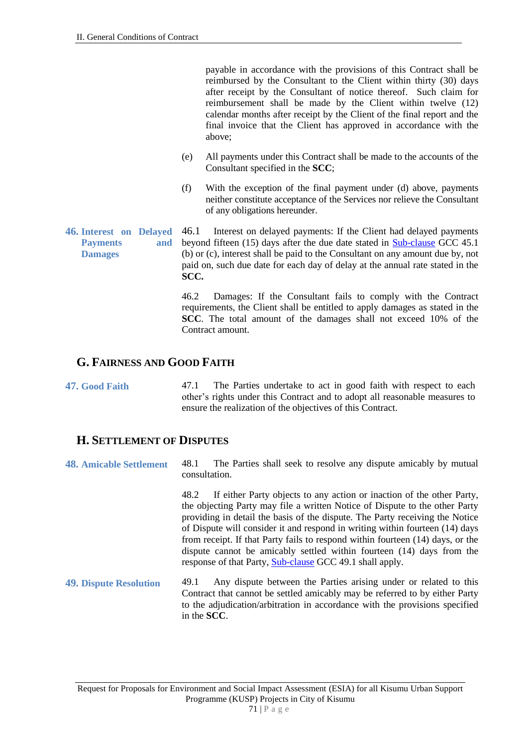payable in accordance with the provisions of this Contract shall be reimbursed by the Consultant to the Client within thirty (30) days after receipt by the Consultant of notice thereof. Such claim for reimbursement shall be made by the Client within twelve (12) calendar months after receipt by the Client of the final report and the final invoice that the Client has approved in accordance with the above;

(e) All payments under this Contract shall be made to the accounts of the Consultant specified in the **SCC**;

(f) With the exception of the final payment under (d) above, payments neither constitute acceptance of the Services nor relieve the Consultant of any obligations hereunder.

**46. Interest on Delayed Payments and Damages**

46.1 Interest on delayed payments: If the Client had delayed payments beyond fifteen (15) days after the due date stated in Sub-clause GCC 45.1 (b) or (c), interest shall be paid to the Consultant on any amount due by, not paid on, such due date for each day of delay at the annual rate stated in the **SCC.**

46.2 Damages: If the Consultant fails to comply with the Contract requirements, the Client shall be entitled to apply damages as stated in the **SCC**. The total amount of the damages shall not exceed 10% of the Contract amount.

## G. Fairness and Good Faith

**47. Good Faith**

47.1 The Parties undertake to act in good faith with respect to each other's rights under this Contract and to adopt all reasonable measures to ensure the realization of the objectives of this Contract.

## H. Settlement of Disputes

**48. Amicable Settlement**

48.1 The Parties shall seek to resolve any dispute amicably by mutual consultation.

48.2 If either Party objects to any action or inaction of the other Party, the objecting Party may file a written Notice of Dispute to the other Party providing in detail the basis of the dispute. The Party receiving the Notice of Dispute will consider it and respond in writing within fourteen (14) days from receipt. If that Party fails to respond within fourteen (14) days, or the dispute cannot be amicably settled within fourteen (14) days from the response of that Party, Sub-clause GCC 49.1 shall apply.

**49. Dispute Resolution**

49.1 Any dispute between the Parties arising under or related to this Contract that cannot be settled amicably may be referred to by either Party to the adjudication/arbitration in accordance with the provisions specified in the **SCC**.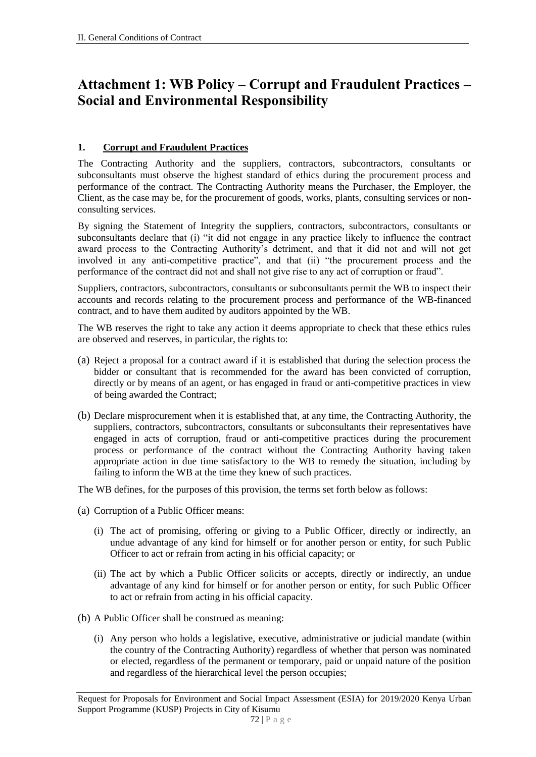# Attachment 1: WB Policy – Corrupt and Fraudulent Practices – Social and Environmental Responsibility

## 1. Corrupt and Fraudulent Practices

The Contracting Authority and the suppliers, contractors, subcontractors, consultants or subconsultants must observe the highest standard of ethics during the procurement process and performance of the contract. The Contracting Authority means the Purchaser, the Employer, the Client, as the case may be, for the procurement of goods, works, plants, consulting services or non-consulting services.

By signing the Statement of Integrity the suppliers, contractors, subcontractors, consultants or subconsultants declare that (i) "it did not engage in any practice likely to influence the contract award process to the Contracting Authority's detriment, and that it did not and will not get involved in any anti-competitive practice", and that (ii) "the procurement process and the performance of the contract did not and shall not give rise to any act of corruption or fraud".

Suppliers, contractors, subcontractors, consultants or subconsultants permit the WB to inspect their accounts and records relating to the procurement process and performance of the WB-financed contract, and to have them audited by auditors appointed by the WB.

The WB reserves the right to take any action it deems appropriate to check that these ethics rules are observed and reserves, in particular, the rights to:

(a) Reject a proposal for a contract award if it is established that during the selection process the bidder or consultant that is recommended for the award has been convicted of corruption, directly or by means of an agent, or has engaged in fraud or anti-competitive practices in view of being awarded the Contract;

(b) Declare misprocurement when it is established that, at any time, the Contracting Authority, the suppliers, contractors, subcontractors, consultants or subconsultants their representatives have engaged in acts of corruption, fraud or anti-competitive practices during the procurement process or performance of the contract without the Contracting Authority having taken appropriate action in due time satisfactory to the WB to remedy the situation, including by failing to inform the WB at the time they knew of such practices.

The WB defines, for the purposes of this provision, the terms set forth below as follows:

(a) Corruption of a Public Officer means:

   (i) The act of promising, offering or giving to a Public Officer, directly or indirectly, an undue advantage of any kind for himself or for another person or entity, for such Public Officer to act or refrain from acting in his official capacity; or

   (ii) The act by which a Public Officer solicits or accepts, directly or indirectly, an undue advantage of any kind for himself or for another person or entity, for such Public Officer to act or refrain from acting in his official capacity.

(b) A Public Officer shall be construed as meaning:

   (i) Any person who holds a legislative, executive, administrative or judicial mandate (within the country of the Contracting Authority) regardless of whether that person was nominated or elected, regardless of the permanent or temporary, paid or unpaid nature of the position and regardless of the hierarchical level the person occupies;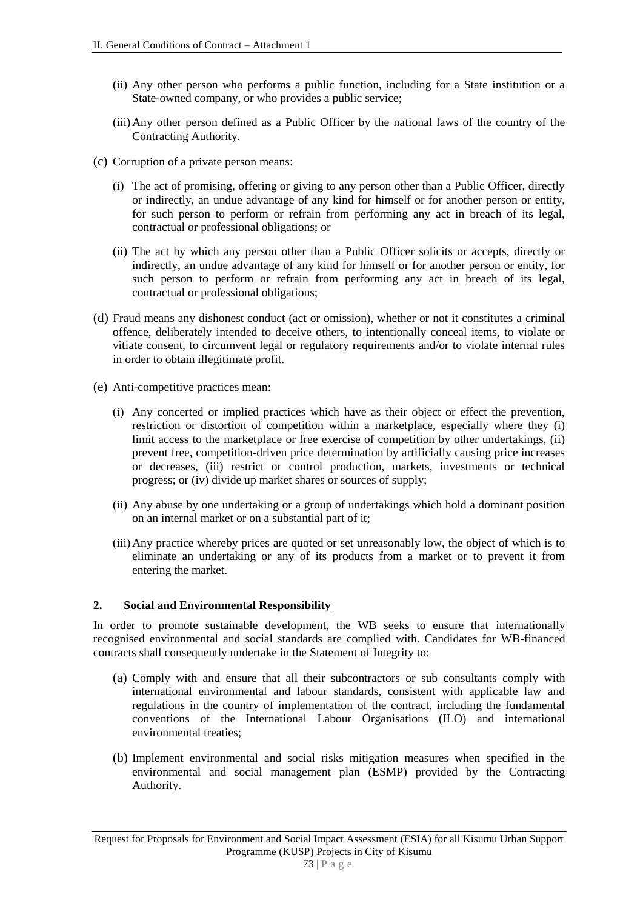(ii) Any other person who performs a public function, including for a State institution or a State-owned company, or who provides a public service;

(iii) Any other person defined as a Public Officer by the national laws of the country of the Contracting Authority.

(c) Corruption of a private person means:

(i) The act of promising, offering or giving to any person other than a Public Officer, directly or indirectly, an undue advantage of any kind for himself or for another person or entity, for such person to perform or refrain from performing any act in breach of its legal, contractual or professional obligations; or

(ii) The act by which any person other than a Public Officer solicits or accepts, directly or indirectly, an undue advantage of any kind for himself or for another person or entity, for such person to perform or refrain from performing any act in breach of its legal, contractual or professional obligations;

(d) Fraud means any dishonest conduct (act or omission), whether or not it constitutes a criminal offence, deliberately intended to deceive others, to intentionally conceal items, to violate or vitiate consent, to circumvent legal or regulatory requirements and/or to violate internal rules in order to obtain illegitimate profit.

(e) Anti-competitive practices mean:

(i) Any concerted or implied practices which have as their object or effect the prevention, restriction or distortion of competition within a marketplace, especially where they (i) limit access to the marketplace or free exercise of competition by other undertakings, (ii) prevent free, competition-driven price determination by artificially causing price increases or decreases, (iii) restrict or control production, markets, investments or technical progress; or (iv) divide up market shares or sources of supply;

(ii) Any abuse by one undertaking or a group of undertakings which hold a dominant position on an internal market or on a substantial part of it;

(iii) Any practice whereby prices are quoted or set unreasonably low, the object of which is to eliminate an undertaking or any of its products from a market or to prevent it from entering the market.

## 2. Social and Environmental Responsibility

In order to promote sustainable development, the WB seeks to ensure that internationally recognised environmental and social standards are complied with. Candidates for WB-financed contracts shall consequently undertake in the Statement of Integrity to:

(a) Comply with and ensure that all their subcontractors or sub consultants comply with international environmental and labour standards, consistent with applicable law and regulations in the country of implementation of the contract, including the fundamental conventions of the International Labour Organisations (ILO) and international environmental treaties;

(b) Implement environmental and social risks mitigation measures when specified in the environmental and social management plan (ESMP) provided by the Contracting Authority.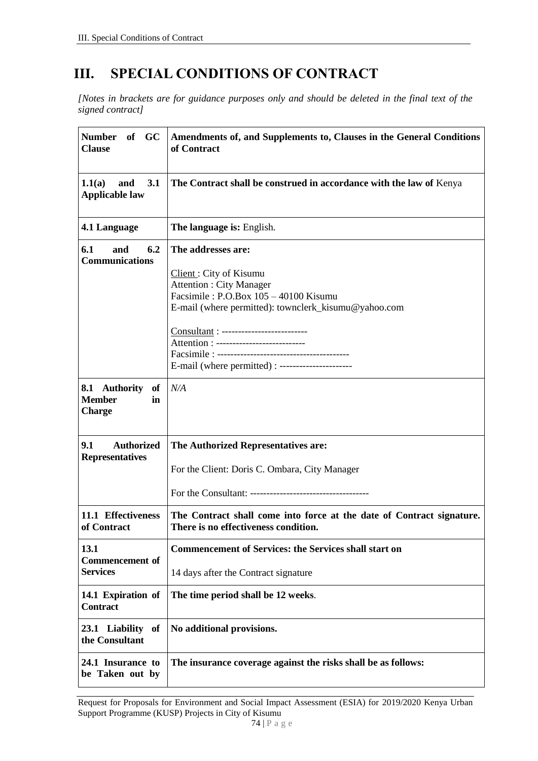# III. SPECIAL CONDITIONS OF CONTRACT

*[Notes in brackets are for guidance purposes only and should be deleted in the final text of the signed contract]*

| Number of GC Clause | Amendments of, and Supplements to, Clauses in the General Conditions of Contract |
|---|---|
| **1.1(a) and 3.1 Applicable law** | **The Contract shall be construed in accordance with the law of** Kenya |
| **4.1 Language** | **The language is:** English. |
| **6.1 and 6.2 Communications** | **The addresses are:**<br><br>Client : City of Kisumu<br>Attention : City Manager<br>Facsimile : P.O.Box 105 – 40100 Kisumu<br>E-mail (where permitted): townclerk_kisumu@yahoo.com<br><br>Consultant : -------------------------<br>Attention : ---------------------------<br>Facsimile : ----------------------------------------<br>E-mail (where permitted) : ---------------------- |
| **8.1 Authority of Member in Charge** | *N/A* |
| **9.1 Authorized Representatives** | **The Authorized Representatives are:**<br><br>For the Client: Doris C. Ombara, City Manager<br><br>For the Consultant: ----------------------------------- |
| **11.1 Effectiveness of Contract** | **The Contract shall come into force at the date of Contract signature. There is no effectiveness condition.** |
| **13.1 Commencement of Services** | **Commencement of Services: the Services shall start on**<br><br>14 days after the Contract signature |
| **14.1 Expiration of Contract** | **The time period shall be 12 weeks**. |
| **23.1 Liability of the Consultant** | **No additional provisions.** |
| **24.1 Insurance to be Taken out by** | **The insurance coverage against the risks shall be as follows:** |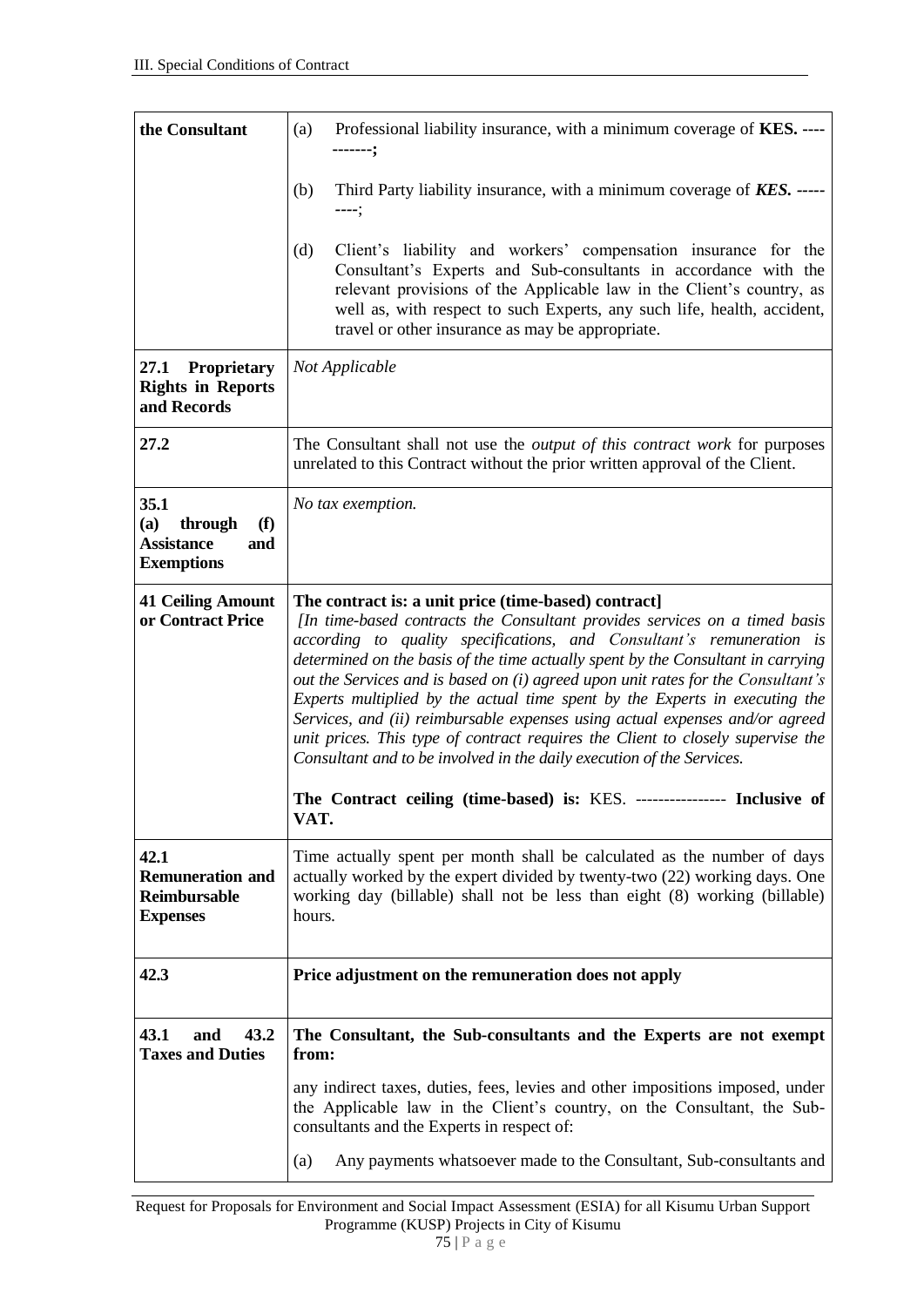| | |
|---|---|
| **the Consultant** | (a) Professional liability insurance, with a minimum coverage of **KES. -----------;**<br><br>(b) Third Party liability insurance, with a minimum coverage of ***KES.*** ---------;<br><br>(d) Client's liability and workers' compensation insurance for the Consultant's Experts and Sub-consultants in accordance with the relevant provisions of the Applicable law in the Client's country, as well as, with respect to such Experts, any such life, health, accident, travel or other insurance as may be appropriate. |
| **27.1 Proprietary Rights in Reports and Records** | *Not Applicable* |
| **27.2** | The Consultant shall not use the *output of this contract work* for purposes unrelated to this Contract without the prior written approval of the Client. |
| **35.1 (a) through (f) Assistance and Exemptions** | *No tax exemption.* |
| **41 Ceiling Amount or Contract Price** | **The contract is: a unit price (time-based) contract]**<br>*[In time-based contracts the Consultant provides services on a timed basis according to quality specifications, and Consultant's remuneration is determined on the basis of the time actually spent by the Consultant in carrying out the Services and is based on (i) agreed upon unit rates for the Consultant's Experts multiplied by the actual time spent by the Experts in executing the Services, and (ii) reimbursable expenses using actual expenses and/or agreed unit prices. This type of contract requires the Client to closely supervise the Consultant and to be involved in the daily execution of the Services.*<br><br>**The Contract ceiling (time-based) is:** KES. ---------------- **Inclusive of VAT.** |
| **42.1 Remuneration and Reimbursable Expenses** | Time actually spent per month shall be calculated as the number of days actually worked by the expert divided by twenty-two (22) working days. One working day (billable) shall not be less than eight (8) working (billable) hours. |
| **42.3** | **Price adjustment on the remuneration does not apply** |
| **43.1 and 43.2 Taxes and Duties** | **The Consultant, the Sub-consultants and the Experts are not exempt from:**<br><br>any indirect taxes, duties, fees, levies and other impositions imposed, under the Applicable law in the Client's country, on the Consultant, the Sub-consultants and the Experts in respect of:<br><br>(a) Any payments whatsoever made to the Consultant, Sub-consultants and |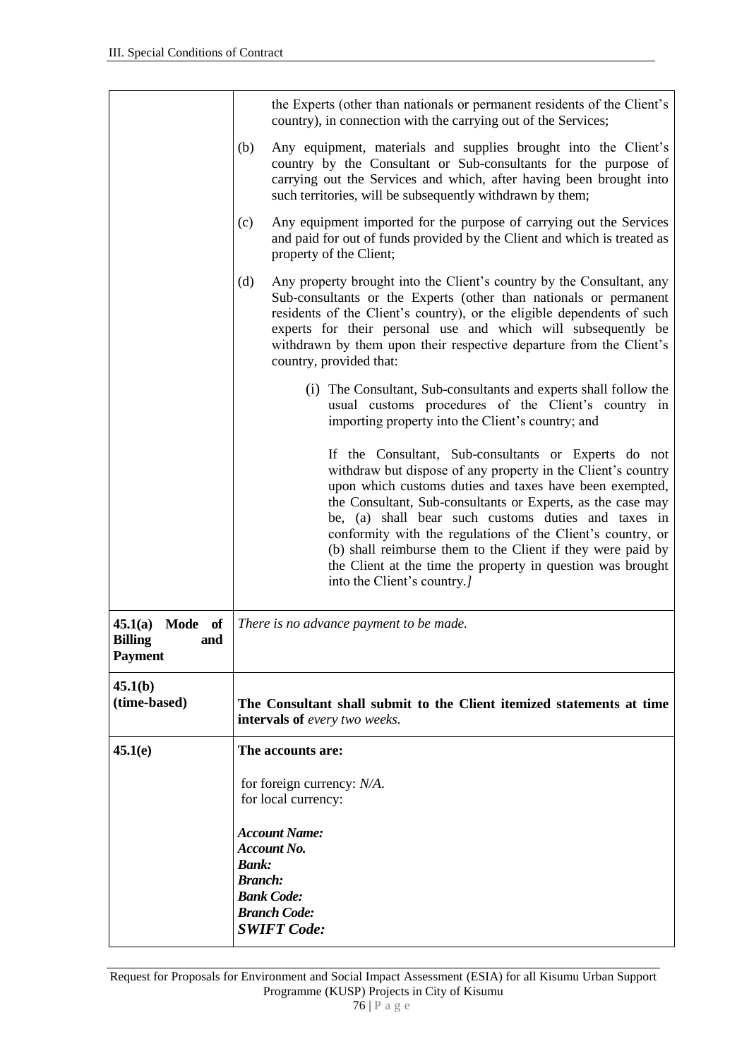| | |
|---|---|
| | the Experts (other than nationals or permanent residents of the Client's country), in connection with the carrying out of the Services;<br><br>(b) Any equipment, materials and supplies brought into the Client's country by the Consultant or Sub-consultants for the purpose of carrying out the Services and which, after having been brought into such territories, will be subsequently withdrawn by them;<br><br>(c) Any equipment imported for the purpose of carrying out the Services and paid for out of funds provided by the Client and which is treated as property of the Client;<br><br>(d) Any property brought into the Client's country by the Consultant, any Sub-consultants or the Experts (other than nationals or permanent residents of the Client's country), or the eligible dependents of such experts for their personal use and which will subsequently be withdrawn by them upon their respective departure from the Client's country, provided that:<br><br>(i) The Consultant, Sub-consultants and experts shall follow the usual customs procedures of the Client's country in importing property into the Client's country; and<br><br>If the Consultant, Sub-consultants or Experts do not withdraw but dispose of any property in the Client's country upon which customs duties and taxes have been exempted, the Consultant, Sub-consultants or Experts, as the case may be, (a) shall bear such customs duties and taxes in conformity with the regulations of the Client's country, or (b) shall reimburse them to the Client if they were paid by the Client at the time the property in question was brought into the Client's country.*]* |
| **45.1(a) Mode of Billing and Payment** | *There is no advance payment to be made.* |
| **45.1(b) (time-based)** | **The Consultant shall submit to the Client itemized statements at time intervals of** *every two weeks.* |
| **45.1(e)** | **The accounts are:**<br><br>for foreign currency: *N/A.*<br>for local currency:<br><br>***Account Name:***<br>***Account No.***<br>***Bank:***<br>***Branch:***<br>***Bank Code:***<br>***Branch Code:***<br>***SWIFT Code:*** |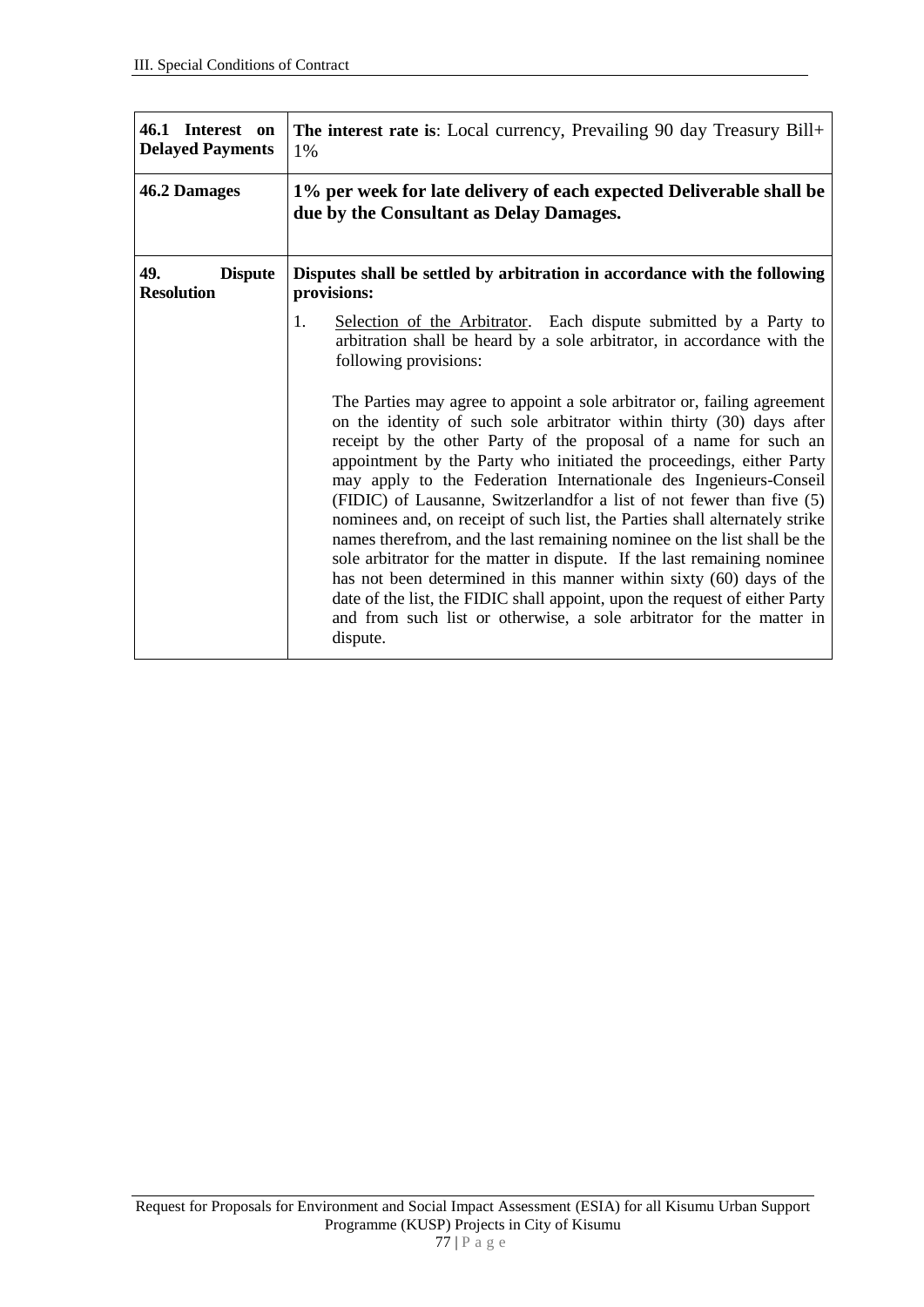| | |
|---|---|
| **46.1 Interest on Delayed Payments** | **The interest rate is**: Local currency, Prevailing 90 day Treasury Bill+ 1% |
| **46.2 Damages** | **1% per week for late delivery of each expected Deliverable shall be due by the Consultant as Delay Damages.** |
| **49. Dispute Resolution** | **Disputes shall be settled by arbitration in accordance with the following provisions:**<br><br>1. Selection of the Arbitrator. Each dispute submitted by a Party to arbitration shall be heard by a sole arbitrator, in accordance with the following provisions:<br><br>The Parties may agree to appoint a sole arbitrator or, failing agreement on the identity of such sole arbitrator within thirty (30) days after receipt by the other Party of the proposal of a name for such an appointment by the Party who initiated the proceedings, either Party may apply to the Federation Internationale des Ingenieurs-Conseil (FIDIC) of Lausanne, Switzerlandfor a list of not fewer than five (5) nominees and, on receipt of such list, the Parties shall alternately strike names therefrom, and the last remaining nominee on the list shall be the sole arbitrator for the matter in dispute. If the last remaining nominee has not been determined in this manner within sixty (60) days of the date of the list, the FIDIC shall appoint, upon the request of either Party and from such list or otherwise, a sole arbitrator for the matter in dispute. |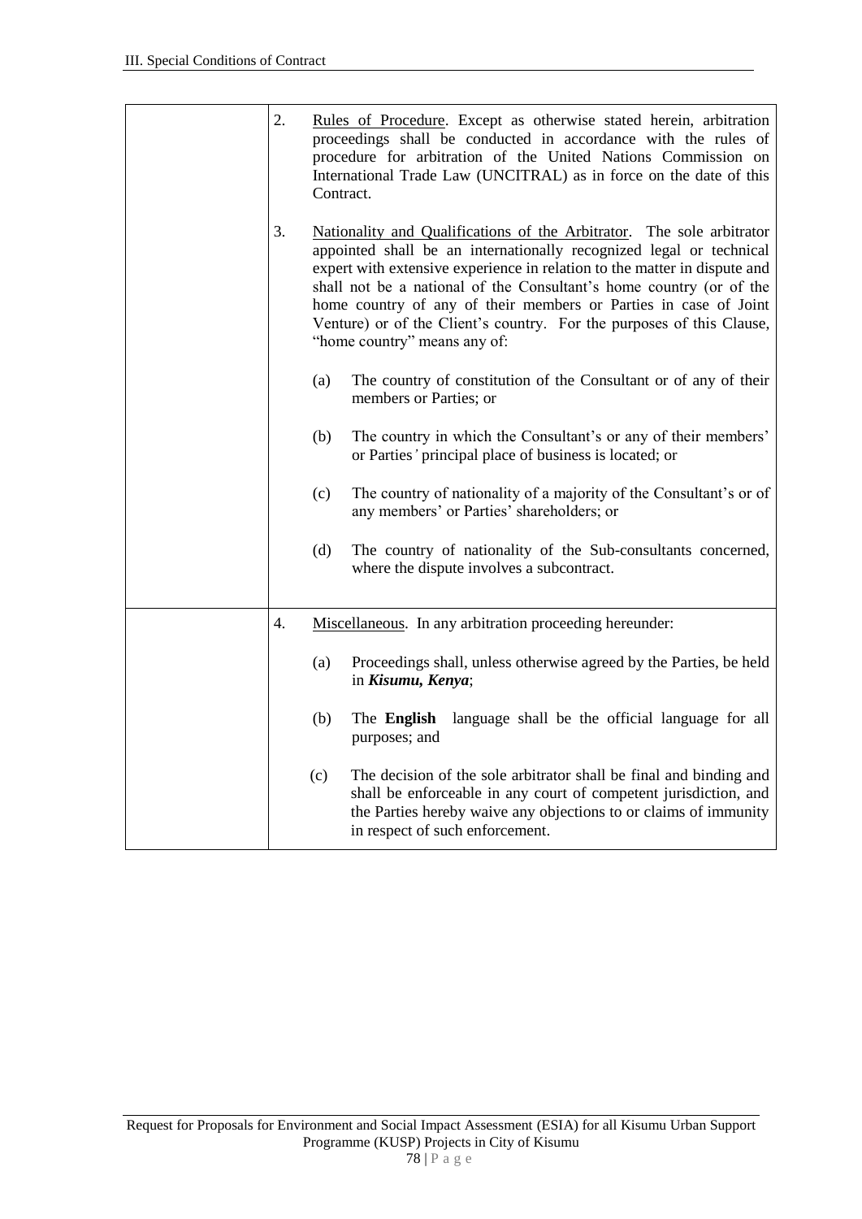| | |
|---|---|
| | 2. Rules of Procedure. Except as otherwise stated herein, arbitration proceedings shall be conducted in accordance with the rules of procedure for arbitration of the United Nations Commission on International Trade Law (UNCITRAL) as in force on the date of this Contract.<br><br>3. Nationality and Qualifications of the Arbitrator. The sole arbitrator appointed shall be an internationally recognized legal or technical expert with extensive experience in relation to the matter in dispute and shall not be a national of the Consultant's home country (or of the home country of any of their members or Parties in case of Joint Venture) or of the Client's country. For the purposes of this Clause, "home country" means any of:<br><br>(a) The country of constitution of the Consultant or of any of their members or Parties; or<br><br>(b) The country in which the Consultant's or any of their members' or Parties' principal place of business is located; or<br><br>(c) The country of nationality of a majority of the Consultant's or of any members' or Parties' shareholders; or<br><br>(d) The country of nationality of the Sub-consultants concerned, where the dispute involves a subcontract. |
| | 4. Miscellaneous. In any arbitration proceeding hereunder:<br><br>(a) Proceedings shall, unless otherwise agreed by the Parties, be held in ***Kisumu, Kenya***;<br><br>(b) The **English** language shall be the official language for all purposes; and<br><br>(c) The decision of the sole arbitrator shall be final and binding and shall be enforceable in any court of competent jurisdiction, and the Parties hereby waive any objections to or claims of immunity in respect of such enforcement. |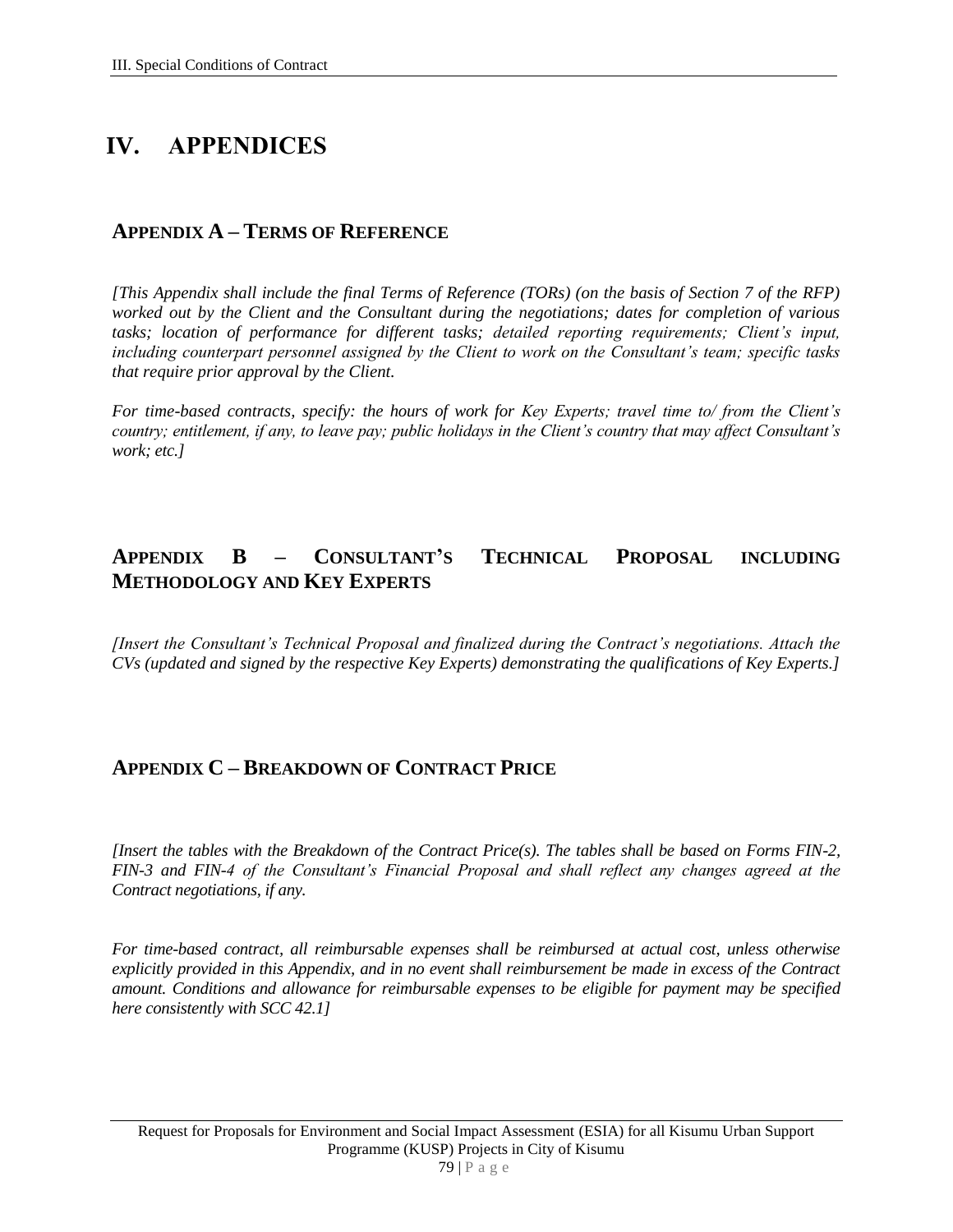# IV. APPENDICES

## APPENDIX A – TERMS OF REFERENCE

*[This Appendix shall include the final Terms of Reference (TORs) (on the basis of Section 7 of the RFP) worked out by the Client and the Consultant during the negotiations; dates for completion of various tasks; location of performance for different tasks; detailed reporting requirements; Client's input, including counterpart personnel assigned by the Client to work on the Consultant's team; specific tasks that require prior approval by the Client.*

*For time-based contracts, specify: the hours of work for Key Experts; travel time to/ from the Client's country; entitlement, if any, to leave pay; public holidays in the Client's country that may affect Consultant's work; etc.]*

## APPENDIX B – CONSULTANT'S TECHNICAL PROPOSAL INCLUDING METHODOLOGY AND KEY EXPERTS

*[Insert the Consultant's Technical Proposal and finalized during the Contract's negotiations. Attach the CVs (updated and signed by the respective Key Experts) demonstrating the qualifications of Key Experts.]*

## APPENDIX C – BREAKDOWN OF CONTRACT PRICE

*[Insert the tables with the Breakdown of the Contract Price(s). The tables shall be based on Forms FIN-2, FIN-3 and FIN-4 of the Consultant's Financial Proposal and shall reflect any changes agreed at the Contract negotiations, if any.*

*For time-based contract, all reimbursable expenses shall be reimbursed at actual cost, unless otherwise explicitly provided in this Appendix, and in no event shall reimbursement be made in excess of the Contract amount. Conditions and allowance for reimbursable expenses to be eligible for payment may be specified here consistently with SCC 42.1]*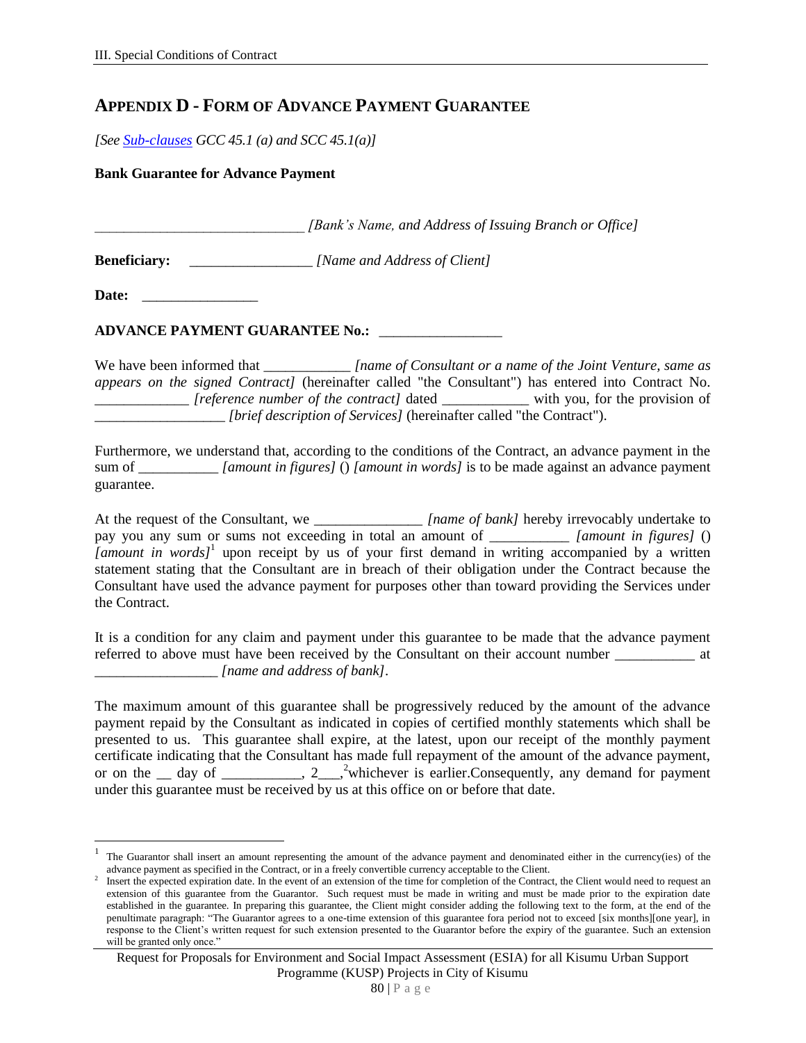## APPENDIX D - FORM OF ADVANCE PAYMENT GUARANTEE

*[See Sub-clauses GCC 45.1 (a) and SCC 45.1(a)]*

**Bank Guarantee for Advance Payment**

_____________________________ *[Bank's Name, and Address of Issuing Branch or Office]*

**Beneficiary:** _________________ *[Name and Address of Client]*

**Date:** ________________

**ADVANCE PAYMENT GUARANTEE No.:** _________________

We have been informed that ____________ *[name of Consultant or a name of the Joint Venture, same as appears on the signed Contract]* (hereinafter called "the Consultant") has entered into Contract No. _____________ *[reference number of the contract]* dated ____________ with you, for the provision of __________________ *[brief description of Services]* (hereinafter called "the Contract").

Furthermore, we understand that, according to the conditions of the Contract, an advance payment in the sum of ___________ *[amount in figures]* () *[amount in words]* is to be made against an advance payment guarantee.

At the request of the Consultant, we _______________ *[name of bank]* hereby irrevocably undertake to pay you any sum or sums not exceeding in total an amount of ___________ *[amount in figures]* () *[amount in words]*[1] upon receipt by us of your first demand in writing accompanied by a written statement stating that the Consultant are in breach of their obligation under the Contract because the Consultant have used the advance payment for purposes other than toward providing the Services under the Contract.

It is a condition for any claim and payment under this guarantee to be made that the advance payment referred to above must have been received by the Consultant on their account number ___________ at _________________ *[name and address of bank]*.

The maximum amount of this guarantee shall be progressively reduced by the amount of the advance payment repaid by the Consultant as indicated in copies of certified monthly statements which shall be presented to us. This guarantee shall expire, at the latest, upon our receipt of the monthly payment certificate indicating that the Consultant has made full repayment of the amount of the advance payment, or on the __ day of ___________, 2___,[2]whichever is earlier.Consequently, any demand for payment under this guarantee must be received by us at this office on or before that date.

---

[1] The Guarantor shall insert an amount representing the amount of the advance payment and denominated either in the currency(ies) of the advance payment as specified in the Contract, or in a freely convertible currency acceptable to the Client.

[2] Insert the expected expiration date. In the event of an extension of the time for completion of the Contract, the Client would need to request an extension of this guarantee from the Guarantor. Such request must be made in writing and must be made prior to the expiration date established in the guarantee. In preparing this guarantee, the Client might consider adding the following text to the form, at the end of the penultimate paragraph: "The Guarantor agrees to a one-time extension of this guarantee fora period not to exceed [six months][one year], in response to the Client's written request for such extension presented to the Guarantor before the expiry of the guarantee. Such an extension will be granted only once."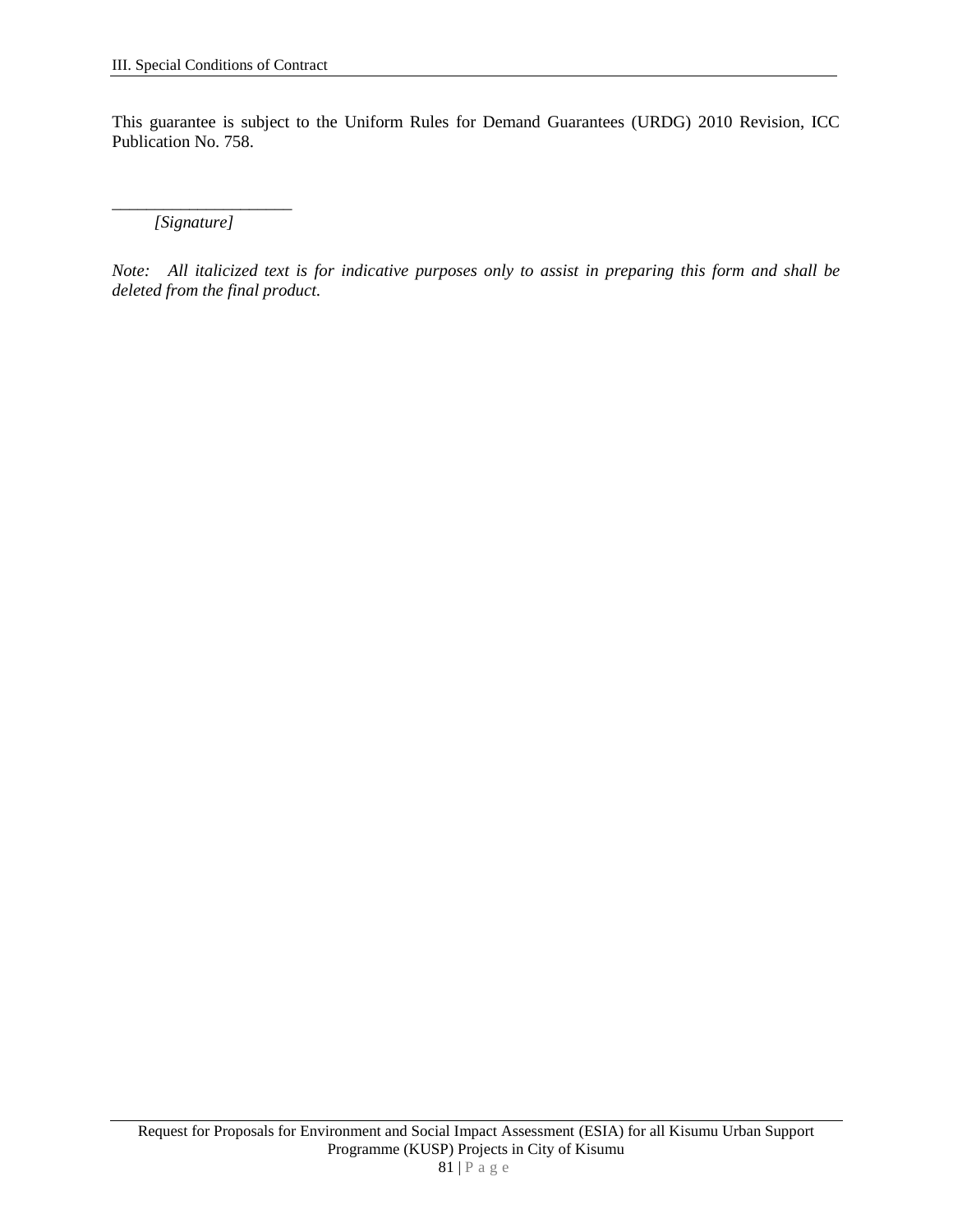This guarantee is subject to the Uniform Rules for Demand Guarantees (URDG) 2010 Revision, ICC Publication No. 758.

_____________________

*[Signature]*

*Note: All italicized text is for indicative purposes only to assist in preparing this form and shall be deleted from the final product.*